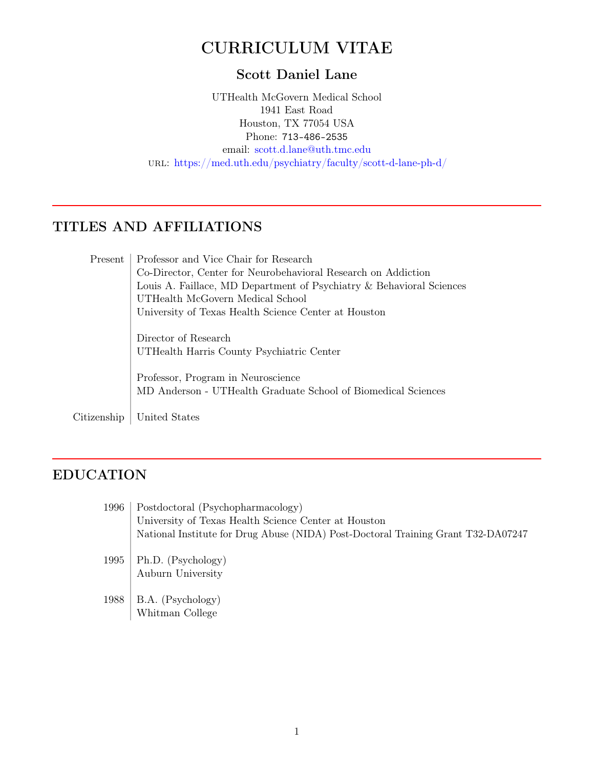# CURRICULUM VITAE

## Scott Daniel Lane

UTHealth McGovern Medical School
1941 East Road
Houston, TX 77054 USA
Phone: 713-486-2535
email: scott.d.lane@uth.tmc.edu
URL: https://med.uth.edu/psychiatry/faculty/scott-d-lane-ph-d/

---

## TITLES AND AFFILIATIONS

**Present**

Professor and Vice Chair for Research
Co-Director, Center for Neurobehavioral Research on Addiction
Louis A. Faillace, MD Department of Psychiatry & Behavioral Sciences
UTHealth McGovern Medical School
University of Texas Health Science Center at Houston

Director of Research
UTHealth Harris County Psychiatric Center

Professor, Program in Neuroscience
MD Anderson - UTHealth Graduate School of Biomedical Sciences

**Citizenship**

United States

---

## EDUCATION

**1996**

Postdoctoral (Psychopharmacology)
University of Texas Health Science Center at Houston
National Institute for Drug Abuse (NIDA) Post-Doctoral Training Grant T32-DA07247

**1995**

Ph.D. (Psychology)
Auburn University

**1988**

B.A. (Psychology)
Whitman College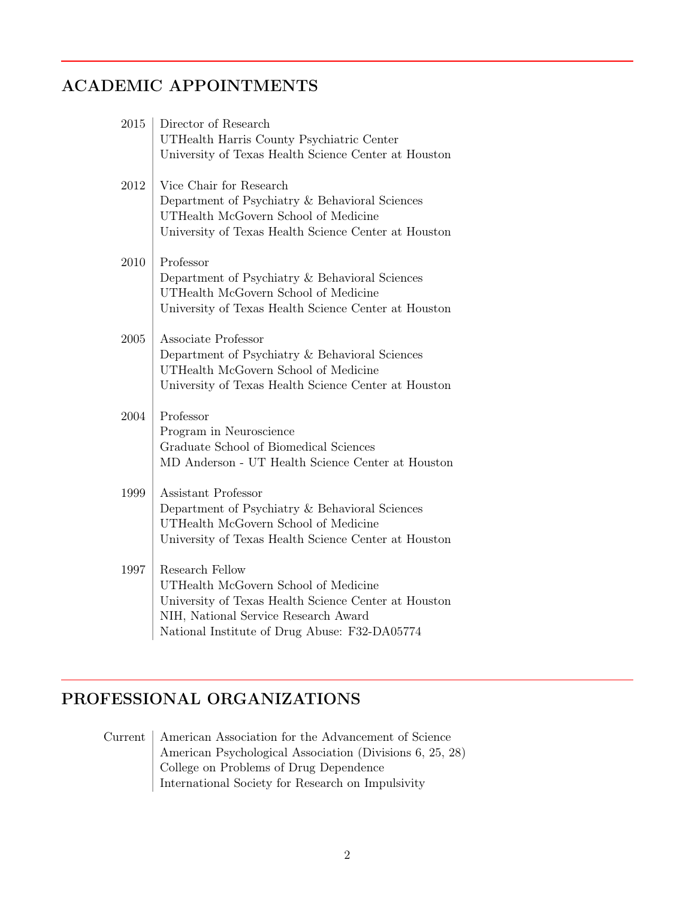## ACADEMIC APPOINTMENTS

**2015**
Director of Research
UTHealth Harris County Psychiatric Center
University of Texas Health Science Center at Houston

**2012**
Vice Chair for Research
Department of Psychiatry & Behavioral Sciences
UTHealth McGovern School of Medicine
University of Texas Health Science Center at Houston

**2010**
Professor
Department of Psychiatry & Behavioral Sciences
UTHealth McGovern School of Medicine
University of Texas Health Science Center at Houston

**2005**
Associate Professor
Department of Psychiatry & Behavioral Sciences
UTHealth McGovern School of Medicine
University of Texas Health Science Center at Houston

**2004**
Professor
Program in Neuroscience
Graduate School of Biomedical Sciences
MD Anderson - UT Health Science Center at Houston

**1999**
Assistant Professor
Department of Psychiatry & Behavioral Sciences
UTHealth McGovern School of Medicine
University of Texas Health Science Center at Houston

**1997**
Research Fellow
UTHealth McGovern School of Medicine
University of Texas Health Science Center at Houston
NIH, National Service Research Award
National Institute of Drug Abuse: F32-DA05774

## PROFESSIONAL ORGANIZATIONS

**Current**
American Association for the Advancement of Science
American Psychological Association (Divisions 6, 25, 28)
College on Problems of Drug Dependence
International Society for Research on Impulsivity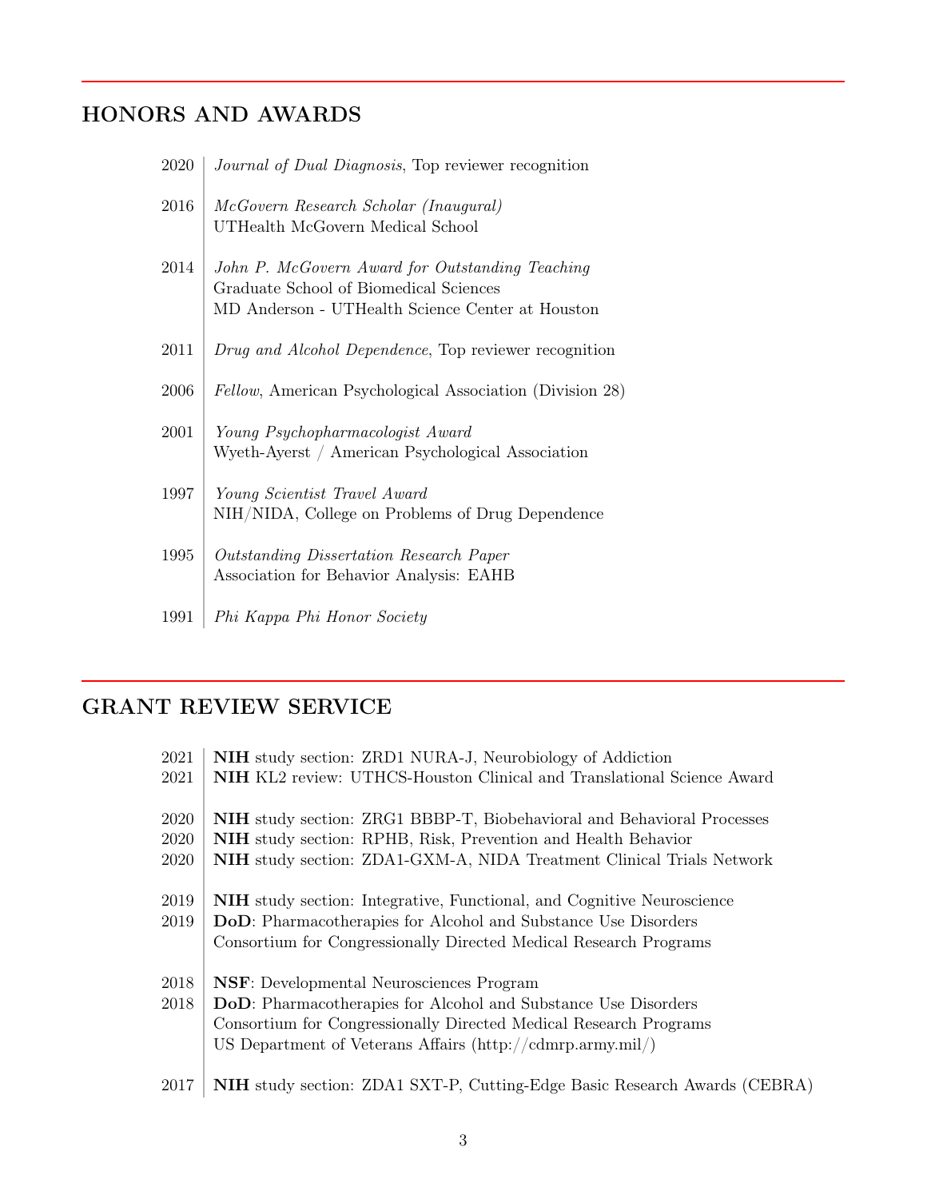## HONORS AND AWARDS

- 2020 | *Journal of Dual Diagnosis*, Top reviewer recognition
- 2016 | *McGovern Research Scholar (Inaugural)*
  UTHealth McGovern Medical School
- 2014 | *John P. McGovern Award for Outstanding Teaching*
  Graduate School of Biomedical Sciences
  MD Anderson - UTHealth Science Center at Houston
- 2011 | *Drug and Alcohol Dependence*, Top reviewer recognition
- 2006 | *Fellow*, American Psychological Association (Division 28)
- 2001 | *Young Psychopharmacologist Award*
  Wyeth-Ayerst / American Psychological Association
- 1997 | *Young Scientist Travel Award*
  NIH/NIDA, College on Problems of Drug Dependence
- 1995 | *Outstanding Dissertation Research Paper*
  Association for Behavior Analysis: EAHB
- 1991 | *Phi Kappa Phi Honor Society*

## GRANT REVIEW SERVICE

- 2021 | **NIH** study section: ZRD1 NURA-J, Neurobiology of Addiction
- 2021 | **NIH** KL2 review: UTHCS-Houston Clinical and Translational Science Award
- 2020 | **NIH** study section: ZRG1 BBBP-T, Biobehavioral and Behavioral Processes
- 2020 | **NIH** study section: RPHB, Risk, Prevention and Health Behavior
- 2020 | **NIH** study section: ZDA1-GXM-A, NIDA Treatment Clinical Trials Network
- 2019 | **NIH** study section: Integrative, Functional, and Cognitive Neuroscience
- 2019 | **DoD**: Pharmacotherapies for Alcohol and Substance Use Disorders
  Consortium for Congressionally Directed Medical Research Programs
- 2018 | **NSF**: Developmental Neurosciences Program
- 2018 | **DoD**: Pharmacotherapies for Alcohol and Substance Use Disorders
  Consortium for Congressionally Directed Medical Research Programs
  US Department of Veterans Affairs (http://cdmrp.army.mil/)
- 2017 | **NIH** study section: ZDA1 SXT-P, Cutting-Edge Basic Research Awards (CEBRA)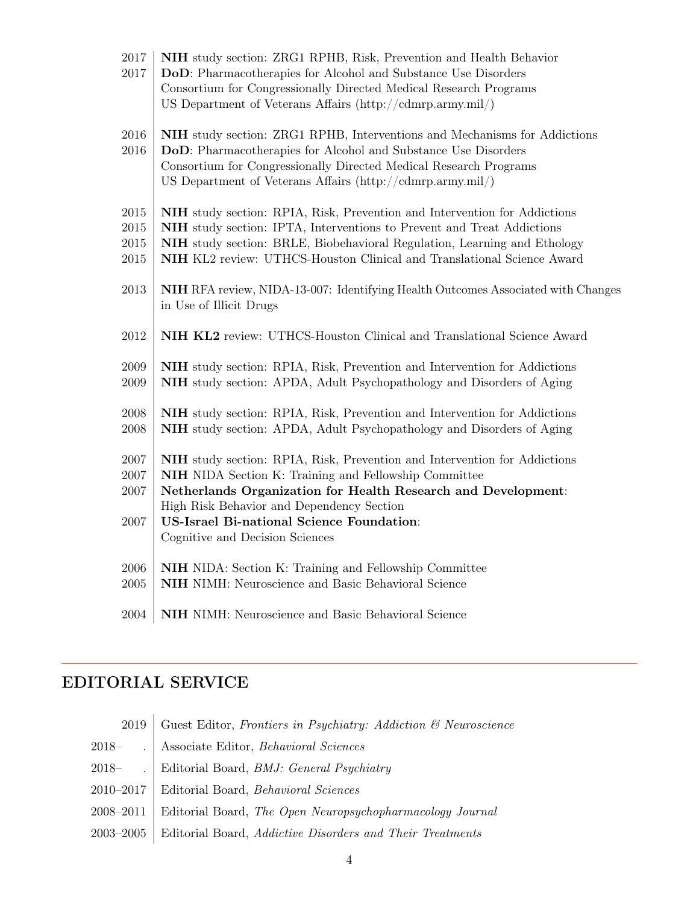| | |
|---|---|
| 2017 | **NIH** study section: ZRG1 RPHB, Risk, Prevention and Health Behavior |
| 2017 | **DoD**: Pharmacotherapies for Alcohol and Substance Use Disorders<br>Consortium for Congressionally Directed Medical Research Programs<br>US Department of Veterans Affairs (http://cdmrp.army.mil/) |
| 2016 | **NIH** study section: ZRG1 RPHB, Interventions and Mechanisms for Addictions |
| 2016 | **DoD**: Pharmacotherapies for Alcohol and Substance Use Disorders<br>Consortium for Congressionally Directed Medical Research Programs<br>US Department of Veterans Affairs (http://cdmrp.army.mil/) |
| 2015 | **NIH** study section: RPIA, Risk, Prevention and Intervention for Addictions |
| 2015 | **NIH** study section: IPTA, Interventions to Prevent and Treat Addictions |
| 2015 | **NIH** study section: BRLE, Biobehavioral Regulation, Learning and Ethology |
| 2015 | **NIH** KL2 review: UTHCS-Houston Clinical and Translational Science Award |
| 2013 | **NIH** RFA review, NIDA-13-007: Identifying Health Outcomes Associated with Changes in Use of Illicit Drugs |
| 2012 | **NIH KL2** review: UTHCS-Houston Clinical and Translational Science Award |
| 2009 | **NIH** study section: RPIA, Risk, Prevention and Intervention for Addictions |
| 2009 | **NIH** study section: APDA, Adult Psychopathology and Disorders of Aging |
| 2008 | **NIH** study section: RPIA, Risk, Prevention and Intervention for Addictions |
| 2008 | **NIH** study section: APDA, Adult Psychopathology and Disorders of Aging |
| 2007 | **NIH** study section: RPIA, Risk, Prevention and Intervention for Addictions |
| 2007 | **NIH** NIDA Section K: Training and Fellowship Committee |
| 2007 | **Netherlands Organization for Health Research and Development**:<br>High Risk Behavior and Dependency Section |
| 2007 | **US-Israel Bi-national Science Foundation**:<br>Cognitive and Decision Sciences |
| 2006 | **NIH** NIDA: Section K: Training and Fellowship Committee |
| 2005 | **NIH** NIMH: Neuroscience and Basic Behavioral Science |
| 2004 | **NIH** NIMH: Neuroscience and Basic Behavioral Science |

## EDITORIAL SERVICE

| | |
|---|---|
| 2019 | Guest Editor, *Frontiers in Psychiatry: Addiction & Neuroscience* |
| 2018– . | Associate Editor, *Behavioral Sciences* |
| 2018– . | Editorial Board, *BMJ: General Psychiatry* |
| 2010–2017 | Editorial Board, *Behavioral Sciences* |
| 2008–2011 | Editorial Board, *The Open Neuropsychopharmacology Journal* |
| 2003–2005 | Editorial Board, *Addictive Disorders and Their Treatments* |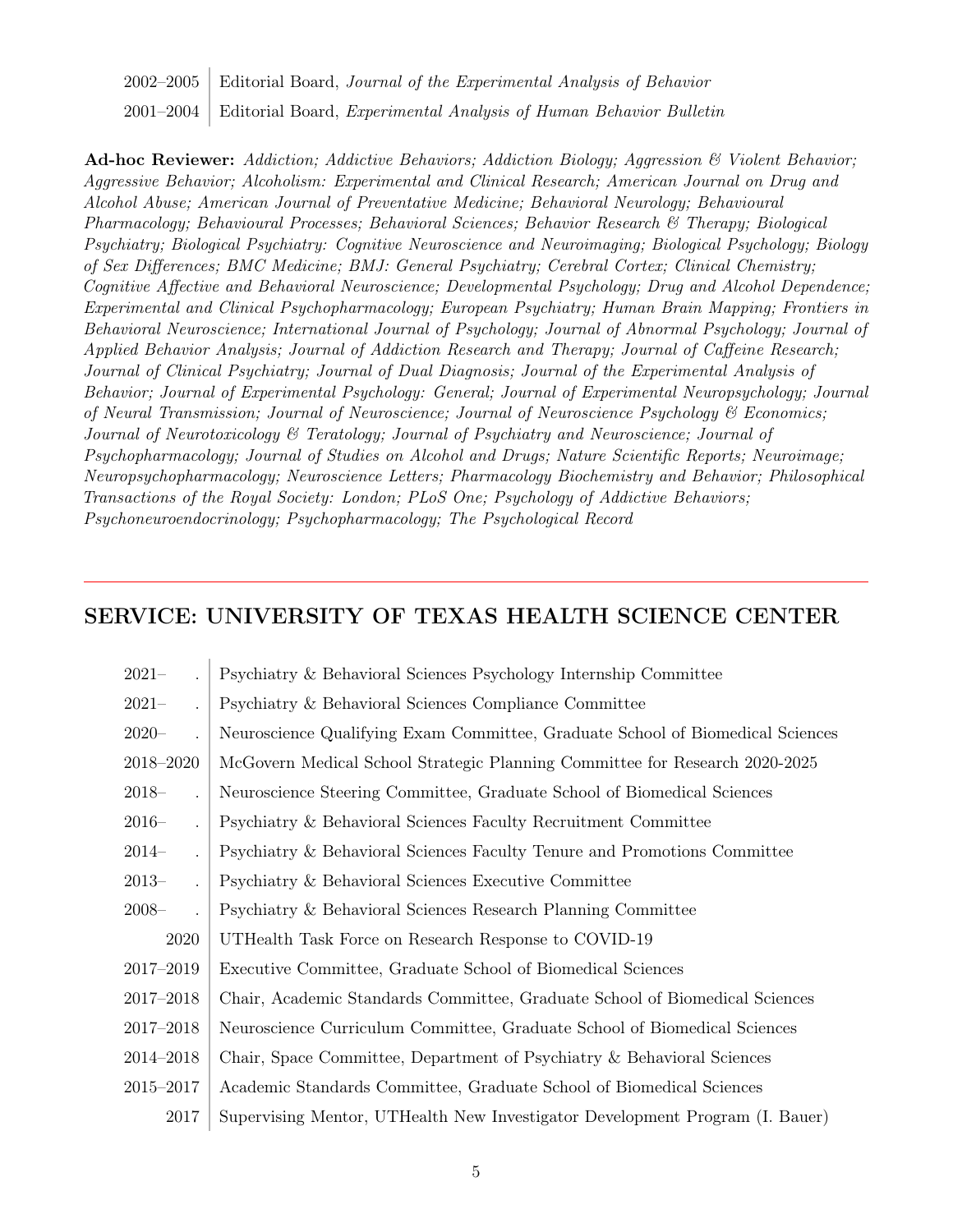| | |
|---|---|
| 2002–2005 | Editorial Board, *Journal of the Experimental Analysis of Behavior* |
| 2001–2004 | Editorial Board, *Experimental Analysis of Human Behavior Bulletin* |

**Ad-hoc Reviewer:** *Addiction; Addictive Behaviors; Addiction Biology; Aggression & Violent Behavior; Aggressive Behavior; Alcoholism: Experimental and Clinical Research; American Journal on Drug and Alcohol Abuse; American Journal of Preventative Medicine; Behavioral Neurology; Behavioural Pharmacology; Behavioural Processes; Behavioral Sciences; Behavior Research & Therapy; Biological Psychiatry; Biological Psychiatry: Cognitive Neuroscience and Neuroimaging; Biological Psychology; Biology of Sex Differences; BMC Medicine; BMJ: General Psychiatry; Cerebral Cortex; Clinical Chemistry; Cognitive Affective and Behavioral Neuroscience; Developmental Psychology; Drug and Alcohol Dependence; Experimental and Clinical Psychopharmacology; European Psychiatry; Human Brain Mapping; Frontiers in Behavioral Neuroscience; International Journal of Psychology; Journal of Abnormal Psychology; Journal of Applied Behavior Analysis; Journal of Addiction Research and Therapy; Journal of Caffeine Research; Journal of Clinical Psychiatry; Journal of Dual Diagnosis; Journal of the Experimental Analysis of Behavior; Journal of Experimental Psychology: General; Journal of Experimental Neuropsychology; Journal of Neural Transmission; Journal of Neuroscience; Journal of Neuroscience Psychology & Economics; Journal of Neurotoxicology & Teratology; Journal of Psychiatry and Neuroscience; Journal of Psychopharmacology; Journal of Studies on Alcohol and Drugs; Nature Scientific Reports; Neuroimage; Neuropsychopharmacology; Neuroscience Letters; Pharmacology Biochemistry and Behavior; Philosophical Transactions of the Royal Society: London; PLoS One; Psychology of Addictive Behaviors; Psychoneuroendocrinology; Psychopharmacology; The Psychological Record*

## SERVICE: UNIVERSITY OF TEXAS HEALTH SCIENCE CENTER

| | |
|---|---|
| 2021– | Psychiatry & Behavioral Sciences Psychology Internship Committee |
| 2021– | Psychiatry & Behavioral Sciences Compliance Committee |
| 2020– | Neuroscience Qualifying Exam Committee, Graduate School of Biomedical Sciences |
| 2018–2020 | McGovern Medical School Strategic Planning Committee for Research 2020-2025 |
| 2018– | Neuroscience Steering Committee, Graduate School of Biomedical Sciences |
| 2016– | Psychiatry & Behavioral Sciences Faculty Recruitment Committee |
| 2014– | Psychiatry & Behavioral Sciences Faculty Tenure and Promotions Committee |
| 2013– | Psychiatry & Behavioral Sciences Executive Committee |
| 2008– | Psychiatry & Behavioral Sciences Research Planning Committee |
| 2020 | UTHealth Task Force on Research Response to COVID-19 |
| 2017–2019 | Executive Committee, Graduate School of Biomedical Sciences |
| 2017–2018 | Chair, Academic Standards Committee, Graduate School of Biomedical Sciences |
| 2017–2018 | Neuroscience Curriculum Committee, Graduate School of Biomedical Sciences |
| 2014–2018 | Chair, Space Committee, Department of Psychiatry & Behavioral Sciences |
| 2015–2017 | Academic Standards Committee, Graduate School of Biomedical Sciences |
| 2017 | Supervising Mentor, UTHealth New Investigator Development Program (I. Bauer) |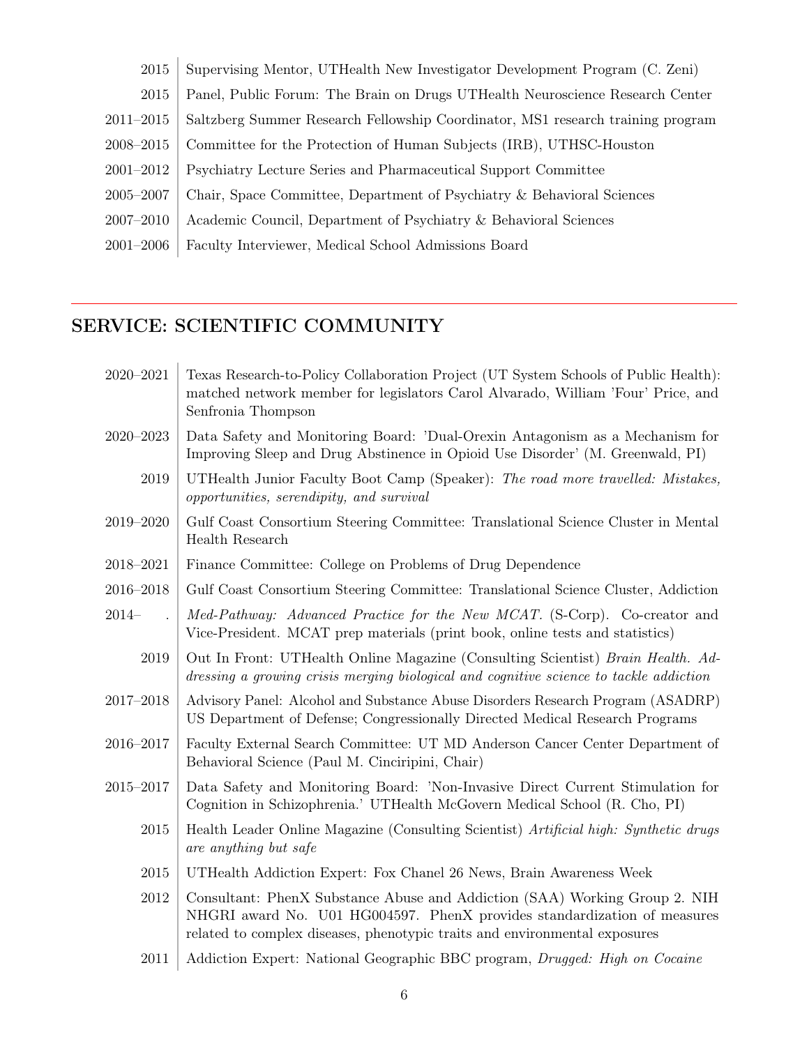| | |
|---|---|
| 2015 | Supervising Mentor, UTHealth New Investigator Development Program (C. Zeni) |
| 2015 | Panel, Public Forum: The Brain on Drugs UTHealth Neuroscience Research Center |
| 2011–2015 | Saltzberg Summer Research Fellowship Coordinator, MS1 research training program |
| 2008–2015 | Committee for the Protection of Human Subjects (IRB), UTHSC-Houston |
| 2001–2012 | Psychiatry Lecture Series and Pharmaceutical Support Committee |
| 2005–2007 | Chair, Space Committee, Department of Psychiatry & Behavioral Sciences |
| 2007–2010 | Academic Council, Department of Psychiatry & Behavioral Sciences |
| 2001–2006 | Faculty Interviewer, Medical School Admissions Board |

## SERVICE: SCIENTIFIC COMMUNITY

| | |
|---|---|
| 2020–2021 | Texas Research-to-Policy Collaboration Project (UT System Schools of Public Health): matched network member for legislators Carol Alvarado, William 'Four' Price, and Senfronia Thompson |
| 2020–2023 | Data Safety and Monitoring Board: 'Dual-Orexin Antagonism as a Mechanism for Improving Sleep and Drug Abstinence in Opioid Use Disorder' (M. Greenwald, PI) |
| 2019 | UTHealth Junior Faculty Boot Camp (Speaker): *The road more travelled: Mistakes, opportunities, serendipity, and survival* |
| 2019–2020 | Gulf Coast Consortium Steering Committee: Translational Science Cluster in Mental Health Research |
| 2018–2021 | Finance Committee: College on Problems of Drug Dependence |
| 2016–2018 | Gulf Coast Consortium Steering Committee: Translational Science Cluster, Addiction |
| 2014– . | *Med-Pathway: Advanced Practice for the New MCAT.* (S-Corp). Co-creator and Vice-President. MCAT prep materials (print book, online tests and statistics) |
| 2019 | Out In Front: UTHealth Online Magazine (Consulting Scientist) *Brain Health. Addressing a growing crisis merging biological and cognitive science to tackle addiction* |
| 2017–2018 | Advisory Panel: Alcohol and Substance Abuse Disorders Research Program (ASADRP) US Department of Defense; Congressionally Directed Medical Research Programs |
| 2016–2017 | Faculty External Search Committee: UT MD Anderson Cancer Center Department of Behavioral Science (Paul M. Cinciripini, Chair) |
| 2015–2017 | Data Safety and Monitoring Board: 'Non-Invasive Direct Current Stimulation for Cognition in Schizophrenia.' UTHealth McGovern Medical School (R. Cho, PI) |
| 2015 | Health Leader Online Magazine (Consulting Scientist) *Artificial high: Synthetic drugs are anything but safe* |
| 2015 | UTHealth Addiction Expert: Fox Chanel 26 News, Brain Awareness Week |
| 2012 | Consultant: PhenX Substance Abuse and Addiction (SAA) Working Group 2. NIH NHGRI award No. U01 HG004597. PhenX provides standardization of measures related to complex diseases, phenotypic traits and environmental exposures |
| 2011 | Addiction Expert: National Geographic BBC program, *Drugged: High on Cocaine* |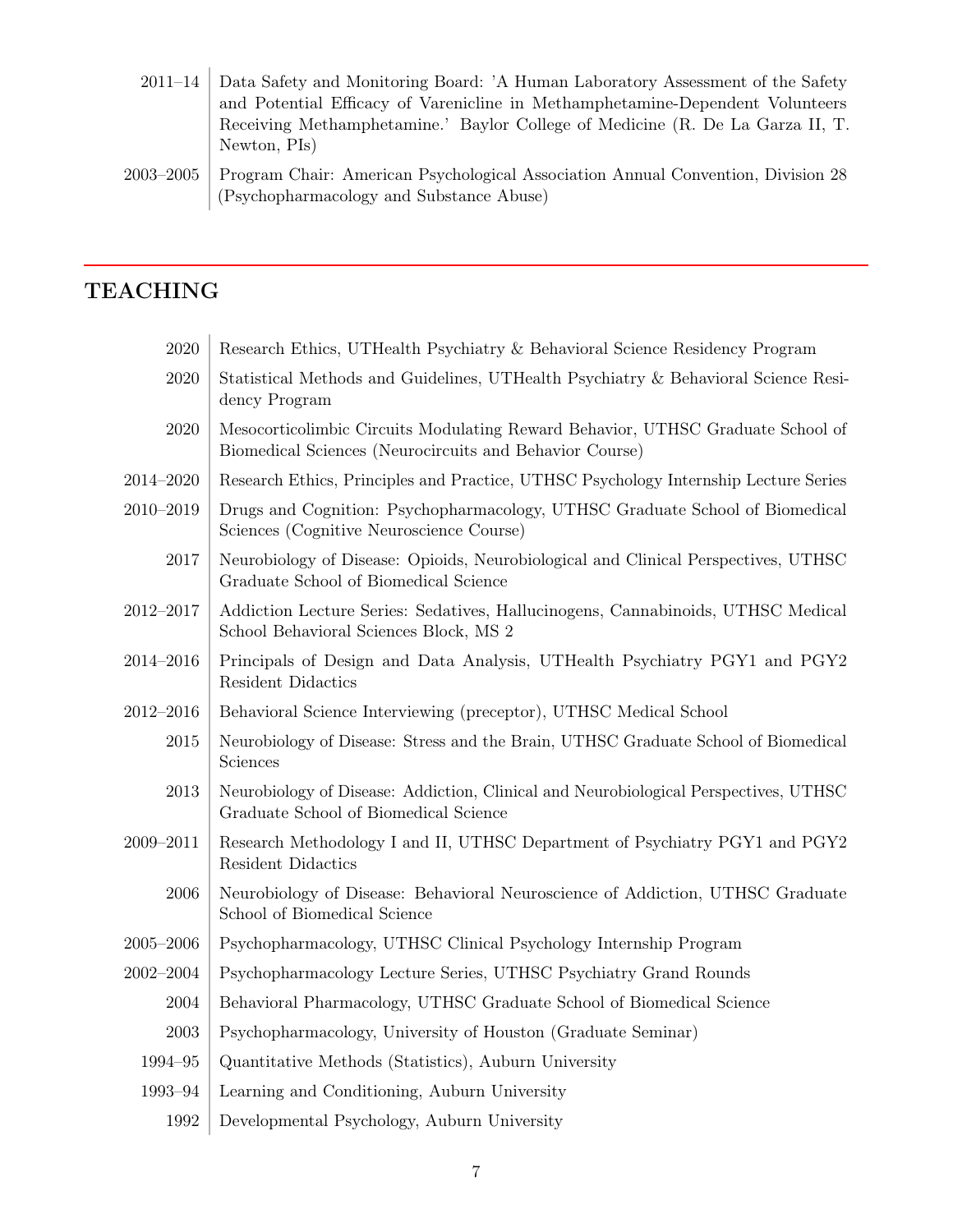| | |
|---|---|
| 2011–14 | Data Safety and Monitoring Board: 'A Human Laboratory Assessment of the Safety and Potential Efficacy of Varenicline in Methamphetamine-Dependent Volunteers Receiving Methamphetamine.' Baylor College of Medicine (R. De La Garza II, T. Newton, PIs) |
| 2003–2005 | Program Chair: American Psychological Association Annual Convention, Division 28 (Psychopharmacology and Substance Abuse) |

## TEACHING

| | |
|---|---|
| 2020 | Research Ethics, UTHealth Psychiatry & Behavioral Science Residency Program |
| 2020 | Statistical Methods and Guidelines, UTHealth Psychiatry & Behavioral Science Residency Program |
| 2020 | Mesocorticolimbic Circuits Modulating Reward Behavior, UTHSC Graduate School of Biomedical Sciences (Neurocircuits and Behavior Course) |
| 2014–2020 | Research Ethics, Principles and Practice, UTHSC Psychology Internship Lecture Series |
| 2010–2019 | Drugs and Cognition: Psychopharmacology, UTHSC Graduate School of Biomedical Sciences (Cognitive Neuroscience Course) |
| 2017 | Neurobiology of Disease: Opioids, Neurobiological and Clinical Perspectives, UTHSC Graduate School of Biomedical Science |
| 2012–2017 | Addiction Lecture Series: Sedatives, Hallucinogens, Cannabinoids, UTHSC Medical School Behavioral Sciences Block, MS 2 |
| 2014–2016 | Principals of Design and Data Analysis, UTHealth Psychiatry PGY1 and PGY2 Resident Didactics |
| 2012–2016 | Behavioral Science Interviewing (preceptor), UTHSC Medical School |
| 2015 | Neurobiology of Disease: Stress and the Brain, UTHSC Graduate School of Biomedical Sciences |
| 2013 | Neurobiology of Disease: Addiction, Clinical and Neurobiological Perspectives, UTHSC Graduate School of Biomedical Science |
| 2009–2011 | Research Methodology I and II, UTHSC Department of Psychiatry PGY1 and PGY2 Resident Didactics |
| 2006 | Neurobiology of Disease: Behavioral Neuroscience of Addiction, UTHSC Graduate School of Biomedical Science |
| 2005–2006 | Psychopharmacology, UTHSC Clinical Psychology Internship Program |
| 2002–2004 | Psychopharmacology Lecture Series, UTHSC Psychiatry Grand Rounds |
| 2004 | Behavioral Pharmacology, UTHSC Graduate School of Biomedical Science |
| 2003 | Psychopharmacology, University of Houston (Graduate Seminar) |
| 1994–95 | Quantitative Methods (Statistics), Auburn University |
| 1993–94 | Learning and Conditioning, Auburn University |
| 1992 | Developmental Psychology, Auburn University |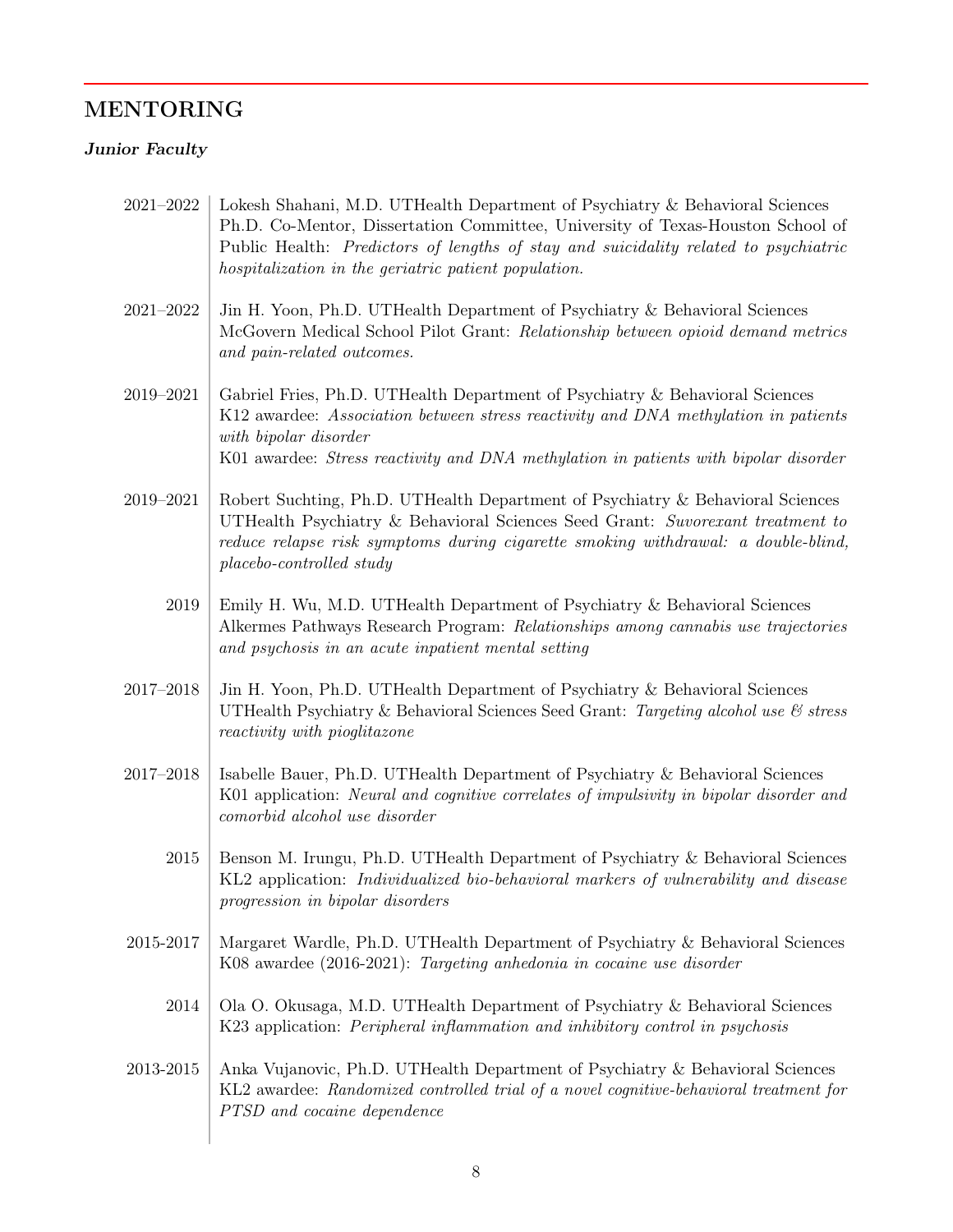## MENTORING

### *Junior Faculty*

2021–2022 Lokesh Shahani, M.D. UTHealth Department of Psychiatry & Behavioral Sciences
Ph.D. Co-Mentor, Dissertation Committee, University of Texas-Houston School of Public Health: *Predictors of lengths of stay and suicidality related to psychiatric hospitalization in the geriatric patient population.*

2021–2022 Jin H. Yoon, Ph.D. UTHealth Department of Psychiatry & Behavioral Sciences
McGovern Medical School Pilot Grant: *Relationship between opioid demand metrics and pain-related outcomes.*

2019–2021 Gabriel Fries, Ph.D. UTHealth Department of Psychiatry & Behavioral Sciences
K12 awardee: *Association between stress reactivity and DNA methylation in patients with bipolar disorder*
K01 awardee: *Stress reactivity and DNA methylation in patients with bipolar disorder*

2019–2021 Robert Suchting, Ph.D. UTHealth Department of Psychiatry & Behavioral Sciences
UTHealth Psychiatry & Behavioral Sciences Seed Grant: *Suvorexant treatment to reduce relapse risk symptoms during cigarette smoking withdrawal: a double-blind, placebo-controlled study*

2019 Emily H. Wu, M.D. UTHealth Department of Psychiatry & Behavioral Sciences
Alkermes Pathways Research Program: *Relationships among cannabis use trajectories and psychosis in an acute inpatient mental setting*

2017–2018 Jin H. Yoon, Ph.D. UTHealth Department of Psychiatry & Behavioral Sciences
UTHealth Psychiatry & Behavioral Sciences Seed Grant: *Targeting alcohol use & stress reactivity with pioglitazone*

2017–2018 Isabelle Bauer, Ph.D. UTHealth Department of Psychiatry & Behavioral Sciences
K01 application: *Neural and cognitive correlates of impulsivity in bipolar disorder and comorbid alcohol use disorder*

2015 Benson M. Irungu, Ph.D. UTHealth Department of Psychiatry & Behavioral Sciences
KL2 application: *Individualized bio-behavioral markers of vulnerability and disease progression in bipolar disorders*

2015-2017 Margaret Wardle, Ph.D. UTHealth Department of Psychiatry & Behavioral Sciences
K08 awardee (2016-2021): *Targeting anhedonia in cocaine use disorder*

2014 Ola O. Okusaga, M.D. UTHealth Department of Psychiatry & Behavioral Sciences
K23 application: *Peripheral inflammation and inhibitory control in psychosis*

2013-2015 Anka Vujanovic, Ph.D. UTHealth Department of Psychiatry & Behavioral Sciences
KL2 awardee: *Randomized controlled trial of a novel cognitive-behavioral treatment for PTSD and cocaine dependence*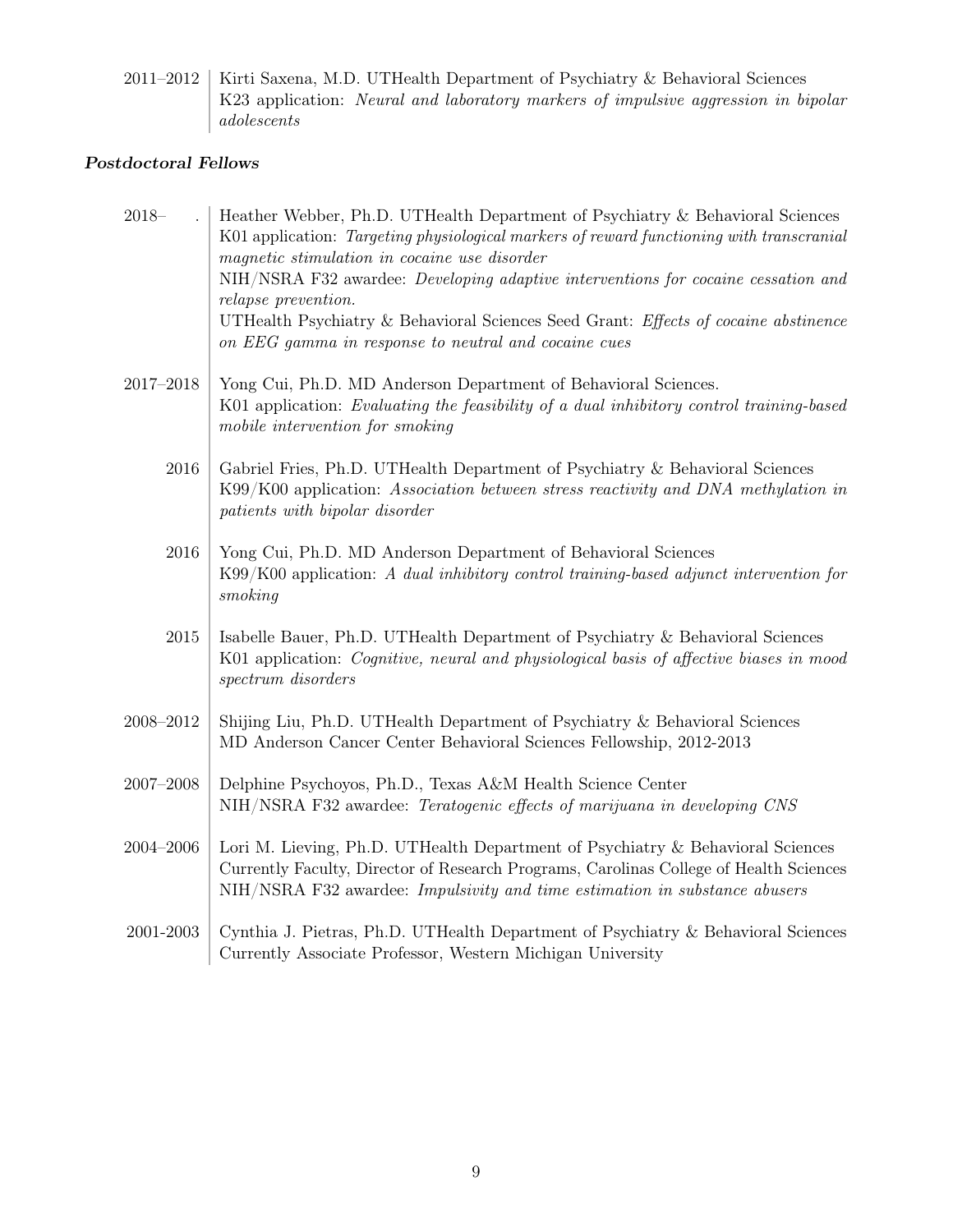2011–2012 | Kirti Saxena, M.D. UTHealth Department of Psychiatry & Behavioral Sciences
K23 application: *Neural and laboratory markers of impulsive aggression in bipolar adolescents*

### ***Postdoctoral Fellows***

2018– . | Heather Webber, Ph.D. UTHealth Department of Psychiatry & Behavioral Sciences
K01 application: *Targeting physiological markers of reward functioning with transcranial magnetic stimulation in cocaine use disorder*
NIH/NSRA F32 awardee: *Developing adaptive interventions for cocaine cessation and relapse prevention.*
UTHealth Psychiatry & Behavioral Sciences Seed Grant: *Effects of cocaine abstinence on EEG gamma in response to neutral and cocaine cues*

2017–2018 | Yong Cui, Ph.D. MD Anderson Department of Behavioral Sciences.
K01 application: *Evaluating the feasibility of a dual inhibitory control training-based mobile intervention for smoking*

2016 | Gabriel Fries, Ph.D. UTHealth Department of Psychiatry & Behavioral Sciences
K99/K00 application: *Association between stress reactivity and DNA methylation in patients with bipolar disorder*

2016 | Yong Cui, Ph.D. MD Anderson Department of Behavioral Sciences
K99/K00 application: *A dual inhibitory control training-based adjunct intervention for smoking*

2015 | Isabelle Bauer, Ph.D. UTHealth Department of Psychiatry & Behavioral Sciences
K01 application: *Cognitive, neural and physiological basis of affective biases in mood spectrum disorders*

2008–2012 | Shijing Liu, Ph.D. UTHealth Department of Psychiatry & Behavioral Sciences
MD Anderson Cancer Center Behavioral Sciences Fellowship, 2012-2013

2007–2008 | Delphine Psychoyos, Ph.D., Texas A&M Health Science Center
NIH/NSRA F32 awardee: *Teratogenic effects of marijuana in developing CNS*

2004–2006 | Lori M. Lieving, Ph.D. UTHealth Department of Psychiatry & Behavioral Sciences
Currently Faculty, Director of Research Programs, Carolinas College of Health Sciences
NIH/NSRA F32 awardee: *Impulsivity and time estimation in substance abusers*

2001-2003 | Cynthia J. Pietras, Ph.D. UTHealth Department of Psychiatry & Behavioral Sciences
Currently Associate Professor, Western Michigan University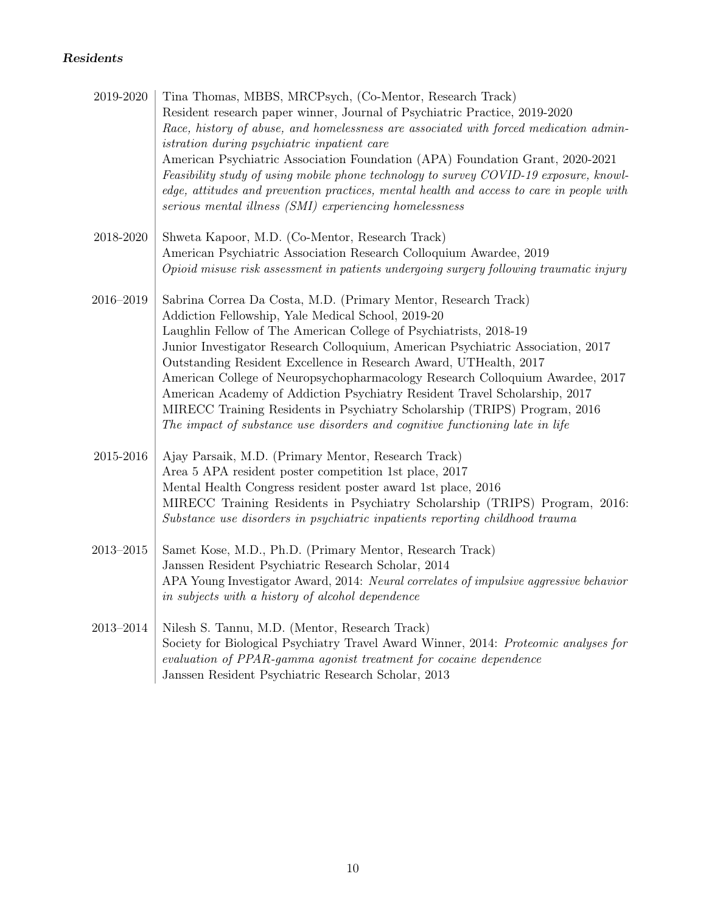### *Residents*

**2019-2020**
Tina Thomas, MBBS, MRCPsych, (Co-Mentor, Research Track)
Resident research paper winner, Journal of Psychiatric Practice, 2019-2020
*Race, history of abuse, and homelessness are associated with forced medication administration during psychiatric inpatient care*
American Psychiatric Association Foundation (APA) Foundation Grant, 2020-2021
*Feasibility study of using mobile phone technology to survey COVID-19 exposure, knowledge, attitudes and prevention practices, mental health and access to care in people with serious mental illness (SMI) experiencing homelessness*

**2018-2020**
Shweta Kapoor, M.D. (Co-Mentor, Research Track)
American Psychiatric Association Research Colloquium Awardee, 2019
*Opioid misuse risk assessment in patients undergoing surgery following traumatic injury*

**2016–2019**
Sabrina Correa Da Costa, M.D. (Primary Mentor, Research Track)
Addiction Fellowship, Yale Medical School, 2019-20
Laughlin Fellow of The American College of Psychiatrists, 2018-19
Junior Investigator Research Colloquium, American Psychiatric Association, 2017
Outstanding Resident Excellence in Research Award, UTHealth, 2017
American College of Neuropsychopharmacology Research Colloquium Awardee, 2017
American Academy of Addiction Psychiatry Resident Travel Scholarship, 2017
MIRECC Training Residents in Psychiatry Scholarship (TRIPS) Program, 2016
*The impact of substance use disorders and cognitive functioning late in life*

**2015-2016**
Ajay Parsaik, M.D. (Primary Mentor, Research Track)
Area 5 APA resident poster competition 1st place, 2017
Mental Health Congress resident poster award 1st place, 2016
MIRECC Training Residents in Psychiatry Scholarship (TRIPS) Program, 2016: *Substance use disorders in psychiatric inpatients reporting childhood trauma*

**2013–2015**
Samet Kose, M.D., Ph.D. (Primary Mentor, Research Track)
Janssen Resident Psychiatric Research Scholar, 2014
APA Young Investigator Award, 2014: *Neural correlates of impulsive aggressive behavior in subjects with a history of alcohol dependence*

**2013–2014**
Nilesh S. Tannu, M.D. (Mentor, Research Track)
Society for Biological Psychiatry Travel Award Winner, 2014: *Proteomic analyses for evaluation of PPAR-gamma agonist treatment for cocaine dependence*
Janssen Resident Psychiatric Research Scholar, 2013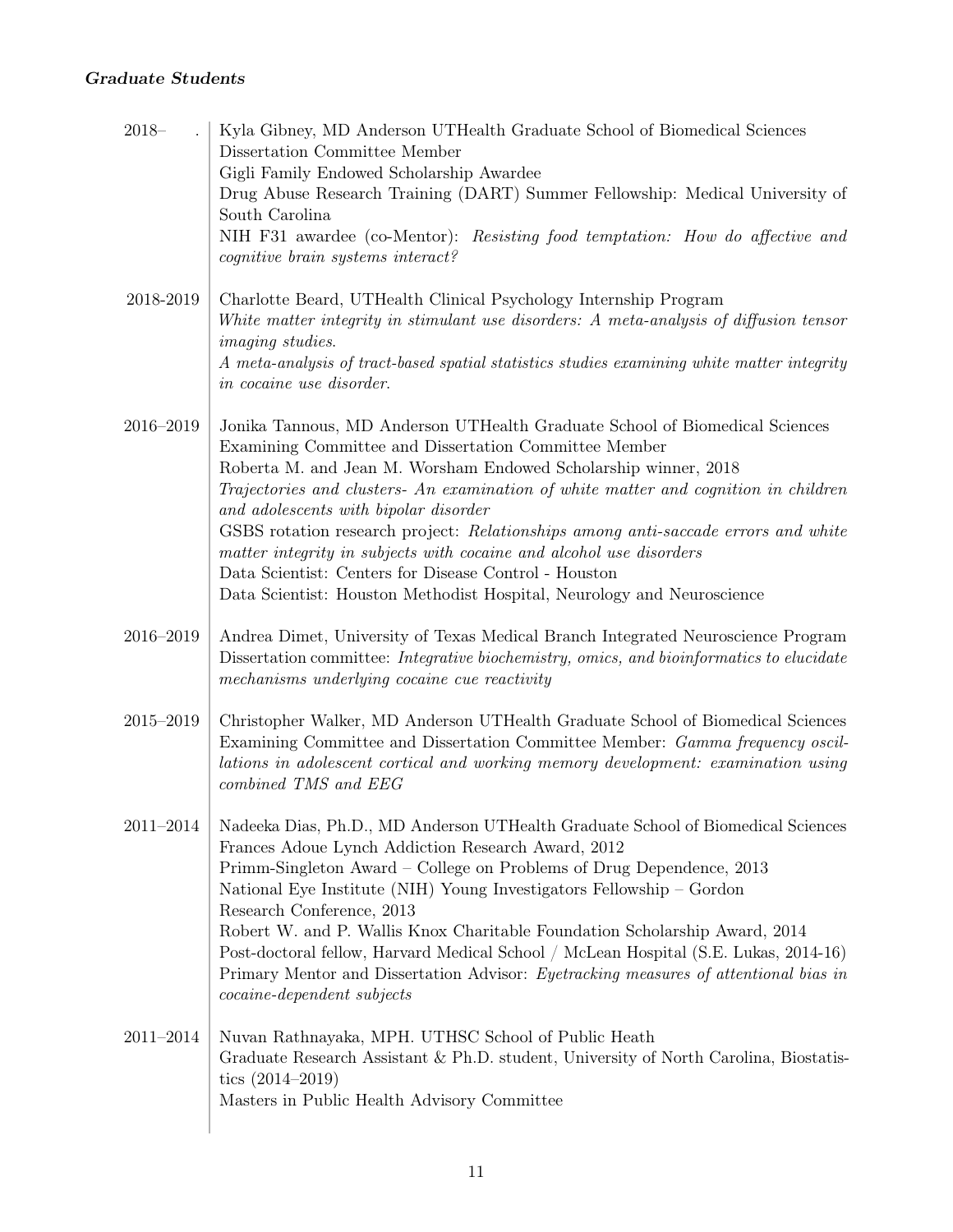### *Graduate Students*

**2018–** .
Kyla Gibney, MD Anderson UTHealth Graduate School of Biomedical Sciences
Dissertation Committee Member
Gigli Family Endowed Scholarship Awardee
Drug Abuse Research Training (DART) Summer Fellowship: Medical University of South Carolina
NIH F31 awardee (co-Mentor): *Resisting food temptation: How do affective and cognitive brain systems interact?*

**2018-2019**
Charlotte Beard, UTHealth Clinical Psychology Internship Program
*White matter integrity in stimulant use disorders: A meta-analysis of diffusion tensor imaging studies.*
*A meta-analysis of tract-based spatial statistics studies examining white matter integrity in cocaine use disorder.*

**2016–2019**
Jonika Tannous, MD Anderson UTHealth Graduate School of Biomedical Sciences
Examining Committee and Dissertation Committee Member
Roberta M. and Jean M. Worsham Endowed Scholarship winner, 2018
*Trajectories and clusters- An examination of white matter and cognition in children and adolescents with bipolar disorder*
GSBS rotation research project: *Relationships among anti-saccade errors and white matter integrity in subjects with cocaine and alcohol use disorders*
Data Scientist: Centers for Disease Control - Houston
Data Scientist: Houston Methodist Hospital, Neurology and Neuroscience

**2016–2019**
Andrea Dimet, University of Texas Medical Branch Integrated Neuroscience Program
Dissertation committee: *Integrative biochemistry, omics, and bioinformatics to elucidate mechanisms underlying cocaine cue reactivity*

**2015–2019**
Christopher Walker, MD Anderson UTHealth Graduate School of Biomedical Sciences
Examining Committee and Dissertation Committee Member: *Gamma frequency oscillations in adolescent cortical and working memory development: examination using combined TMS and EEG*

**2011–2014**
Nadeeka Dias, Ph.D., MD Anderson UTHealth Graduate School of Biomedical Sciences
Frances Adoue Lynch Addiction Research Award, 2012
Primm-Singleton Award – College on Problems of Drug Dependence, 2013
National Eye Institute (NIH) Young Investigators Fellowship – Gordon Research Conference, 2013
Robert W. and P. Wallis Knox Charitable Foundation Scholarship Award, 2014
Post-doctoral fellow, Harvard Medical School / McLean Hospital (S.E. Lukas, 2014-16)
Primary Mentor and Dissertation Advisor: *Eyetracking measures of attentional bias in cocaine-dependent subjects*

**2011–2014**
Nuvan Rathnayaka, MPH. UTHSC School of Public Heath
Graduate Research Assistant & Ph.D. student, University of North Carolina, Biostatistics (2014–2019)
Masters in Public Health Advisory Committee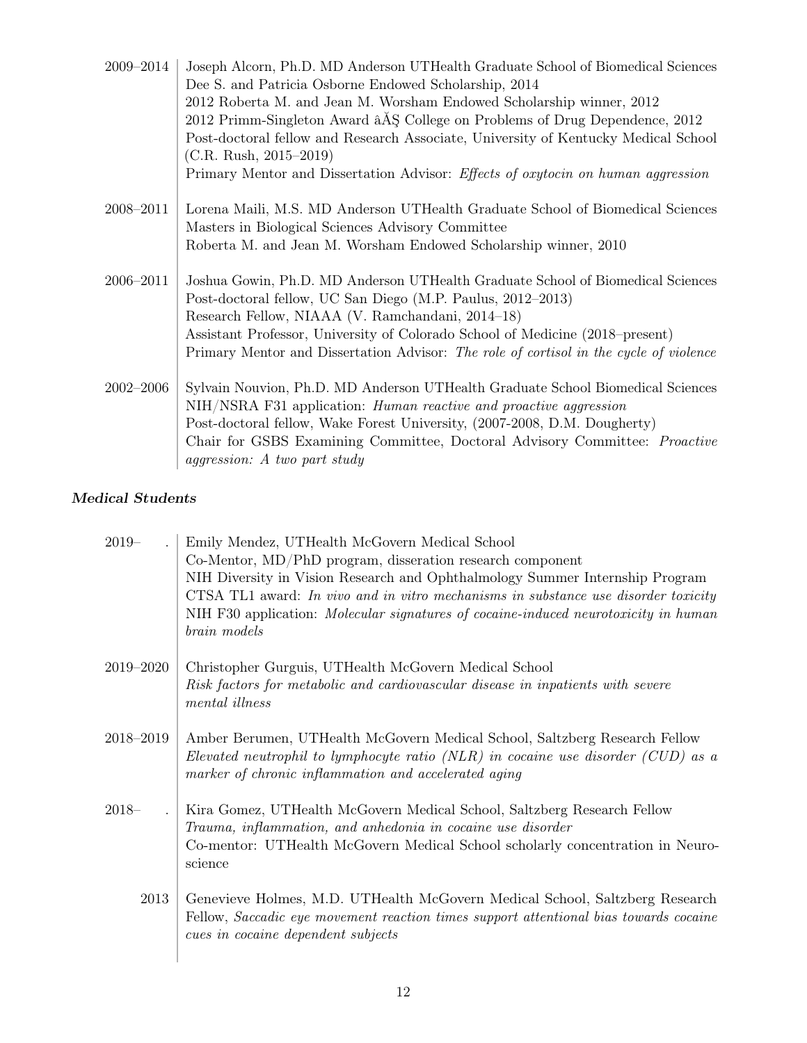2009–2014 | Joseph Alcorn, Ph.D. MD Anderson UTHealth Graduate School of Biomedical Sciences
Dee S. and Patricia Osborne Endowed Scholarship, 2014
2012 Roberta M. and Jean M. Worsham Endowed Scholarship winner, 2012
2012 Primm-Singleton Award âĂŞ College on Problems of Drug Dependence, 2012
Post-doctoral fellow and Research Associate, University of Kentucky Medical School (C.R. Rush, 2015–2019)
Primary Mentor and Dissertation Advisor: *Effects of oxytocin on human aggression*

2008–2011 | Lorena Maili, M.S. MD Anderson UTHealth Graduate School of Biomedical Sciences
Masters in Biological Sciences Advisory Committee
Roberta M. and Jean M. Worsham Endowed Scholarship winner, 2010

2006–2011 | Joshua Gowin, Ph.D. MD Anderson UTHealth Graduate School of Biomedical Sciences
Post-doctoral fellow, UC San Diego (M.P. Paulus, 2012–2013)
Research Fellow, NIAAA (V. Ramchandani, 2014–18)
Assistant Professor, University of Colorado School of Medicine (2018–present)
Primary Mentor and Dissertation Advisor: *The role of cortisol in the cycle of violence*

2002–2006 | Sylvain Nouvion, Ph.D. MD Anderson UTHealth Graduate School Biomedical Sciences
NIH/NSRA F31 application: *Human reactive and proactive aggression*
Post-doctoral fellow, Wake Forest University, (2007-2008, D.M. Dougherty)
Chair for GSBS Examining Committee, Doctoral Advisory Committee: *Proactive aggression: A two part study*

### *Medical Students*

2019– . | Emily Mendez, UTHealth McGovern Medical School
Co-Mentor, MD/PhD program, disseration research component
NIH Diversity in Vision Research and Ophthalmology Summer Internship Program
CTSA TL1 award: *In vivo and in vitro mechanisms in substance use disorder toxicity*
NIH F30 application: *Molecular signatures of cocaine-induced neurotoxicity in human brain models*

2019–2020 | Christopher Gurguis, UTHealth McGovern Medical School
*Risk factors for metabolic and cardiovascular disease in inpatients with severe mental illness*

2018–2019 | Amber Berumen, UTHealth McGovern Medical School, Saltzberg Research Fellow
*Elevated neutrophil to lymphocyte ratio (NLR) in cocaine use disorder (CUD) as a marker of chronic inflammation and accelerated aging*

2018– . | Kira Gomez, UTHealth McGovern Medical School, Saltzberg Research Fellow
*Trauma, inflammation, and anhedonia in cocaine use disorder*
Co-mentor: UTHealth McGovern Medical School scholarly concentration in Neuroscience

2013 | Genevieve Holmes, M.D. UTHealth McGovern Medical School, Saltzberg Research Fellow, *Saccadic eye movement reaction times support attentional bias towards cocaine cues in cocaine dependent subjects*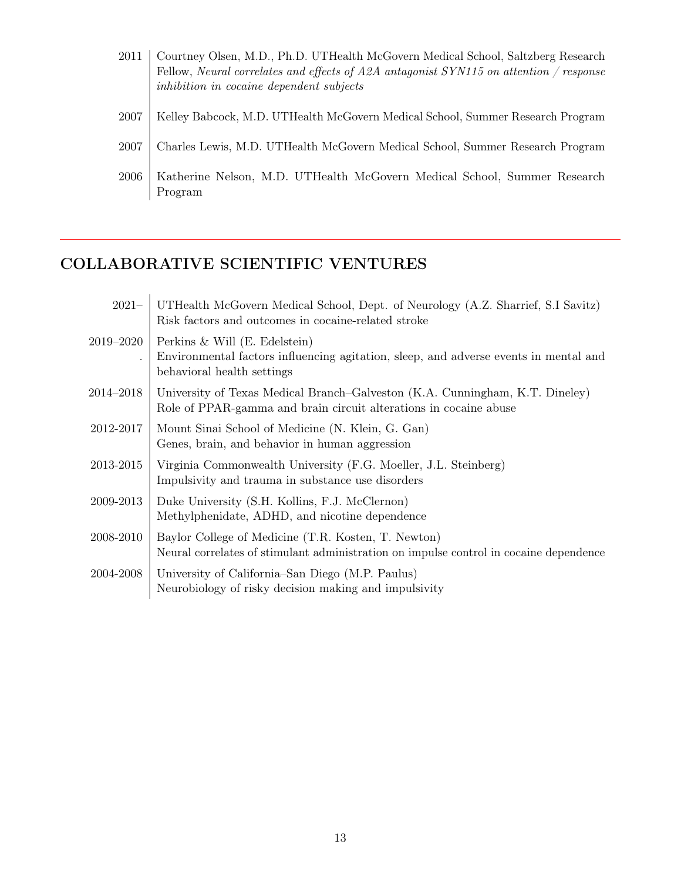- **2011** — Courtney Olsen, M.D., Ph.D. UTHealth McGovern Medical School, Saltzberg Research Fellow, *Neural correlates and effects of A2A antagonist SYN115 on attention / response inhibition in cocaine dependent subjects*
- **2007** — Kelley Babcock, M.D. UTHealth McGovern Medical School, Summer Research Program
- **2007** — Charles Lewis, M.D. UTHealth McGovern Medical School, Summer Research Program
- **2006** — Katherine Nelson, M.D. UTHealth McGovern Medical School, Summer Research Program

---

## COLLABORATIVE SCIENTIFIC VENTURES

- **2021–** — UTHealth McGovern Medical School, Dept. of Neurology (A.Z. Sharrief, S.I Savitz)
  Risk factors and outcomes in cocaine-related stroke
- **2019–2020** . — Perkins & Will (E. Edelstein)
  Environmental factors influencing agitation, sleep, and adverse events in mental and behavioral health settings
- **2014–2018** — University of Texas Medical Branch–Galveston (K.A. Cunningham, K.T. Dineley)
  Role of PPAR-gamma and brain circuit alterations in cocaine abuse
- **2012-2017** — Mount Sinai School of Medicine (N. Klein, G. Gan)
  Genes, brain, and behavior in human aggression
- **2013-2015** — Virginia Commonwealth University (F.G. Moeller, J.L. Steinberg)
  Impulsivity and trauma in substance use disorders
- **2009-2013** — Duke University (S.H. Kollins, F.J. McClernon)
  Methylphenidate, ADHD, and nicotine dependence
- **2008-2010** — Baylor College of Medicine (T.R. Kosten, T. Newton)
  Neural correlates of stimulant administration on impulse control in cocaine dependence
- **2004-2008** — University of California–San Diego (M.P. Paulus)
  Neurobiology of risky decision making and impulsivity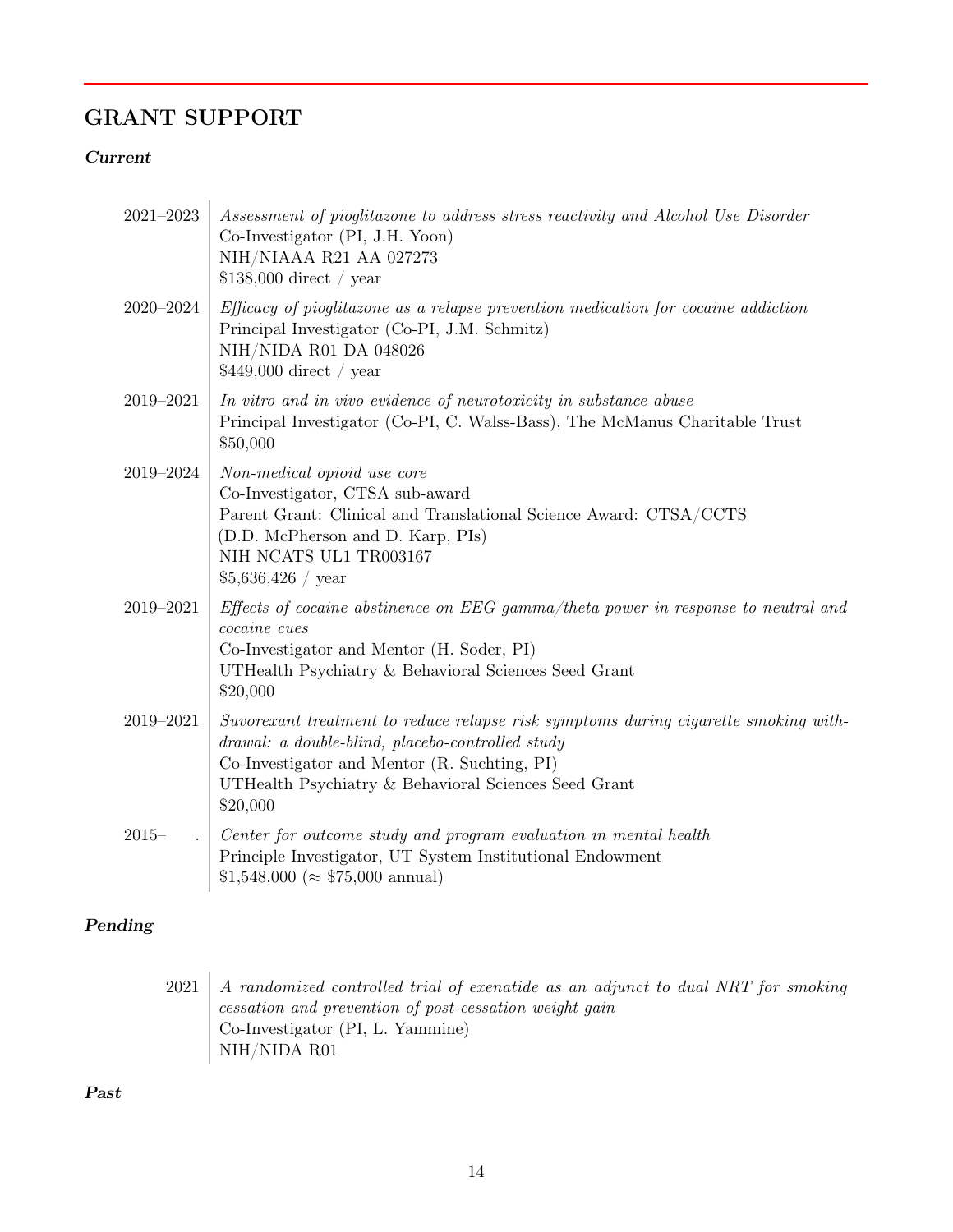## GRANT SUPPORT

### *Current*

2021–2023 | *Assessment of pioglitazone to address stress reactivity and Alcohol Use Disorder*
Co-Investigator (PI, J.H. Yoon)
NIH/NIAAA R21 AA 027273
\$138,000 direct / year

2020–2024 | *Efficacy of pioglitazone as a relapse prevention medication for cocaine addiction*
Principal Investigator (Co-PI, J.M. Schmitz)
NIH/NIDA R01 DA 048026
\$449,000 direct / year

2019–2021 | *In vitro and in vivo evidence of neurotoxicity in substance abuse*
Principal Investigator (Co-PI, C. Walss-Bass), The McManus Charitable Trust
\$50,000

2019–2024 | *Non-medical opioid use core*
Co-Investigator, CTSA sub-award
Parent Grant: Clinical and Translational Science Award: CTSA/CCTS
(D.D. McPherson and D. Karp, PIs)
NIH NCATS UL1 TR003167
\$5,636,426 / year

2019–2021 | *Effects of cocaine abstinence on EEG gamma/theta power in response to neutral and cocaine cues*
Co-Investigator and Mentor (H. Soder, PI)
UTHealth Psychiatry & Behavioral Sciences Seed Grant
\$20,000

2019–2021 | *Suvorexant treatment to reduce relapse risk symptoms during cigarette smoking withdrawal: a double-blind, placebo-controlled study*
Co-Investigator and Mentor (R. Suchting, PI)
UTHealth Psychiatry & Behavioral Sciences Seed Grant
\$20,000

2015– . | *Center for outcome study and program evaluation in mental health*
Principle Investigator, UT System Institutional Endowment
\$1,548,000 (≈ \$75,000 annual)

### *Pending*

2021 | *A randomized controlled trial of exenatide as an adjunct to dual NRT for smoking cessation and prevention of post-cessation weight gain*
Co-Investigator (PI, L. Yammine)
NIH/NIDA R01

### *Past*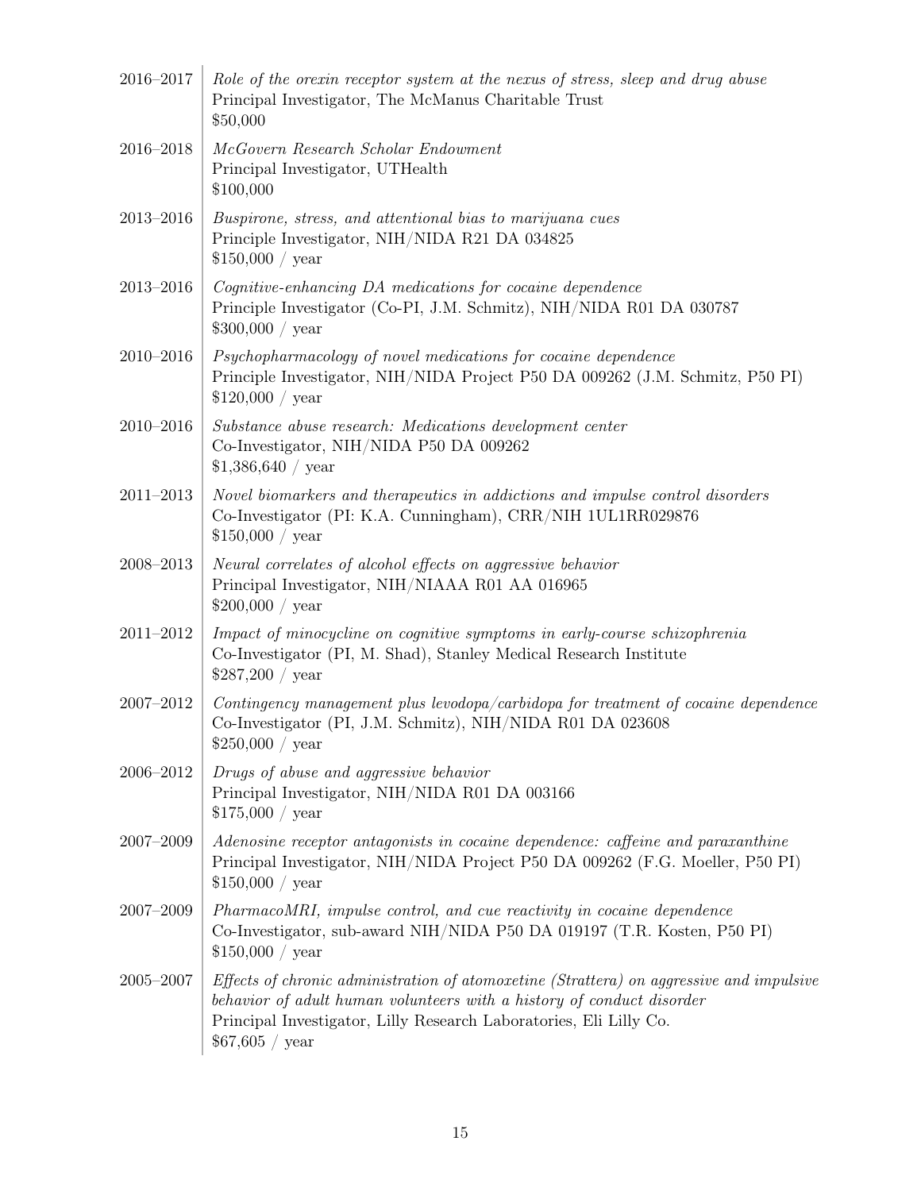2016–2017 *Role of the orexin receptor system at the nexus of stress, sleep and drug abuse*
Principal Investigator, The McManus Charitable Trust
$50,000

2016–2018 *McGovern Research Scholar Endowment*
Principal Investigator, UTHealth
$100,000

2013–2016 *Buspirone, stress, and attentional bias to marijuana cues*
Principle Investigator, NIH/NIDA R21 DA 034825
$150,000 / year

2013–2016 *Cognitive-enhancing DA medications for cocaine dependence*
Principle Investigator (Co-PI, J.M. Schmitz), NIH/NIDA R01 DA 030787
$300,000 / year

2010–2016 *Psychopharmacology of novel medications for cocaine dependence*
Principle Investigator, NIH/NIDA Project P50 DA 009262 (J.M. Schmitz, P50 PI)
$120,000 / year

2010–2016 *Substance abuse research: Medications development center*
Co-Investigator, NIH/NIDA P50 DA 009262
$1,386,640 / year

2011–2013 *Novel biomarkers and therapeutics in addictions and impulse control disorders*
Co-Investigator (PI: K.A. Cunningham), CRR/NIH 1UL1RR029876
$150,000 / year

2008–2013 *Neural correlates of alcohol effects on aggressive behavior*
Principal Investigator, NIH/NIAAA R01 AA 016965
$200,000 / year

2011–2012 *Impact of minocycline on cognitive symptoms in early-course schizophrenia*
Co-Investigator (PI, M. Shad), Stanley Medical Research Institute
$287,200 / year

2007–2012 *Contingency management plus levodopa/carbidopa for treatment of cocaine dependence*
Co-Investigator (PI, J.M. Schmitz), NIH/NIDA R01 DA 023608
$250,000 / year

2006–2012 *Drugs of abuse and aggressive behavior*
Principal Investigator, NIH/NIDA R01 DA 003166
$175,000 / year

2007–2009 *Adenosine receptor antagonists in cocaine dependence: caffeine and paraxanthine*
Principal Investigator, NIH/NIDA Project P50 DA 009262 (F.G. Moeller, P50 PI)
$150,000 / year

2007–2009 *PharmacoMRI, impulse control, and cue reactivity in cocaine dependence*
Co-Investigator, sub-award NIH/NIDA P50 DA 019197 (T.R. Kosten, P50 PI)
$150,000 / year

2005–2007 *Effects of chronic administration of atomoxetine (Strattera) on aggressive and impulsive behavior of adult human volunteers with a history of conduct disorder*
Principal Investigator, Lilly Research Laboratories, Eli Lilly Co.
$67,605 / year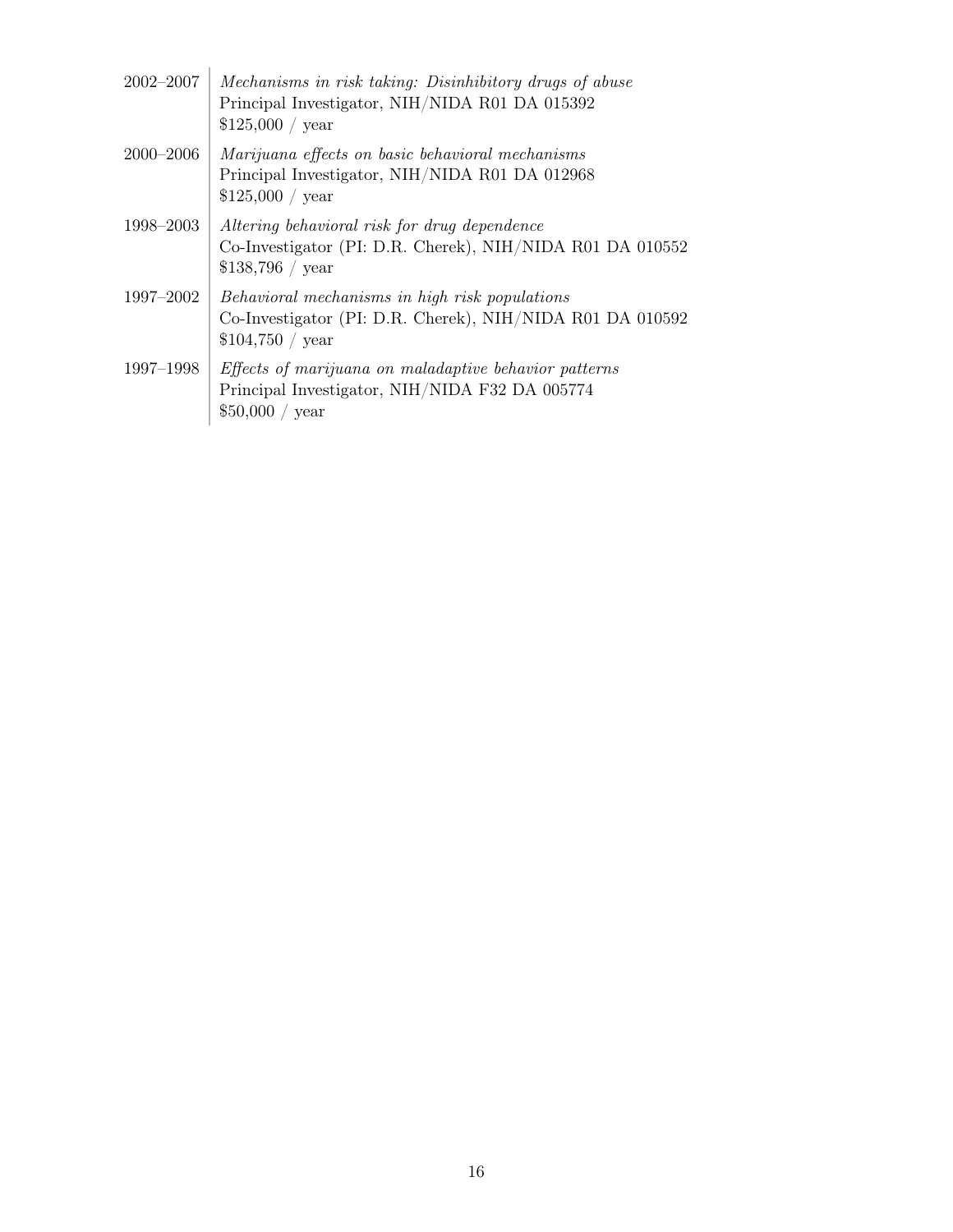2002–2007 *Mechanisms in risk taking: Disinhibitory drugs of abuse*
Principal Investigator, NIH/NIDA R01 DA 015392
$125,000 / year

2000–2006 *Marijuana effects on basic behavioral mechanisms*
Principal Investigator, NIH/NIDA R01 DA 012968
$125,000 / year

1998–2003 *Altering behavioral risk for drug dependence*
Co-Investigator (PI: D.R. Cherek), NIH/NIDA R01 DA 010552
$138,796 / year

1997–2002 *Behavioral mechanisms in high risk populations*
Co-Investigator (PI: D.R. Cherek), NIH/NIDA R01 DA 010592
$104,750 / year

1997–1998 *Effects of marijuana on maladaptive behavior patterns*
Principal Investigator, NIH/NIDA F32 DA 005774
$50,000 / year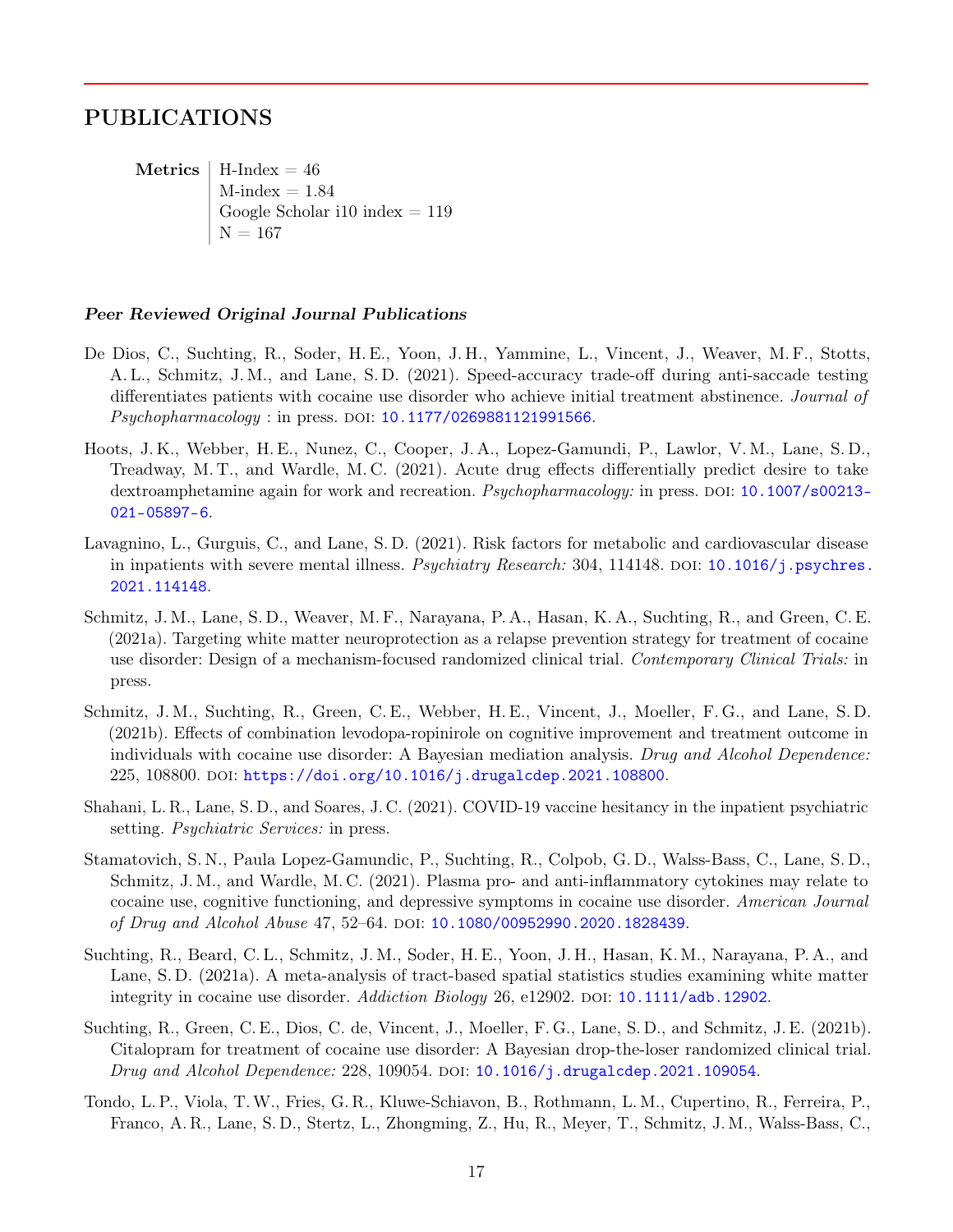# PUBLICATIONS

**Metrics**
H-Index = 46
M-index = 1.84
Google Scholar i10 index = 119
N = 167

### *Peer Reviewed Original Journal Publications*

De Dios, C., Suchting, R., Soder, H. E., Yoon, J. H., Yammine, L., Vincent, J., Weaver, M. F., Stotts, A. L., Schmitz, J. M., and Lane, S. D. (2021). Speed-accuracy trade-off during anti-saccade testing differentiates patients with cocaine use disorder who achieve initial treatment abstinence. *Journal of Psychopharmacology* : in press. DOI: 10.1177/0269881121991566.

Hoots, J. K., Webber, H. E., Nunez, C., Cooper, J. A., Lopez-Gamundi, P., Lawlor, V. M., Lane, S. D., Treadway, M. T., and Wardle, M. C. (2021). Acute drug effects differentially predict desire to take dextroamphetamine again for work and recreation. *Psychopharmacology:* in press. DOI: 10.1007/s00213-021-05897-6.

Lavagnino, L., Gurguis, C., and Lane, S. D. (2021). Risk factors for metabolic and cardiovascular disease in inpatients with severe mental illness. *Psychiatry Research:* 304, 114148. DOI: 10.1016/j.psychres.2021.114148.

Schmitz, J. M., Lane, S. D., Weaver, M. F., Narayana, P. A., Hasan, K. A., Suchting, R., and Green, C. E. (2021a). Targeting white matter neuroprotection as a relapse prevention strategy for treatment of cocaine use disorder: Design of a mechanism-focused randomized clinical trial. *Contemporary Clinical Trials:* in press.

Schmitz, J. M., Suchting, R., Green, C. E., Webber, H. E., Vincent, J., Moeller, F. G., and Lane, S. D. (2021b). Effects of combination levodopa-ropinirole on cognitive improvement and treatment outcome in individuals with cocaine use disorder: A Bayesian mediation analysis. *Drug and Alcohol Dependence:* 225, 108800. DOI: https://doi.org/10.1016/j.drugalcdep.2021.108800.

Shahani, L. R., Lane, S. D., and Soares, J. C. (2021). COVID-19 vaccine hesitancy in the inpatient psychiatric setting. *Psychiatric Services:* in press.

Stamatovich, S. N., Paula Lopez-Gamundic, P., Suchting, R., Colpob, G. D., Walss-Bass, C., Lane, S. D., Schmitz, J. M., and Wardle, M. C. (2021). Plasma pro- and anti-inflammatory cytokines may relate to cocaine use, cognitive functioning, and depressive symptoms in cocaine use disorder. *American Journal of Drug and Alcohol Abuse* 47, 52–64. DOI: 10.1080/00952990.2020.1828439.

Suchting, R., Beard, C. L., Schmitz, J. M., Soder, H. E., Yoon, J. H., Hasan, K. M., Narayana, P. A., and Lane, S. D. (2021a). A meta-analysis of tract-based spatial statistics studies examining white matter integrity in cocaine use disorder. *Addiction Biology* 26, e12902. DOI: 10.1111/adb.12902.

Suchting, R., Green, C. E., Dios, C. de, Vincent, J., Moeller, F. G., Lane, S. D., and Schmitz, J. E. (2021b). Citalopram for treatment of cocaine use disorder: A Bayesian drop-the-loser randomized clinical trial. *Drug and Alcohol Dependence:* 228, 109054. DOI: 10.1016/j.drugalcdep.2021.109054.

Tondo, L. P., Viola, T. W., Fries, G. R., Kluwe-Schiavon, B., Rothmann, L. M., Cupertino, R., Ferreira, P., Franco, A. R., Lane, S. D., Stertz, L., Zhongming, Z., Hu, R., Meyer, T., Schmitz, J. M., Walss-Bass, C.,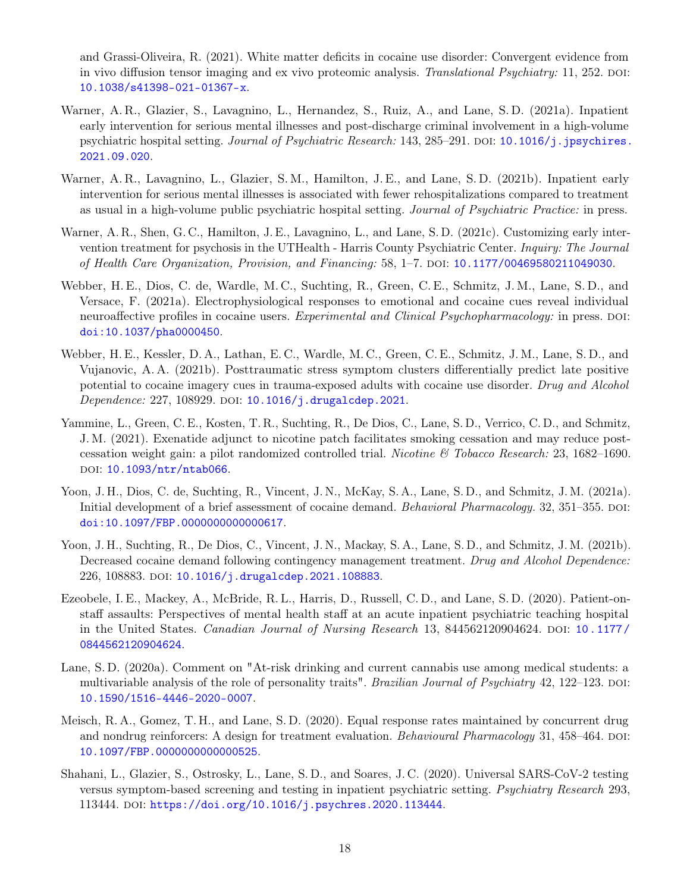and Grassi-Oliveira, R. (2021). White matter deficits in cocaine use disorder: Convergent evidence from in vivo diffusion tensor imaging and ex vivo proteomic analysis. *Translational Psychiatry:* 11, 252. DOI: 10.1038/s41398-021-01367-x.

Warner, A. R., Glazier, S., Lavagnino, L., Hernandez, S., Ruiz, A., and Lane, S. D. (2021a). Inpatient early intervention for serious mental illnesses and post-discharge criminal involvement in a high-volume psychiatric hospital setting. *Journal of Psychiatric Research:* 143, 285–291. DOI: 10.1016/j.jpsychires.2021.09.020.

Warner, A. R., Lavagnino, L., Glazier, S. M., Hamilton, J. E., and Lane, S. D. (2021b). Inpatient early intervention for serious mental illnesses is associated with fewer rehospitalizations compared to treatment as usual in a high-volume public psychiatric hospital setting. *Journal of Psychiatric Practice:* in press.

Warner, A. R., Shen, G. C., Hamilton, J. E., Lavagnino, L., and Lane, S. D. (2021c). Customizing early intervention treatment for psychosis in the UTHealth - Harris County Psychiatric Center. *Inquiry: The Journal of Health Care Organization, Provision, and Financing:* 58, 1–7. DOI: 10.1177/00469580211049030.

Webber, H. E., Dios, C. de, Wardle, M. C., Suchting, R., Green, C. E., Schmitz, J. M., Lane, S. D., and Versace, F. (2021a). Electrophysiological responses to emotional and cocaine cues reveal individual neuroaffective profiles in cocaine users. *Experimental and Clinical Psychopharmacology:* in press. DOI: doi:10.1037/pha0000450.

Webber, H. E., Kessler, D. A., Lathan, E. C., Wardle, M. C., Green, C. E., Schmitz, J. M., Lane, S. D., and Vujanovic, A. A. (2021b). Posttraumatic stress symptom clusters differentially predict late positive potential to cocaine imagery cues in trauma-exposed adults with cocaine use disorder. *Drug and Alcohol Dependence:* 227, 108929. DOI: 10.1016/j.drugalcdep.2021.

Yammine, L., Green, C. E., Kosten, T. R., Suchting, R., De Dios, C., Lane, S. D., Verrico, C. D., and Schmitz, J. M. (2021). Exenatide adjunct to nicotine patch facilitates smoking cessation and may reduce post-cessation weight gain: a pilot randomized controlled trial. *Nicotine & Tobacco Research:* 23, 1682–1690. DOI: 10.1093/ntr/ntab066.

Yoon, J. H., Dios, C. de, Suchting, R., Vincent, J. N., McKay, S. A., Lane, S. D., and Schmitz, J. M. (2021a). Initial development of a brief assessment of cocaine demand. *Behavioral Pharmacology.* 32, 351–355. DOI: doi:10.1097/FBP.0000000000000617.

Yoon, J. H., Suchting, R., De Dios, C., Vincent, J. N., Mackay, S. A., Lane, S. D., and Schmitz, J. M. (2021b). Decreased cocaine demand following contingency management treatment. *Drug and Alcohol Dependence:* 226, 108883. DOI: 10.1016/j.drugalcdep.2021.108883.

Ezeobele, I. E., Mackey, A., McBride, R. L., Harris, D., Russell, C. D., and Lane, S. D. (2020). Patient-on-staff assaults: Perspectives of mental health staff at an acute inpatient psychiatric teaching hospital in the United States. *Canadian Journal of Nursing Research* 13, 844562120904624. DOI: 10.1177/0844562120904624.

Lane, S. D. (2020a). Comment on "At-risk drinking and current cannabis use among medical students: a multivariable analysis of the role of personality traits". *Brazilian Journal of Psychiatry* 42, 122–123. DOI: 10.1590/1516-4446-2020-0007.

Meisch, R. A., Gomez, T. H., and Lane, S. D. (2020). Equal response rates maintained by concurrent drug and nondrug reinforcers: A design for treatment evaluation. *Behavioural Pharmacology* 31, 458–464. DOI: 10.1097/FBP.0000000000000525.

Shahani, L., Glazier, S., Ostrosky, L., Lane, S. D., and Soares, J. C. (2020). Universal SARS-CoV-2 testing versus symptom-based screening and testing in inpatient psychiatric setting. *Psychiatry Research* 293, 113444. DOI: https://doi.org/10.1016/j.psychres.2020.113444.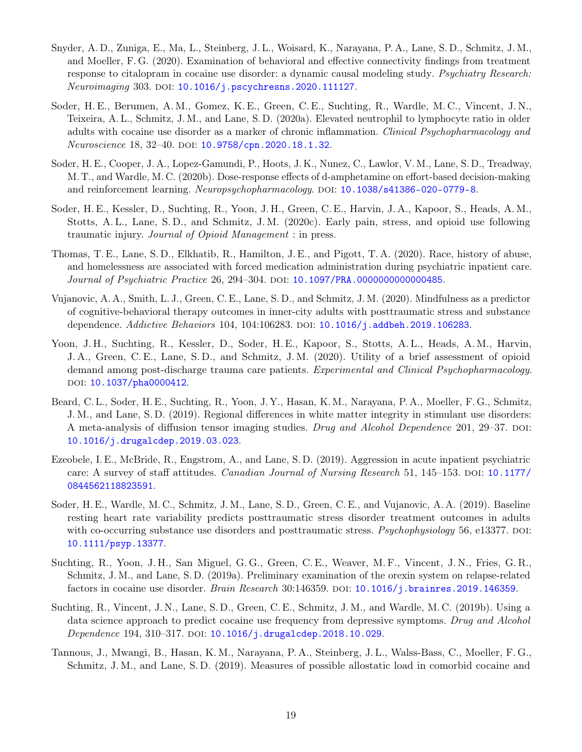Snyder, A. D., Zuniga, E., Ma, L., Steinberg, J. L., Woisard, K., Narayana, P. A., Lane, S. D., Schmitz, J. M., and Moeller, F. G. (2020). Examination of behavioral and effective connectivity findings from treatment response to citalopram in cocaine use disorder: a dynamic causal modeling study. *Psychiatry Research: Neuroimaging* 303. DOI: 10.1016/j.pscychresns.2020.111127.

Soder, H. E., Berumen, A. M., Gomez, K. E., Green, C. E., Suchting, R., Wardle, M. C., Vincent, J. N., Teixeira, A. L., Schmitz, J. M., and Lane, S. D. (2020a). Elevated neutrophil to lymphocyte ratio in older adults with cocaine use disorder as a marker of chronic inflammation. *Clinical Psychopharmacology and Neuroscience* 18, 32–40. DOI: 10.9758/cpn.2020.18.1.32.

Soder, H. E., Cooper, J. A., Lopez-Gamundi, P., Hoots, J. K., Nunez, C., Lawlor, V. M., Lane, S. D., Treadway, M. T., and Wardle, M. C. (2020b). Dose-response effects of d-amphetamine on effort-based decision-making and reinforcement learning. *Neuropsychopharmacology*. DOI: 10.1038/s41386-020-0779-8.

Soder, H. E., Kessler, D., Suchting, R., Yoon, J. H., Green, C. E., Harvin, J. A., Kapoor, S., Heads, A. M., Stotts, A. L., Lane, S. D., and Schmitz, J. M. (2020c). Early pain, stress, and opioid use following traumatic injury. *Journal of Opioid Management* : in press.

Thomas, T. E., Lane, S. D., Elkhatib, R., Hamilton, J. E., and Pigott, T. A. (2020). Race, history of abuse, and homelessness are associated with forced medication administration during psychiatric inpatient care. *Journal of Psychiatric Practice* 26, 294–304. DOI: 10.1097/PRA.0000000000000485.

Vujanovic, A. A., Smith, L. J., Green, C. E., Lane, S. D., and Schmitz, J. M. (2020). Mindfulness as a predictor of cognitive-behavioral therapy outcomes in inner-city adults with posttraumatic stress and substance dependence. *Addictive Behaviors* 104, 104:106283. DOI: 10.1016/j.addbeh.2019.106283.

Yoon, J. H., Suchting, R., Kessler, D., Soder, H. E., Kapoor, S., Stotts, A. L., Heads, A. M., Harvin, J. A., Green, C. E., Lane, S. D., and Schmitz, J. M. (2020). Utility of a brief assessment of opioid demand among post-discharge trauma care patients. *Experimental and Clinical Psychopharmacology*. DOI: 10.1037/pha0000412.

Beard, C. L., Soder, H. E., Suchting, R., Yoon, J. Y., Hasan, K. M., Narayana, P. A., Moeller, F. G., Schmitz, J. M., and Lane, S. D. (2019). Regional differences in white matter integrity in stimulant use disorders: A meta-analysis of diffusion tensor imaging studies. *Drug and Alcohol Dependence* 201, 29–37. DOI: 10.1016/j.drugalcdep.2019.03.023.

Ezeobele, I. E., McBride, R., Engstrom, A., and Lane, S. D. (2019). Aggression in acute inpatient psychiatric care: A survey of staff attitudes. *Canadian Journal of Nursing Research* 51, 145–153. DOI: 10.1177/0844562118823591.

Soder, H. E., Wardle, M. C., Schmitz, J. M., Lane, S. D., Green, C. E., and Vujanovic, A. A. (2019). Baseline resting heart rate variability predicts posttraumatic stress disorder treatment outcomes in adults with co-occurring substance use disorders and posttraumatic stress. *Psychophysiology* 56, e13377. DOI: 10.1111/psyp.13377.

Suchting, R., Yoon, J. H., San Miguel, G. G., Green, C. E., Weaver, M. F., Vincent, J. N., Fries, G. R., Schmitz, J. M., and Lane, S. D. (2019a). Preliminary examination of the orexin system on relapse-related factors in cocaine use disorder. *Brain Research* 30:146359. DOI: 10.1016/j.brainres.2019.146359.

Suchting, R., Vincent, J. N., Lane, S. D., Green, C. E., Schmitz, J. M., and Wardle, M. C. (2019b). Using a data science approach to predict cocaine use frequency from depressive symptoms. *Drug and Alcohol Dependence* 194, 310–317. DOI: 10.1016/j.drugalcdep.2018.10.029.

Tannous, J., Mwangi, B., Hasan, K. M., Narayana, P. A., Steinberg, J. L., Walss-Bass, C., Moeller, F. G., Schmitz, J. M., and Lane, S. D. (2019). Measures of possible allostatic load in comorbid cocaine and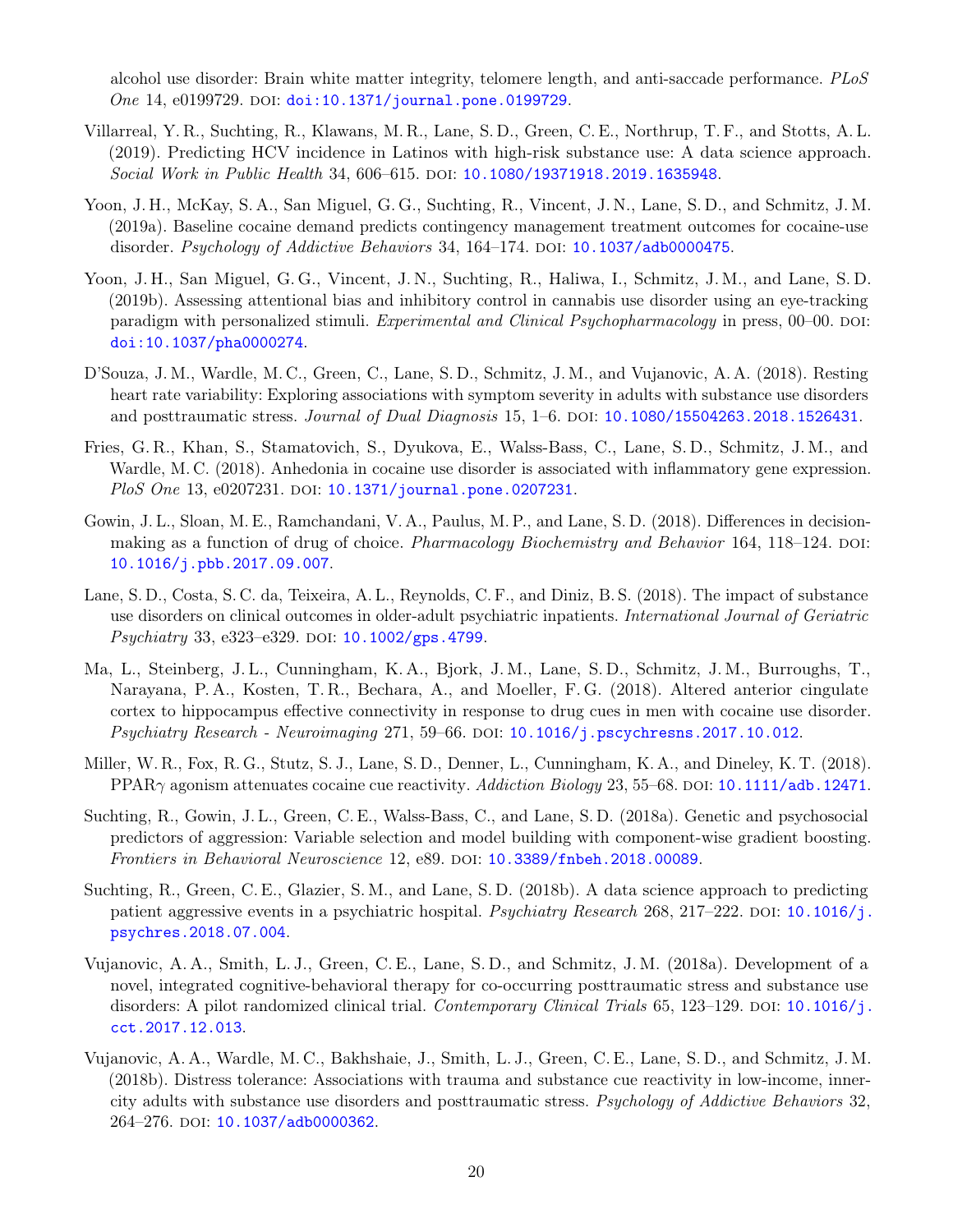alcohol use disorder: Brain white matter integrity, telomere length, and anti-saccade performance. *PLoS One* 14, e0199729. DOI: doi:10.1371/journal.pone.0199729.

Villarreal, Y. R., Suchting, R., Klawans, M. R., Lane, S. D., Green, C. E., Northrup, T. F., and Stotts, A. L. (2019). Predicting HCV incidence in Latinos with high-risk substance use: A data science approach. *Social Work in Public Health* 34, 606–615. DOI: 10.1080/19371918.2019.1635948.

Yoon, J. H., McKay, S. A., San Miguel, G. G., Suchting, R., Vincent, J. N., Lane, S. D., and Schmitz, J. M. (2019a). Baseline cocaine demand predicts contingency management treatment outcomes for cocaine-use disorder. *Psychology of Addictive Behaviors* 34, 164–174. DOI: 10.1037/adb0000475.

Yoon, J. H., San Miguel, G. G., Vincent, J. N., Suchting, R., Haliwa, I., Schmitz, J. M., and Lane, S. D. (2019b). Assessing attentional bias and inhibitory control in cannabis use disorder using an eye-tracking paradigm with personalized stimuli. *Experimental and Clinical Psychopharmacology* in press, 00–00. DOI: doi:10.1037/pha0000274.

D'Souza, J. M., Wardle, M. C., Green, C., Lane, S. D., Schmitz, J. M., and Vujanovic, A. A. (2018). Resting heart rate variability: Exploring associations with symptom severity in adults with substance use disorders and posttraumatic stress. *Journal of Dual Diagnosis* 15, 1–6. DOI: 10.1080/15504263.2018.1526431.

Fries, G. R., Khan, S., Stamatovich, S., Dyukova, E., Walss-Bass, C., Lane, S. D., Schmitz, J. M., and Wardle, M. C. (2018). Anhedonia in cocaine use disorder is associated with inflammatory gene expression. *PloS One* 13, e0207231. DOI: 10.1371/journal.pone.0207231.

Gowin, J. L., Sloan, M. E., Ramchandani, V. A., Paulus, M. P., and Lane, S. D. (2018). Differences in decision-making as a function of drug of choice. *Pharmacology Biochemistry and Behavior* 164, 118–124. DOI: 10.1016/j.pbb.2017.09.007.

Lane, S. D., Costa, S. C. da, Teixeira, A. L., Reynolds, C. F., and Diniz, B. S. (2018). The impact of substance use disorders on clinical outcomes in older-adult psychiatric inpatients. *International Journal of Geriatric Psychiatry* 33, e323–e329. DOI: 10.1002/gps.4799.

Ma, L., Steinberg, J. L., Cunningham, K. A., Bjork, J. M., Lane, S. D., Schmitz, J. M., Burroughs, T., Narayana, P. A., Kosten, T. R., Bechara, A., and Moeller, F. G. (2018). Altered anterior cingulate cortex to hippocampus effective connectivity in response to drug cues in men with cocaine use disorder. *Psychiatry Research - Neuroimaging* 271, 59–66. DOI: 10.1016/j.pscychresns.2017.10.012.

Miller, W. R., Fox, R. G., Stutz, S. J., Lane, S. D., Denner, L., Cunningham, K. A., and Dineley, K. T. (2018). PPAR$\gamma$ agonism attenuates cocaine cue reactivity. *Addiction Biology* 23, 55–68. DOI: 10.1111/adb.12471.

Suchting, R., Gowin, J. L., Green, C. E., Walss-Bass, C., and Lane, S. D. (2018a). Genetic and psychosocial predictors of aggression: Variable selection and model building with component-wise gradient boosting. *Frontiers in Behavioral Neuroscience* 12, e89. DOI: 10.3389/fnbeh.2018.00089.

Suchting, R., Green, C. E., Glazier, S. M., and Lane, S. D. (2018b). A data science approach to predicting patient aggressive events in a psychiatric hospital. *Psychiatry Research* 268, 217–222. DOI: 10.1016/j.psychres.2018.07.004.

Vujanovic, A. A., Smith, L. J., Green, C. E., Lane, S. D., and Schmitz, J. M. (2018a). Development of a novel, integrated cognitive-behavioral therapy for co-occurring posttraumatic stress and substance use disorders: A pilot randomized clinical trial. *Contemporary Clinical Trials* 65, 123–129. DOI: 10.1016/j.cct.2017.12.013.

Vujanovic, A. A., Wardle, M. C., Bakhshaie, J., Smith, L. J., Green, C. E., Lane, S. D., and Schmitz, J. M. (2018b). Distress tolerance: Associations with trauma and substance cue reactivity in low-income, inner-city adults with substance use disorders and posttraumatic stress. *Psychology of Addictive Behaviors* 32, 264–276. DOI: 10.1037/adb0000362.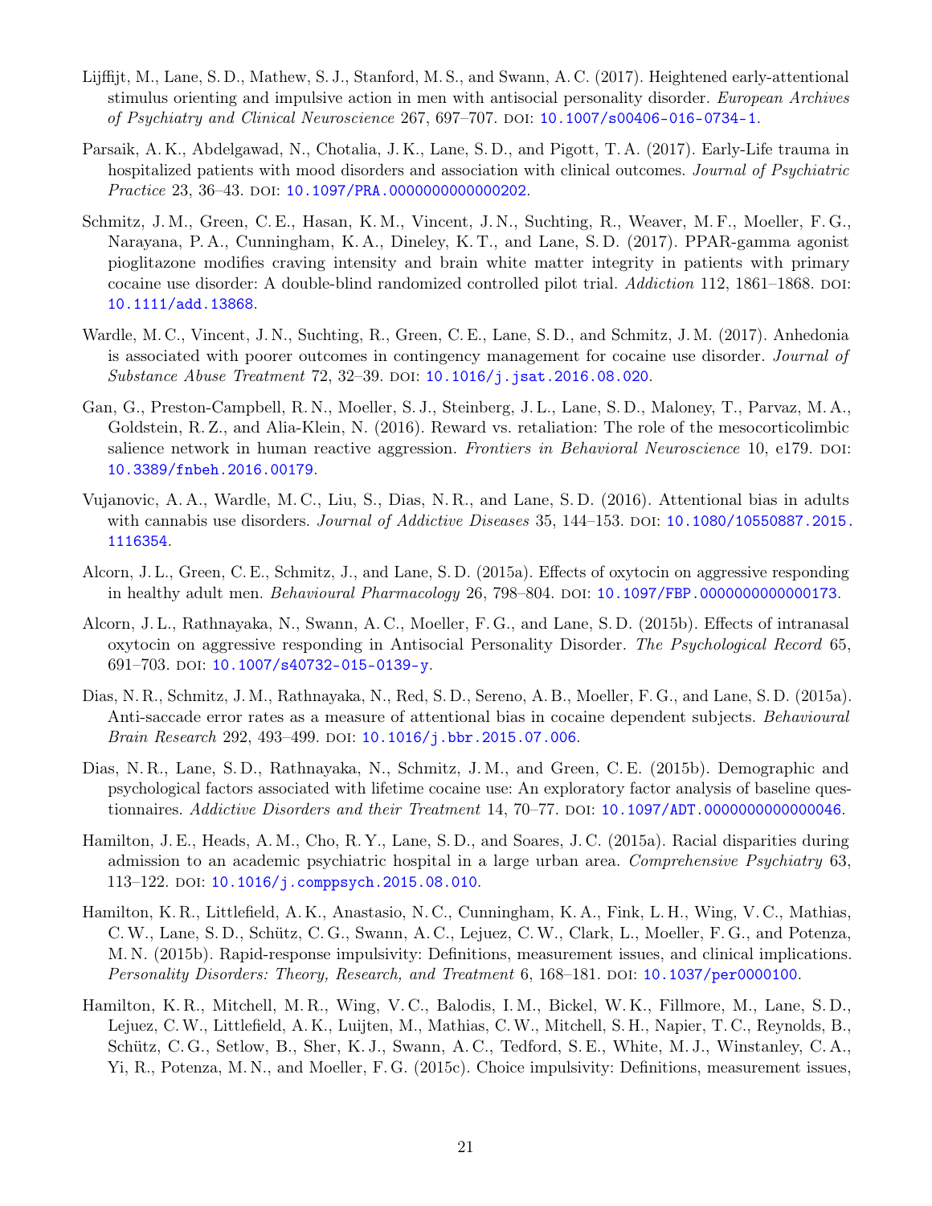Lijffijt, M., Lane, S. D., Mathew, S. J., Stanford, M. S., and Swann, A. C. (2017). Heightened early-attentional stimulus orienting and impulsive action in men with antisocial personality disorder. *European Archives of Psychiatry and Clinical Neuroscience* 267, 697–707. DOI: 10.1007/s00406-016-0734-1.

Parsaik, A. K., Abdelgawad, N., Chotalia, J. K., Lane, S. D., and Pigott, T. A. (2017). Early-Life trauma in hospitalized patients with mood disorders and association with clinical outcomes. *Journal of Psychiatric Practice* 23, 36–43. DOI: 10.1097/PRA.0000000000000202.

Schmitz, J. M., Green, C. E., Hasan, K. M., Vincent, J. N., Suchting, R., Weaver, M. F., Moeller, F. G., Narayana, P. A., Cunningham, K. A., Dineley, K. T., and Lane, S. D. (2017). PPAR-gamma agonist pioglitazone modifies craving intensity and brain white matter integrity in patients with primary cocaine use disorder: A double-blind randomized controlled pilot trial. *Addiction* 112, 1861–1868. DOI: 10.1111/add.13868.

Wardle, M. C., Vincent, J. N., Suchting, R., Green, C. E., Lane, S. D., and Schmitz, J. M. (2017). Anhedonia is associated with poorer outcomes in contingency management for cocaine use disorder. *Journal of Substance Abuse Treatment* 72, 32–39. DOI: 10.1016/j.jsat.2016.08.020.

Gan, G., Preston-Campbell, R. N., Moeller, S. J., Steinberg, J. L., Lane, S. D., Maloney, T., Parvaz, M. A., Goldstein, R. Z., and Alia-Klein, N. (2016). Reward vs. retaliation: The role of the mesocorticolimbic salience network in human reactive aggression. *Frontiers in Behavioral Neuroscience* 10, e179. DOI: 10.3389/fnbeh.2016.00179.

Vujanovic, A. A., Wardle, M. C., Liu, S., Dias, N. R., and Lane, S. D. (2016). Attentional bias in adults with cannabis use disorders. *Journal of Addictive Diseases* 35, 144–153. DOI: 10.1080/10550887.2015.1116354.

Alcorn, J. L., Green, C. E., Schmitz, J., and Lane, S. D. (2015a). Effects of oxytocin on aggressive responding in healthy adult men. *Behavioural Pharmacology* 26, 798–804. DOI: 10.1097/FBP.0000000000000173.

Alcorn, J. L., Rathnayaka, N., Swann, A. C., Moeller, F. G., and Lane, S. D. (2015b). Effects of intranasal oxytocin on aggressive responding in Antisocial Personality Disorder. *The Psychological Record* 65, 691–703. DOI: 10.1007/s40732-015-0139-y.

Dias, N. R., Schmitz, J. M., Rathnayaka, N., Red, S. D., Sereno, A. B., Moeller, F. G., and Lane, S. D. (2015a). Anti-saccade error rates as a measure of attentional bias in cocaine dependent subjects. *Behavioural Brain Research* 292, 493–499. DOI: 10.1016/j.bbr.2015.07.006.

Dias, N. R., Lane, S. D., Rathnayaka, N., Schmitz, J. M., and Green, C. E. (2015b). Demographic and psychological factors associated with lifetime cocaine use: An exploratory factor analysis of baseline questionnaires. *Addictive Disorders and their Treatment* 14, 70–77. DOI: 10.1097/ADT.0000000000000046.

Hamilton, J. E., Heads, A. M., Cho, R. Y., Lane, S. D., and Soares, J. C. (2015a). Racial disparities during admission to an academic psychiatric hospital in a large urban area. *Comprehensive Psychiatry* 63, 113–122. DOI: 10.1016/j.comppsych.2015.08.010.

Hamilton, K. R., Littlefield, A. K., Anastasio, N. C., Cunningham, K. A., Fink, L. H., Wing, V. C., Mathias, C. W., Lane, S. D., Schütz, C. G., Swann, A. C., Lejuez, C. W., Clark, L., Moeller, F. G., and Potenza, M. N. (2015b). Rapid-response impulsivity: Definitions, measurement issues, and clinical implications. *Personality Disorders: Theory, Research, and Treatment* 6, 168–181. DOI: 10.1037/per0000100.

Hamilton, K. R., Mitchell, M. R., Wing, V. C., Balodis, I. M., Bickel, W. K., Fillmore, M., Lane, S. D., Lejuez, C. W., Littlefield, A. K., Luijten, M., Mathias, C. W., Mitchell, S. H., Napier, T. C., Reynolds, B., Schütz, C. G., Setlow, B., Sher, K. J., Swann, A. C., Tedford, S. E., White, M. J., Winstanley, C. A., Yi, R., Potenza, M. N., and Moeller, F. G. (2015c). Choice impulsivity: Definitions, measurement issues,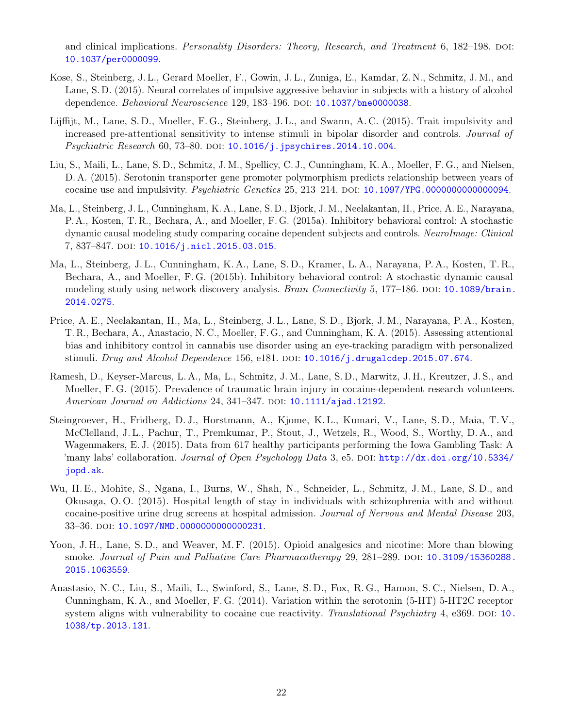and clinical implications. *Personality Disorders: Theory, Research, and Treatment* 6, 182–198. DOI: 10.1037/per0000099.

Kose, S., Steinberg, J. L., Gerard Moeller, F., Gowin, J. L., Zuniga, E., Kamdar, Z. N., Schmitz, J. M., and Lane, S. D. (2015). Neural correlates of impulsive aggressive behavior in subjects with a history of alcohol dependence. *Behavioral Neuroscience* 129, 183–196. DOI: 10.1037/bne0000038.

Lijffijt, M., Lane, S. D., Moeller, F. G., Steinberg, J. L., and Swann, A. C. (2015). Trait impulsivity and increased pre-attentional sensitivity to intense stimuli in bipolar disorder and controls. *Journal of Psychiatric Research* 60, 73–80. DOI: 10.1016/j.jpsychires.2014.10.004.

Liu, S., Maili, L., Lane, S. D., Schmitz, J. M., Spellicy, C. J., Cunningham, K. A., Moeller, F. G., and Nielsen, D. A. (2015). Serotonin transporter gene promoter polymorphism predicts relationship between years of cocaine use and impulsivity. *Psychiatric Genetics* 25, 213–214. DOI: 10.1097/YPG.0000000000000094.

Ma, L., Steinberg, J. L., Cunningham, K. A., Lane, S. D., Bjork, J. M., Neelakantan, H., Price, A. E., Narayana, P. A., Kosten, T. R., Bechara, A., and Moeller, F. G. (2015a). Inhibitory behavioral control: A stochastic dynamic causal modeling study comparing cocaine dependent subjects and controls. *NeuroImage: Clinical* 7, 837–847. DOI: 10.1016/j.nicl.2015.03.015.

Ma, L., Steinberg, J. L., Cunningham, K. A., Lane, S. D., Kramer, L. A., Narayana, P. A., Kosten, T. R., Bechara, A., and Moeller, F. G. (2015b). Inhibitory behavioral control: A stochastic dynamic causal modeling study using network discovery analysis. *Brain Connectivity* 5, 177–186. DOI: 10.1089/brain.2014.0275.

Price, A. E., Neelakantan, H., Ma, L., Steinberg, J. L., Lane, S. D., Bjork, J. M., Narayana, P. A., Kosten, T. R., Bechara, A., Anastacio, N. C., Moeller, F. G., and Cunningham, K. A. (2015). Assessing attentional bias and inhibitory control in cannabis use disorder using an eye-tracking paradigm with personalized stimuli. *Drug and Alcohol Dependence* 156, e181. DOI: 10.1016/j.drugalcdep.2015.07.674.

Ramesh, D., Keyser-Marcus, L. A., Ma, L., Schmitz, J. M., Lane, S. D., Marwitz, J. H., Kreutzer, J. S., and Moeller, F. G. (2015). Prevalence of traumatic brain injury in cocaine-dependent research volunteers. *American Journal on Addictions* 24, 341–347. DOI: 10.1111/ajad.12192.

Steingroever, H., Fridberg, D. J., Horstmann, A., Kjome, K. L., Kumari, V., Lane, S. D., Maia, T. V., McClelland, J. L., Pachur, T., Premkumar, P., Stout, J., Wetzels, R., Wood, S., Worthy, D. A., and Wagenmakers, E. J. (2015). Data from 617 healthy participants performing the Iowa Gambling Task: A 'many labs' collaboration. *Journal of Open Psychology Data* 3, e5. DOI: http://dx.doi.org/10.5334/jopd.ak.

Wu, H. E., Mohite, S., Ngana, I., Burns, W., Shah, N., Schneider, L., Schmitz, J. M., Lane, S. D., and Okusaga, O. O. (2015). Hospital length of stay in individuals with schizophrenia with and without cocaine-positive urine drug screens at hospital admission. *Journal of Nervous and Mental Disease* 203, 33–36. DOI: 10.1097/NMD.0000000000000231.

Yoon, J. H., Lane, S. D., and Weaver, M. F. (2015). Opioid analgesics and nicotine: More than blowing smoke. *Journal of Pain and Palliative Care Pharmacotherapy* 29, 281–289. DOI: 10.3109/15360288.2015.1063559.

Anastasio, N. C., Liu, S., Maili, L., Swinford, S., Lane, S. D., Fox, R. G., Hamon, S. C., Nielsen, D. A., Cunningham, K. A., and Moeller, F. G. (2014). Variation within the serotonin (5-HT) 5-HT2C receptor system aligns with vulnerability to cocaine cue reactivity. *Translational Psychiatry* 4, e369. DOI: 10.1038/tp.2013.131.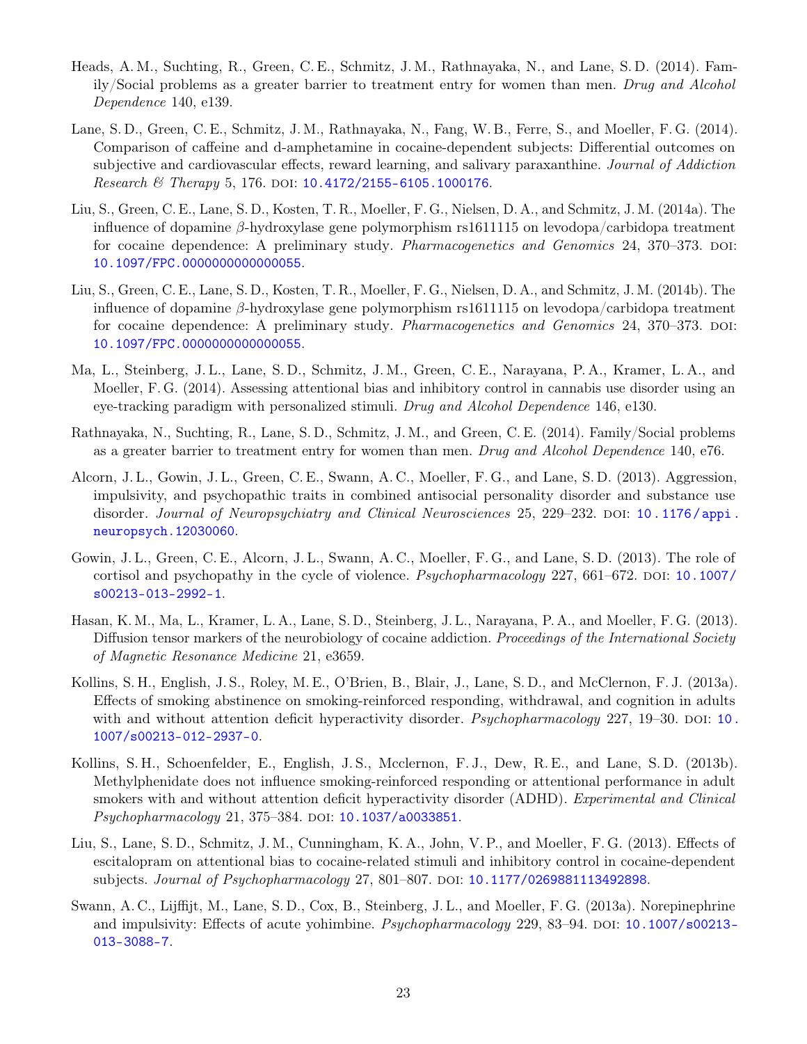Heads, A. M., Suchting, R., Green, C. E., Schmitz, J. M., Rathnayaka, N., and Lane, S. D. (2014). Family/Social problems as a greater barrier to treatment entry for women than men. *Drug and Alcohol Dependence* 140, e139.

Lane, S. D., Green, C. E., Schmitz, J. M., Rathnayaka, N., Fang, W. B., Ferre, S., and Moeller, F. G. (2014). Comparison of caffeine and d-amphetamine in cocaine-dependent subjects: Differential outcomes on subjective and cardiovascular effects, reward learning, and salivary paraxanthine. *Journal of Addiction Research & Therapy* 5, 176. DOI: 10.4172/2155-6105.1000176.

Liu, S., Green, C. E., Lane, S. D., Kosten, T. R., Moeller, F. G., Nielsen, D. A., and Schmitz, J. M. (2014a). The influence of dopamine $\beta$-hydroxylase gene polymorphism rs1611115 on levodopa/carbidopa treatment for cocaine dependence: A preliminary study. *Pharmacogenetics and Genomics* 24, 370–373. DOI: 10.1097/FPC.0000000000000055.

Liu, S., Green, C. E., Lane, S. D., Kosten, T. R., Moeller, F. G., Nielsen, D. A., and Schmitz, J. M. (2014b). The influence of dopamine $\beta$-hydroxylase gene polymorphism rs1611115 on levodopa/carbidopa treatment for cocaine dependence: A preliminary study. *Pharmacogenetics and Genomics* 24, 370–373. DOI: 10.1097/FPC.0000000000000055.

Ma, L., Steinberg, J. L., Lane, S. D., Schmitz, J. M., Green, C. E., Narayana, P. A., Kramer, L. A., and Moeller, F. G. (2014). Assessing attentional bias and inhibitory control in cannabis use disorder using an eye-tracking paradigm with personalized stimuli. *Drug and Alcohol Dependence* 146, e130.

Rathnayaka, N., Suchting, R., Lane, S. D., Schmitz, J. M., and Green, C. E. (2014). Family/Social problems as a greater barrier to treatment entry for women than men. *Drug and Alcohol Dependence* 140, e76.

Alcorn, J. L., Gowin, J. L., Green, C. E., Swann, A. C., Moeller, F. G., and Lane, S. D. (2013). Aggression, impulsivity, and psychopathic traits in combined antisocial personality disorder and substance use disorder. *Journal of Neuropsychiatry and Clinical Neurosciences* 25, 229–232. DOI: 10.1176/appi.neuropsych.12030060.

Gowin, J. L., Green, C. E., Alcorn, J. L., Swann, A. C., Moeller, F. G., and Lane, S. D. (2013). The role of cortisol and psychopathy in the cycle of violence. *Psychopharmacology* 227, 661–672. DOI: 10.1007/s00213-013-2992-1.

Hasan, K. M., Ma, L., Kramer, L. A., Lane, S. D., Steinberg, J. L., Narayana, P. A., and Moeller, F. G. (2013). Diffusion tensor markers of the neurobiology of cocaine addiction. *Proceedings of the International Society of Magnetic Resonance Medicine* 21, e3659.

Kollins, S. H., English, J. S., Roley, M. E., O'Brien, B., Blair, J., Lane, S. D., and McClernon, F. J. (2013a). Effects of smoking abstinence on smoking-reinforced responding, withdrawal, and cognition in adults with and without attention deficit hyperactivity disorder. *Psychopharmacology* 227, 19–30. DOI: 10.1007/s00213-012-2937-0.

Kollins, S. H., Schoenfelder, E., English, J. S., Mcclernon, F. J., Dew, R. E., and Lane, S. D. (2013b). Methylphenidate does not influence smoking-reinforced responding or attentional performance in adult smokers with and without attention deficit hyperactivity disorder (ADHD). *Experimental and Clinical Psychopharmacology* 21, 375–384. DOI: 10.1037/a0033851.

Liu, S., Lane, S. D., Schmitz, J. M., Cunningham, K. A., John, V. P., and Moeller, F. G. (2013). Effects of escitalopram on attentional bias to cocaine-related stimuli and inhibitory control in cocaine-dependent subjects. *Journal of Psychopharmacology* 27, 801–807. DOI: 10.1177/0269881113492898.

Swann, A. C., Lijffijt, M., Lane, S. D., Cox, B., Steinberg, J. L., and Moeller, F. G. (2013a). Norepinephrine and impulsivity: Effects of acute yohimbine. *Psychopharmacology* 229, 83–94. DOI: 10.1007/s00213-013-3088-7.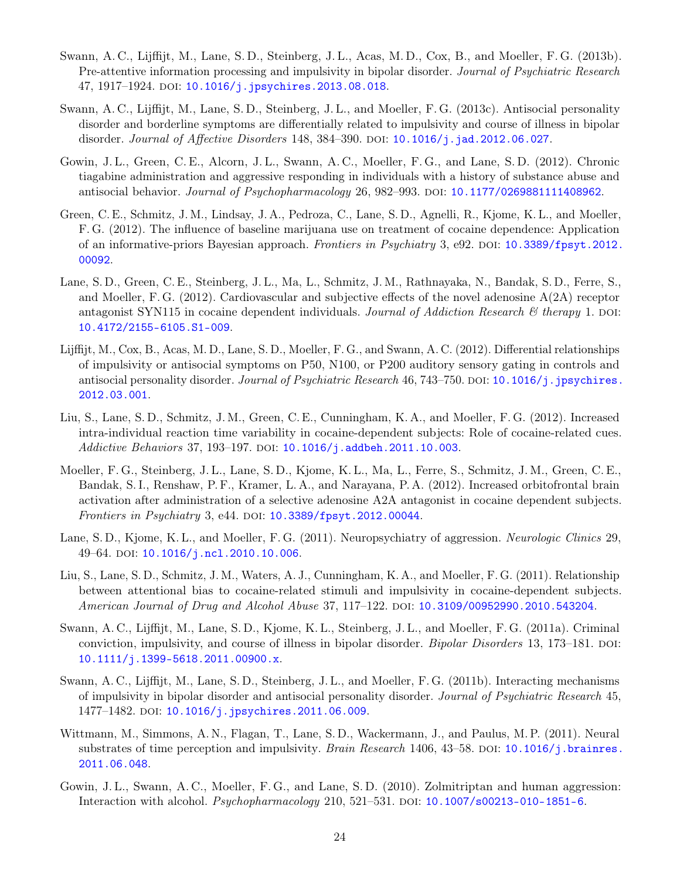Swann, A. C., Lijffijt, M., Lane, S. D., Steinberg, J. L., Acas, M. D., Cox, B., and Moeller, F. G. (2013b). Pre-attentive information processing and impulsivity in bipolar disorder. *Journal of Psychiatric Research* 47, 1917–1924. DOI: 10.1016/j.jpsychires.2013.08.018.

Swann, A. C., Lijffijt, M., Lane, S. D., Steinberg, J. L., and Moeller, F. G. (2013c). Antisocial personality disorder and borderline symptoms are differentially related to impulsivity and course of illness in bipolar disorder. *Journal of Affective Disorders* 148, 384–390. DOI: 10.1016/j.jad.2012.06.027.

Gowin, J. L., Green, C. E., Alcorn, J. L., Swann, A. C., Moeller, F. G., and Lane, S. D. (2012). Chronic tiagabine administration and aggressive responding in individuals with a history of substance abuse and antisocial behavior. *Journal of Psychopharmacology* 26, 982–993. DOI: 10.1177/0269881111408962.

Green, C. E., Schmitz, J. M., Lindsay, J. A., Pedroza, C., Lane, S. D., Agnelli, R., Kjome, K. L., and Moeller, F. G. (2012). The influence of baseline marijuana use on treatment of cocaine dependence: Application of an informative-priors Bayesian approach. *Frontiers in Psychiatry* 3, e92. DOI: 10.3389/fpsyt.2012.00092.

Lane, S. D., Green, C. E., Steinberg, J. L., Ma, L., Schmitz, J. M., Rathnayaka, N., Bandak, S. D., Ferre, S., and Moeller, F. G. (2012). Cardiovascular and subjective effects of the novel adenosine A(2A) receptor antagonist SYN115 in cocaine dependent individuals. *Journal of Addiction Research & therapy* 1. DOI: 10.4172/2155-6105.S1-009.

Lijffijt, M., Cox, B., Acas, M. D., Lane, S. D., Moeller, F. G., and Swann, A. C. (2012). Differential relationships of impulsivity or antisocial symptoms on P50, N100, or P200 auditory sensory gating in controls and antisocial personality disorder. *Journal of Psychiatric Research* 46, 743–750. DOI: 10.1016/j.jpsychires.2012.03.001.

Liu, S., Lane, S. D., Schmitz, J. M., Green, C. E., Cunningham, K. A., and Moeller, F. G. (2012). Increased intra-individual reaction time variability in cocaine-dependent subjects: Role of cocaine-related cues. *Addictive Behaviors* 37, 193–197. DOI: 10.1016/j.addbeh.2011.10.003.

Moeller, F. G., Steinberg, J. L., Lane, S. D., Kjome, K. L., Ma, L., Ferre, S., Schmitz, J. M., Green, C. E., Bandak, S. I., Renshaw, P. F., Kramer, L. A., and Narayana, P. A. (2012). Increased orbitofrontal brain activation after administration of a selective adenosine A2A antagonist in cocaine dependent subjects. *Frontiers in Psychiatry* 3, e44. DOI: 10.3389/fpsyt.2012.00044.

Lane, S. D., Kjome, K. L., and Moeller, F. G. (2011). Neuropsychiatry of aggression. *Neurologic Clinics* 29, 49–64. DOI: 10.1016/j.ncl.2010.10.006.

Liu, S., Lane, S. D., Schmitz, J. M., Waters, A. J., Cunningham, K. A., and Moeller, F. G. (2011). Relationship between attentional bias to cocaine-related stimuli and impulsivity in cocaine-dependent subjects. *American Journal of Drug and Alcohol Abuse* 37, 117–122. DOI: 10.3109/00952990.2010.543204.

Swann, A. C., Lijffijt, M., Lane, S. D., Kjome, K. L., Steinberg, J. L., and Moeller, F. G. (2011a). Criminal conviction, impulsivity, and course of illness in bipolar disorder. *Bipolar Disorders* 13, 173–181. DOI: 10.1111/j.1399-5618.2011.00900.x.

Swann, A. C., Lijffijt, M., Lane, S. D., Steinberg, J. L., and Moeller, F. G. (2011b). Interacting mechanisms of impulsivity in bipolar disorder and antisocial personality disorder. *Journal of Psychiatric Research* 45, 1477–1482. DOI: 10.1016/j.jpsychires.2011.06.009.

Wittmann, M., Simmons, A. N., Flagan, T., Lane, S. D., Wackermann, J., and Paulus, M. P. (2011). Neural substrates of time perception and impulsivity. *Brain Research* 1406, 43–58. DOI: 10.1016/j.brainres.2011.06.048.

Gowin, J. L., Swann, A. C., Moeller, F. G., and Lane, S. D. (2010). Zolmitriptan and human aggression: Interaction with alcohol. *Psychopharmacology* 210, 521–531. DOI: 10.1007/s00213-010-1851-6.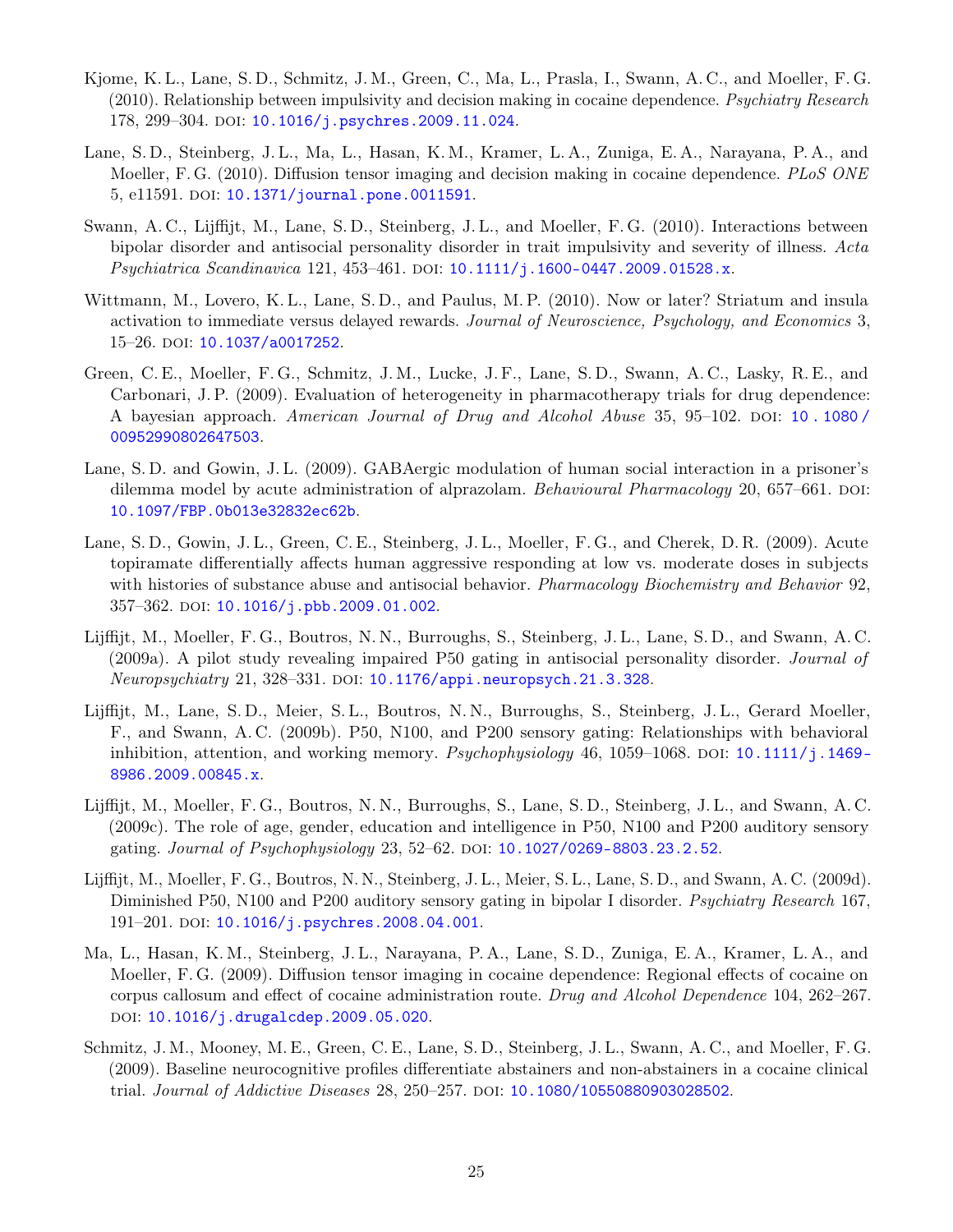Kjome, K. L., Lane, S. D., Schmitz, J. M., Green, C., Ma, L., Prasla, I., Swann, A. C., and Moeller, F. G. (2010). Relationship between impulsivity and decision making in cocaine dependence. *Psychiatry Research* 178, 299–304. DOI: 10.1016/j.psychres.2009.11.024.

Lane, S. D., Steinberg, J. L., Ma, L., Hasan, K. M., Kramer, L. A., Zuniga, E. A., Narayana, P. A., and Moeller, F. G. (2010). Diffusion tensor imaging and decision making in cocaine dependence. *PLoS ONE* 5, e11591. DOI: 10.1371/journal.pone.0011591.

Swann, A. C., Lijffijt, M., Lane, S. D., Steinberg, J. L., and Moeller, F. G. (2010). Interactions between bipolar disorder and antisocial personality disorder in trait impulsivity and severity of illness. *Acta Psychiatrica Scandinavica* 121, 453–461. DOI: 10.1111/j.1600-0447.2009.01528.x.

Wittmann, M., Lovero, K. L., Lane, S. D., and Paulus, M. P. (2010). Now or later? Striatum and insula activation to immediate versus delayed rewards. *Journal of Neuroscience, Psychology, and Economics* 3, 15–26. DOI: 10.1037/a0017252.

Green, C. E., Moeller, F. G., Schmitz, J. M., Lucke, J. F., Lane, S. D., Swann, A. C., Lasky, R. E., and Carbonari, J. P. (2009). Evaluation of heterogeneity in pharmacotherapy trials for drug dependence: A bayesian approach. *American Journal of Drug and Alcohol Abuse* 35, 95–102. DOI: 10.1080/00952990802647503.

Lane, S. D. and Gowin, J. L. (2009). GABAergic modulation of human social interaction in a prisoner's dilemma model by acute administration of alprazolam. *Behavioural Pharmacology* 20, 657–661. DOI: 10.1097/FBP.0b013e32832ec62b.

Lane, S. D., Gowin, J. L., Green, C. E., Steinberg, J. L., Moeller, F. G., and Cherek, D. R. (2009). Acute topiramate differentially affects human aggressive responding at low vs. moderate doses in subjects with histories of substance abuse and antisocial behavior. *Pharmacology Biochemistry and Behavior* 92, 357–362. DOI: 10.1016/j.pbb.2009.01.002.

Lijffijt, M., Moeller, F. G., Boutros, N. N., Burroughs, S., Steinberg, J. L., Lane, S. D., and Swann, A. C. (2009a). A pilot study revealing impaired P50 gating in antisocial personality disorder. *Journal of Neuropsychiatry* 21, 328–331. DOI: 10.1176/appi.neuropsych.21.3.328.

Lijffijt, M., Lane, S. D., Meier, S. L., Boutros, N. N., Burroughs, S., Steinberg, J. L., Gerard Moeller, F., and Swann, A. C. (2009b). P50, N100, and P200 sensory gating: Relationships with behavioral inhibition, attention, and working memory. *Psychophysiology* 46, 1059–1068. DOI: 10.1111/j.1469-8986.2009.00845.x.

Lijffijt, M., Moeller, F. G., Boutros, N. N., Burroughs, S., Lane, S. D., Steinberg, J. L., and Swann, A. C. (2009c). The role of age, gender, education and intelligence in P50, N100 and P200 auditory sensory gating. *Journal of Psychophysiology* 23, 52–62. DOI: 10.1027/0269-8803.23.2.52.

Lijffijt, M., Moeller, F. G., Boutros, N. N., Steinberg, J. L., Meier, S. L., Lane, S. D., and Swann, A. C. (2009d). Diminished P50, N100 and P200 auditory sensory gating in bipolar I disorder. *Psychiatry Research* 167, 191–201. DOI: 10.1016/j.psychres.2008.04.001.

Ma, L., Hasan, K. M., Steinberg, J. L., Narayana, P. A., Lane, S. D., Zuniga, E. A., Kramer, L. A., and Moeller, F. G. (2009). Diffusion tensor imaging in cocaine dependence: Regional effects of cocaine on corpus callosum and effect of cocaine administration route. *Drug and Alcohol Dependence* 104, 262–267. DOI: 10.1016/j.drugalcdep.2009.05.020.

Schmitz, J. M., Mooney, M. E., Green, C. E., Lane, S. D., Steinberg, J. L., Swann, A. C., and Moeller, F. G. (2009). Baseline neurocognitive profiles differentiate abstainers and non-abstainers in a cocaine clinical trial. *Journal of Addictive Diseases* 28, 250–257. DOI: 10.1080/10550880903028502.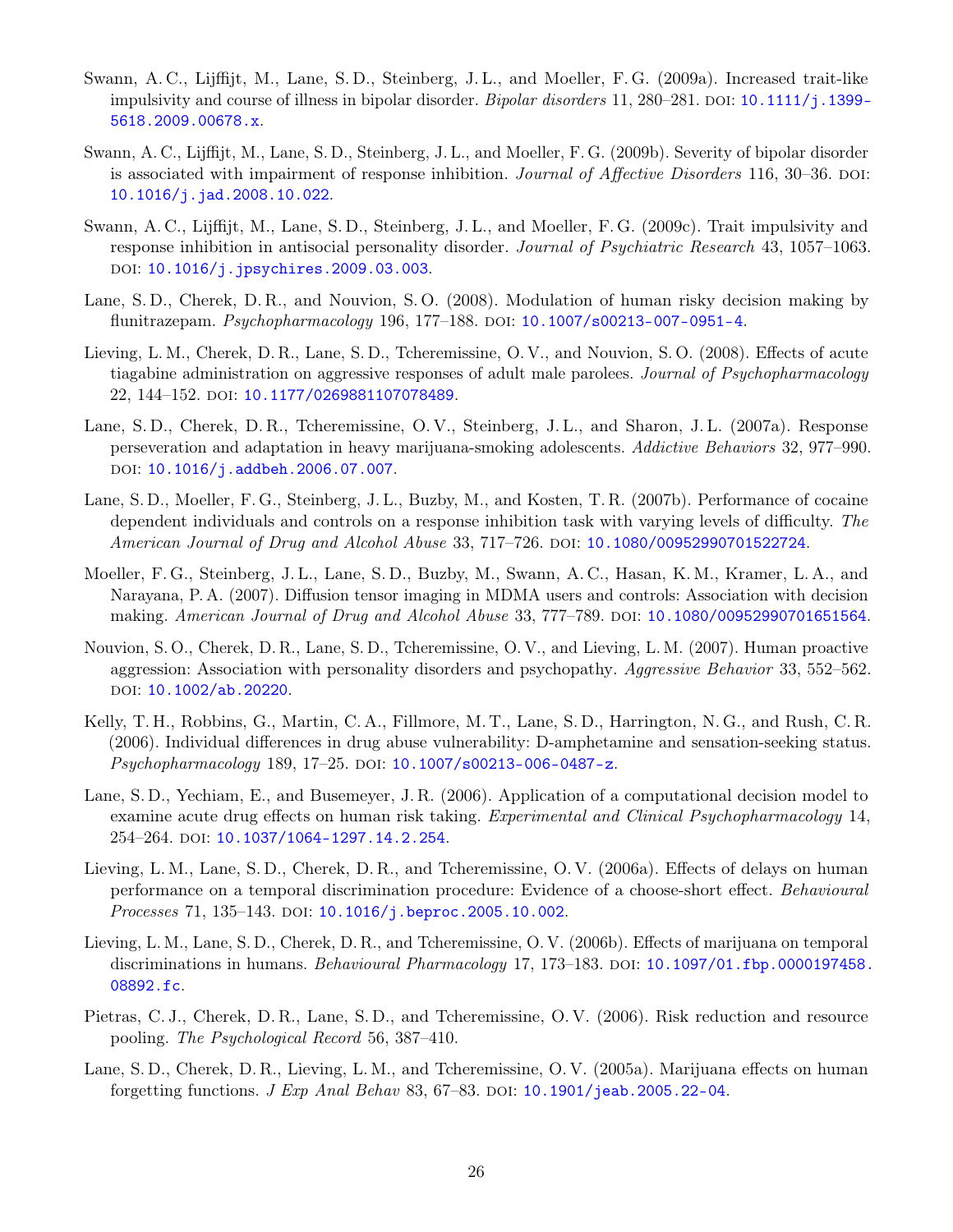Swann, A. C., Lijffijt, M., Lane, S. D., Steinberg, J. L., and Moeller, F. G. (2009a). Increased trait-like impulsivity and course of illness in bipolar disorder. *Bipolar disorders* 11, 280–281. DOI: 10.1111/j.1399-5618.2009.00678.x.

Swann, A. C., Lijffijt, M., Lane, S. D., Steinberg, J. L., and Moeller, F. G. (2009b). Severity of bipolar disorder is associated with impairment of response inhibition. *Journal of Affective Disorders* 116, 30–36. DOI: 10.1016/j.jad.2008.10.022.

Swann, A. C., Lijffijt, M., Lane, S. D., Steinberg, J. L., and Moeller, F. G. (2009c). Trait impulsivity and response inhibition in antisocial personality disorder. *Journal of Psychiatric Research* 43, 1057–1063. DOI: 10.1016/j.jpsychires.2009.03.003.

Lane, S. D., Cherek, D. R., and Nouvion, S. O. (2008). Modulation of human risky decision making by flunitrazepam. *Psychopharmacology* 196, 177–188. DOI: 10.1007/s00213-007-0951-4.

Lieving, L. M., Cherek, D. R., Lane, S. D., Tcheremissine, O. V., and Nouvion, S. O. (2008). Effects of acute tiagabine administration on aggressive responses of adult male parolees. *Journal of Psychopharmacology* 22, 144–152. DOI: 10.1177/0269881107078489.

Lane, S. D., Cherek, D. R., Tcheremissine, O. V., Steinberg, J. L., and Sharon, J. L. (2007a). Response perseveration and adaptation in heavy marijuana-smoking adolescents. *Addictive Behaviors* 32, 977–990. DOI: 10.1016/j.addbeh.2006.07.007.

Lane, S. D., Moeller, F. G., Steinberg, J. L., Buzby, M., and Kosten, T. R. (2007b). Performance of cocaine dependent individuals and controls on a response inhibition task with varying levels of difficulty. *The American Journal of Drug and Alcohol Abuse* 33, 717–726. DOI: 10.1080/00952990701522724.

Moeller, F. G., Steinberg, J. L., Lane, S. D., Buzby, M., Swann, A. C., Hasan, K. M., Kramer, L. A., and Narayana, P. A. (2007). Diffusion tensor imaging in MDMA users and controls: Association with decision making. *American Journal of Drug and Alcohol Abuse* 33, 777–789. DOI: 10.1080/00952990701651564.

Nouvion, S. O., Cherek, D. R., Lane, S. D., Tcheremissine, O. V., and Lieving, L. M. (2007). Human proactive aggression: Association with personality disorders and psychopathy. *Aggressive Behavior* 33, 552–562. DOI: 10.1002/ab.20220.

Kelly, T. H., Robbins, G., Martin, C. A., Fillmore, M. T., Lane, S. D., Harrington, N. G., and Rush, C. R. (2006). Individual differences in drug abuse vulnerability: D-amphetamine and sensation-seeking status. *Psychopharmacology* 189, 17–25. DOI: 10.1007/s00213-006-0487-z.

Lane, S. D., Yechiam, E., and Busemeyer, J. R. (2006). Application of a computational decision model to examine acute drug effects on human risk taking. *Experimental and Clinical Psychopharmacology* 14, 254–264. DOI: 10.1037/1064-1297.14.2.254.

Lieving, L. M., Lane, S. D., Cherek, D. R., and Tcheremissine, O. V. (2006a). Effects of delays on human performance on a temporal discrimination procedure: Evidence of a choose-short effect. *Behavioural Processes* 71, 135–143. DOI: 10.1016/j.beproc.2005.10.002.

Lieving, L. M., Lane, S. D., Cherek, D. R., and Tcheremissine, O. V. (2006b). Effects of marijuana on temporal discriminations in humans. *Behavioural Pharmacology* 17, 173–183. DOI: 10.1097/01.fbp.0000197458.08892.fc.

Pietras, C. J., Cherek, D. R., Lane, S. D., and Tcheremissine, O. V. (2006). Risk reduction and resource pooling. *The Psychological Record* 56, 387–410.

Lane, S. D., Cherek, D. R., Lieving, L. M., and Tcheremissine, O. V. (2005a). Marijuana effects on human forgetting functions. *J Exp Anal Behav* 83, 67–83. DOI: 10.1901/jeab.2005.22-04.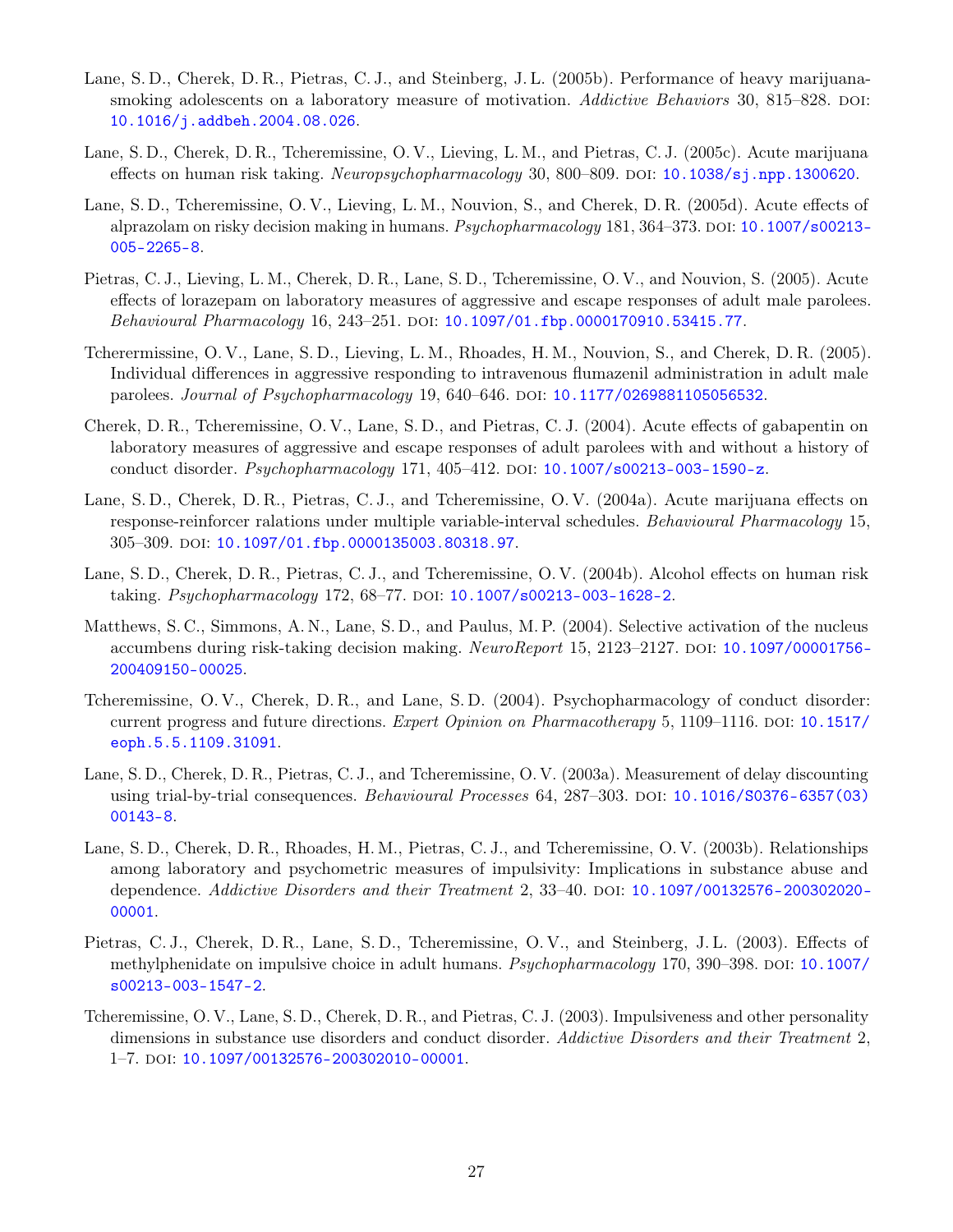Lane, S. D., Cherek, D. R., Pietras, C. J., and Steinberg, J. L. (2005b). Performance of heavy marijuana-smoking adolescents on a laboratory measure of motivation. *Addictive Behaviors* 30, 815–828. DOI: 10.1016/j.addbeh.2004.08.026.

Lane, S. D., Cherek, D. R., Tcheremissine, O. V., Lieving, L. M., and Pietras, C. J. (2005c). Acute marijuana effects on human risk taking. *Neuropsychopharmacology* 30, 800–809. DOI: 10.1038/sj.npp.1300620.

Lane, S. D., Tcheremissine, O. V., Lieving, L. M., Nouvion, S., and Cherek, D. R. (2005d). Acute effects of alprazolam on risky decision making in humans. *Psychopharmacology* 181, 364–373. DOI: 10.1007/s00213-005-2265-8.

Pietras, C. J., Lieving, L. M., Cherek, D. R., Lane, S. D., Tcheremissine, O. V., and Nouvion, S. (2005). Acute effects of lorazepam on laboratory measures of aggressive and escape responses of adult male parolees. *Behavioural Pharmacology* 16, 243–251. DOI: 10.1097/01.fbp.0000170910.53415.77.

Tcherermissine, O. V., Lane, S. D., Lieving, L. M., Rhoades, H. M., Nouvion, S., and Cherek, D. R. (2005). Individual differences in aggressive responding to intravenous flumazenil administration in adult male parolees. *Journal of Psychopharmacology* 19, 640–646. DOI: 10.1177/0269881105056532.

Cherek, D. R., Tcheremissine, O. V., Lane, S. D., and Pietras, C. J. (2004). Acute effects of gabapentin on laboratory measures of aggressive and escape responses of adult parolees with and without a history of conduct disorder. *Psychopharmacology* 171, 405–412. DOI: 10.1007/s00213-003-1590-z.

Lane, S. D., Cherek, D. R., Pietras, C. J., and Tcheremissine, O. V. (2004a). Acute marijuana effects on response-reinforcer ralations under multiple variable-interval schedules. *Behavioural Pharmacology* 15, 305–309. DOI: 10.1097/01.fbp.0000135003.80318.97.

Lane, S. D., Cherek, D. R., Pietras, C. J., and Tcheremissine, O. V. (2004b). Alcohol effects on human risk taking. *Psychopharmacology* 172, 68–77. DOI: 10.1007/s00213-003-1628-2.

Matthews, S. C., Simmons, A. N., Lane, S. D., and Paulus, M. P. (2004). Selective activation of the nucleus accumbens during risk-taking decision making. *NeuroReport* 15, 2123–2127. DOI: 10.1097/00001756-200409150-00025.

Tcheremissine, O. V., Cherek, D. R., and Lane, S. D. (2004). Psychopharmacology of conduct disorder: current progress and future directions. *Expert Opinion on Pharmacotherapy* 5, 1109–1116. DOI: 10.1517/eoph.5.5.1109.31091.

Lane, S. D., Cherek, D. R., Pietras, C. J., and Tcheremissine, O. V. (2003a). Measurement of delay discounting using trial-by-trial consequences. *Behavioural Processes* 64, 287–303. DOI: 10.1016/S0376-6357(03)00143-8.

Lane, S. D., Cherek, D. R., Rhoades, H. M., Pietras, C. J., and Tcheremissine, O. V. (2003b). Relationships among laboratory and psychometric measures of impulsivity: Implications in substance abuse and dependence. *Addictive Disorders and their Treatment* 2, 33–40. DOI: 10.1097/00132576-200302020-00001.

Pietras, C. J., Cherek, D. R., Lane, S. D., Tcheremissine, O. V., and Steinberg, J. L. (2003). Effects of methylphenidate on impulsive choice in adult humans. *Psychopharmacology* 170, 390–398. DOI: 10.1007/s00213-003-1547-2.

Tcheremissine, O. V., Lane, S. D., Cherek, D. R., and Pietras, C. J. (2003). Impulsiveness and other personality dimensions in substance use disorders and conduct disorder. *Addictive Disorders and their Treatment* 2, 1–7. DOI: 10.1097/00132576-200302010-00001.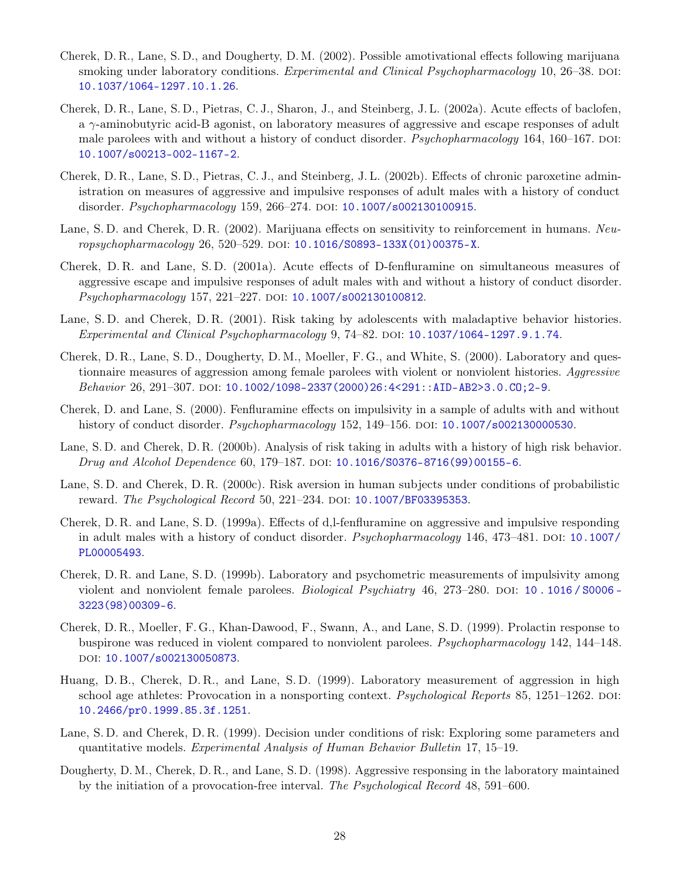Cherek, D. R., Lane, S. D., and Dougherty, D. M. (2002). Possible amotivational effects following marijuana smoking under laboratory conditions. *Experimental and Clinical Psychopharmacology* 10, 26–38. DOI: 10.1037/1064-1297.10.1.26.

Cherek, D. R., Lane, S. D., Pietras, C. J., Sharon, J., and Steinberg, J. L. (2002a). Acute effects of baclofen, a $\gamma$-aminobutyric acid-B agonist, on laboratory measures of aggressive and escape responses of adult male parolees with and without a history of conduct disorder. *Psychopharmacology* 164, 160–167. DOI: 10.1007/s00213-002-1167-2.

Cherek, D. R., Lane, S. D., Pietras, C. J., and Steinberg, J. L. (2002b). Effects of chronic paroxetine administration on measures of aggressive and impulsive responses of adult males with a history of conduct disorder. *Psychopharmacology* 159, 266–274. DOI: 10.1007/s002130100915.

Lane, S. D. and Cherek, D. R. (2002). Marijuana effects on sensitivity to reinforcement in humans. *Neuropsychopharmacology* 26, 520–529. DOI: 10.1016/S0893-133X(01)00375-X.

Cherek, D. R. and Lane, S. D. (2001a). Acute effects of D-fenfluramine on simultaneous measures of aggressive escape and impulsive responses of adult males with and without a history of conduct disorder. *Psychopharmacology* 157, 221–227. DOI: 10.1007/s002130100812.

Lane, S. D. and Cherek, D. R. (2001). Risk taking by adolescents with maladaptive behavior histories. *Experimental and Clinical Psychopharmacology* 9, 74–82. DOI: 10.1037/1064-1297.9.1.74.

Cherek, D. R., Lane, S. D., Dougherty, D. M., Moeller, F. G., and White, S. (2000). Laboratory and questionnaire measures of aggression among female parolees with violent or nonviolent histories. *Aggressive Behavior* 26, 291–307. DOI: 10.1002/1098-2337(2000)26:4<291::AID-AB2>3.0.CO;2-9.

Cherek, D. and Lane, S. (2000). Fenfluramine effects on impulsivity in a sample of adults with and without history of conduct disorder. *Psychopharmacology* 152, 149–156. DOI: 10.1007/s002130000530.

Lane, S. D. and Cherek, D. R. (2000b). Analysis of risk taking in adults with a history of high risk behavior. *Drug and Alcohol Dependence* 60, 179–187. DOI: 10.1016/S0376-8716(99)00155-6.

Lane, S. D. and Cherek, D. R. (2000c). Risk aversion in human subjects under conditions of probabilistic reward. *The Psychological Record* 50, 221–234. DOI: 10.1007/BF03395353.

Cherek, D. R. and Lane, S. D. (1999a). Effects of d,l-fenfluramine on aggressive and impulsive responding in adult males with a history of conduct disorder. *Psychopharmacology* 146, 473–481. DOI: 10.1007/PL00005493.

Cherek, D. R. and Lane, S. D. (1999b). Laboratory and psychometric measurements of impulsivity among violent and nonviolent female parolees. *Biological Psychiatry* 46, 273–280. DOI: 10.1016/S0006-3223(98)00309-6.

Cherek, D. R., Moeller, F. G., Khan-Dawood, F., Swann, A., and Lane, S. D. (1999). Prolactin response to buspirone was reduced in violent compared to nonviolent parolees. *Psychopharmacology* 142, 144–148. DOI: 10.1007/s002130050873.

Huang, D. B., Cherek, D. R., and Lane, S. D. (1999). Laboratory measurement of aggression in high school age athletes: Provocation in a nonsporting context. *Psychological Reports* 85, 1251–1262. DOI: 10.2466/pr0.1999.85.3f.1251.

Lane, S. D. and Cherek, D. R. (1999). Decision under conditions of risk: Exploring some parameters and quantitative models. *Experimental Analysis of Human Behavior Bulletin* 17, 15–19.

Dougherty, D. M., Cherek, D. R., and Lane, S. D. (1998). Aggressive responsing in the laboratory maintained by the initiation of a provocation-free interval. *The Psychological Record* 48, 591–600.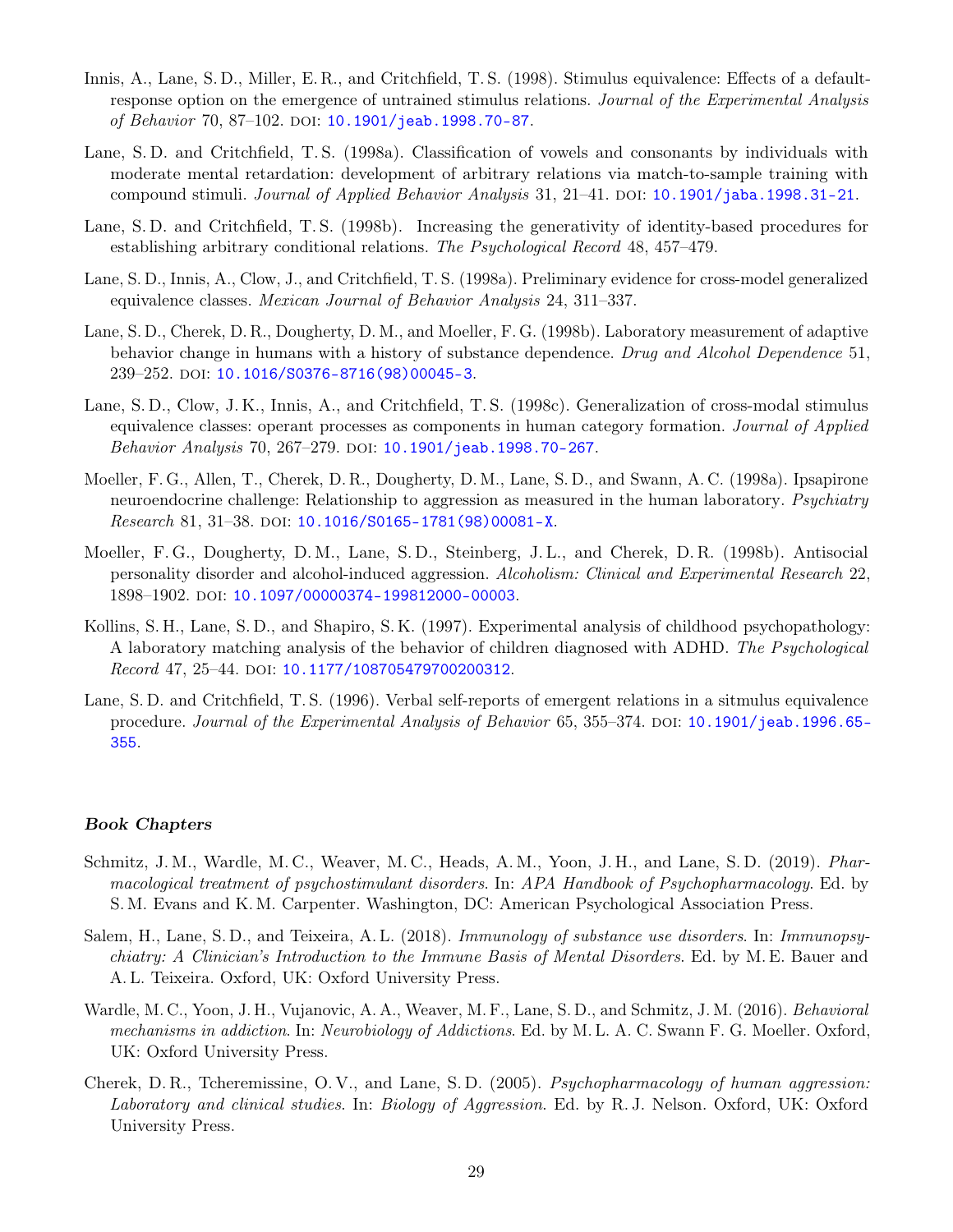Innis, A., Lane, S. D., Miller, E. R., and Critchfield, T. S. (1998). Stimulus equivalence: Effects of a default-response option on the emergence of untrained stimulus relations. *Journal of the Experimental Analysis of Behavior* 70, 87–102. DOI: 10.1901/jeab.1998.70-87.

Lane, S. D. and Critchfield, T. S. (1998a). Classification of vowels and consonants by individuals with moderate mental retardation: development of arbitrary relations via match-to-sample training with compound stimuli. *Journal of Applied Behavior Analysis* 31, 21–41. DOI: 10.1901/jaba.1998.31-21.

Lane, S. D. and Critchfield, T. S. (1998b). Increasing the generativity of identity-based procedures for establishing arbitrary conditional relations. *The Psychological Record* 48, 457–479.

Lane, S. D., Innis, A., Clow, J., and Critchfield, T. S. (1998a). Preliminary evidence for cross-model generalized equivalence classes. *Mexican Journal of Behavior Analysis* 24, 311–337.

Lane, S. D., Cherek, D. R., Dougherty, D. M., and Moeller, F. G. (1998b). Laboratory measurement of adaptive behavior change in humans with a history of substance dependence. *Drug and Alcohol Dependence* 51, 239–252. DOI: 10.1016/S0376-8716(98)00045-3.

Lane, S. D., Clow, J. K., Innis, A., and Critchfield, T. S. (1998c). Generalization of cross-modal stimulus equivalence classes: operant processes as components in human category formation. *Journal of Applied Behavior Analysis* 70, 267–279. DOI: 10.1901/jeab.1998.70-267.

Moeller, F. G., Allen, T., Cherek, D. R., Dougherty, D. M., Lane, S. D., and Swann, A. C. (1998a). Ipsapirone neuroendocrine challenge: Relationship to aggression as measured in the human laboratory. *Psychiatry Research* 81, 31–38. DOI: 10.1016/S0165-1781(98)00081-X.

Moeller, F. G., Dougherty, D. M., Lane, S. D., Steinberg, J. L., and Cherek, D. R. (1998b). Antisocial personality disorder and alcohol-induced aggression. *Alcoholism: Clinical and Experimental Research* 22, 1898–1902. DOI: 10.1097/00000374-199812000-00003.

Kollins, S. H., Lane, S. D., and Shapiro, S. K. (1997). Experimental analysis of childhood psychopathology: A laboratory matching analysis of the behavior of children diagnosed with ADHD. *The Psychological Record* 47, 25–44. DOI: 10.1177/108705479700200312.

Lane, S. D. and Critchfield, T. S. (1996). Verbal self-reports of emergent relations in a sitmulus equivalence procedure. *Journal of the Experimental Analysis of Behavior* 65, 355–374. DOI: 10.1901/jeab.1996.65-355.

### *Book Chapters*

Schmitz, J. M., Wardle, M. C., Weaver, M. C., Heads, A. M., Yoon, J. H., and Lane, S. D. (2019). *Pharmacological treatment of psychostimulant disorders*. In: *APA Handbook of Psychopharmacology*. Ed. by S. M. Evans and K. M. Carpenter. Washington, DC: American Psychological Association Press.

Salem, H., Lane, S. D., and Teixeira, A. L. (2018). *Immunology of substance use disorders*. In: *Immunopsychiatry: A Clinician's Introduction to the Immune Basis of Mental Disorders*. Ed. by M. E. Bauer and A. L. Teixeira. Oxford, UK: Oxford University Press.

Wardle, M. C., Yoon, J. H., Vujanovic, A. A., Weaver, M. F., Lane, S. D., and Schmitz, J. M. (2016). *Behavioral mechanisms in addiction*. In: *Neurobiology of Addictions*. Ed. by M. L. A. C. Swann F. G. Moeller. Oxford, UK: Oxford University Press.

Cherek, D. R., Tcheremissine, O. V., and Lane, S. D. (2005). *Psychopharmacology of human aggression: Laboratory and clinical studies*. In: *Biology of Aggression*. Ed. by R. J. Nelson. Oxford, UK: Oxford University Press.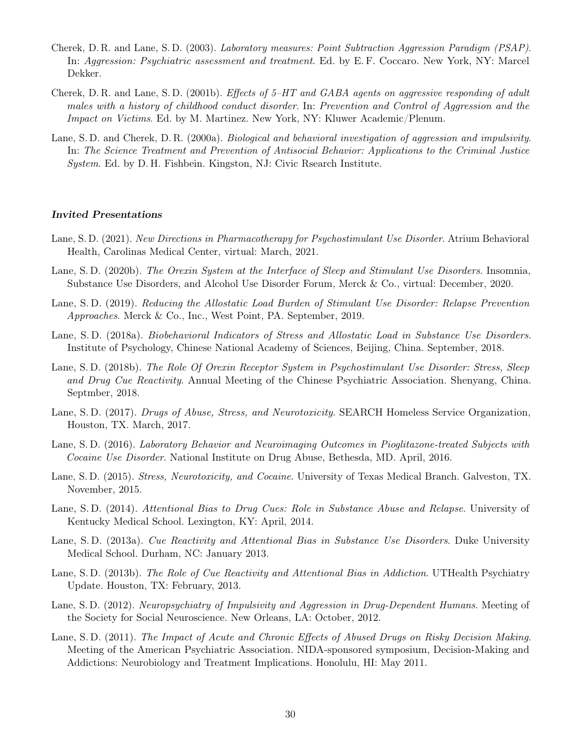Cherek, D. R. and Lane, S. D. (2003). *Laboratory measures: Point Subtraction Aggression Paradigm (PSAP)*. In: *Aggression: Psychiatric assessment and treatment*. Ed. by E. F. Coccaro. New York, NY: Marcel Dekker.

Cherek, D. R. and Lane, S. D. (2001b). *Effects of 5–HT and GABA agents on aggressive responding of adult males with a history of childhood conduct disorder*. In: *Prevention and Control of Aggression and the Impact on Victims*. Ed. by M. Martinez. New York, NY: Kluwer Academic/Plenum.

Lane, S. D. and Cherek, D. R. (2000a). *Biological and behavioral investigation of aggression and impulsivity*. In: *The Science Treatment and Prevention of Antisocial Behavior: Applications to the Criminal Justice System*. Ed. by D. H. Fishbein. Kingston, NJ: Civic Rsearch Institute.

### *Invited Presentations*

Lane, S. D. (2021). *New Directions in Pharmacotherapy for Psychostimulant Use Disorder*. Atrium Behavioral Health, Carolinas Medical Center, virtual: March, 2021.

Lane, S. D. (2020b). *The Orexin System at the Interface of Sleep and Stimulant Use Disorders*. Insomnia, Substance Use Disorders, and Alcohol Use Disorder Forum, Merck & Co., virtual: December, 2020.

Lane, S. D. (2019). *Reducing the Allostatic Load Burden of Stimulant Use Disorder: Relapse Prevention Approaches*. Merck & Co., Inc., West Point, PA. September, 2019.

Lane, S. D. (2018a). *Biobehavioral Indicators of Stress and Allostatic Load in Substance Use Disorders*. Institute of Psychology, Chinese National Academy of Sciences, Beijing, China. September, 2018.

Lane, S. D. (2018b). *The Role Of Orexin Receptor System in Psychostimulant Use Disorder: Stress, Sleep and Drug Cue Reactivity*. Annual Meeting of the Chinese Psychiatric Association. Shenyang, China. Septmber, 2018.

Lane, S. D. (2017). *Drugs of Abuse, Stress, and Neurotoxicity*. SEARCH Homeless Service Organization, Houston, TX. March, 2017.

Lane, S. D. (2016). *Laboratory Behavior and Neuroimaging Outcomes in Pioglitazone-treated Subjects with Cocaine Use Disorder*. National Institute on Drug Abuse, Bethesda, MD. April, 2016.

Lane, S. D. (2015). *Stress, Neurotoxicity, and Cocaine*. University of Texas Medical Branch. Galveston, TX. November, 2015.

Lane, S. D. (2014). *Attentional Bias to Drug Cues: Role in Substance Abuse and Relapse*. University of Kentucky Medical School. Lexington, KY: April, 2014.

Lane, S. D. (2013a). *Cue Reactivity and Attentional Bias in Substance Use Disorders*. Duke University Medical School. Durham, NC: January 2013.

Lane, S. D. (2013b). *The Role of Cue Reactivity and Attentional Bias in Addiction*. UTHealth Psychiatry Update. Houston, TX: February, 2013.

Lane, S. D. (2012). *Neuropsychiatry of Impulsivity and Aggression in Drug-Dependent Humans*. Meeting of the Society for Social Neuroscience. New Orleans, LA: October, 2012.

Lane, S. D. (2011). *The Impact of Acute and Chronic Effects of Abused Drugs on Risky Decision Making*. Meeting of the American Psychiatric Association. NIDA-sponsored symposium, Decision-Making and Addictions: Neurobiology and Treatment Implications. Honolulu, HI: May 2011.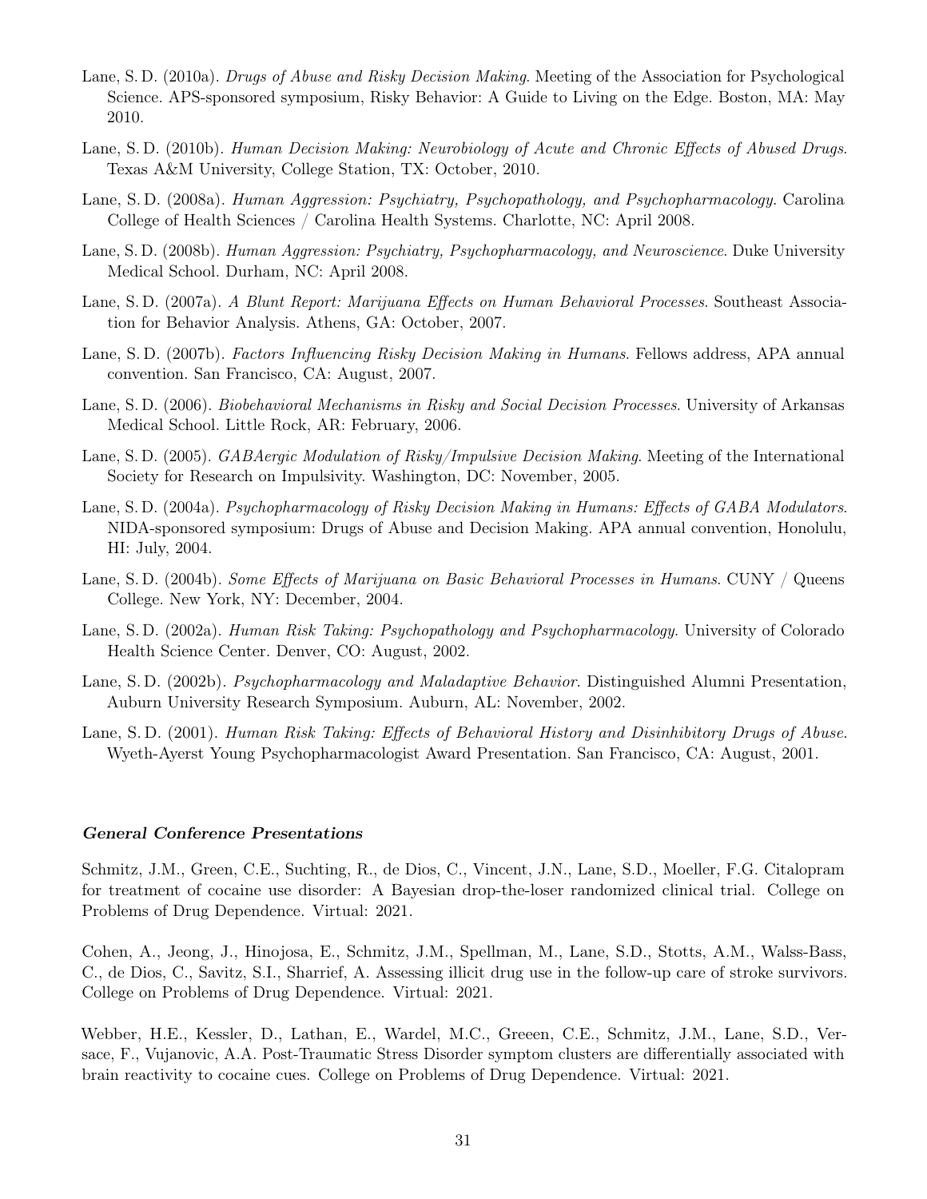Lane, S. D. (2010a). *Drugs of Abuse and Risky Decision Making*. Meeting of the Association for Psychological Science. APS-sponsored symposium, Risky Behavior: A Guide to Living on the Edge. Boston, MA: May 2010.

Lane, S. D. (2010b). *Human Decision Making: Neurobiology of Acute and Chronic Effects of Abused Drugs*. Texas A&M University, College Station, TX: October, 2010.

Lane, S. D. (2008a). *Human Aggression: Psychiatry, Psychopathology, and Psychopharmacology*. Carolina College of Health Sciences / Carolina Health Systems. Charlotte, NC: April 2008.

Lane, S. D. (2008b). *Human Aggression: Psychiatry, Psychopharmacology, and Neuroscience*. Duke University Medical School. Durham, NC: April 2008.

Lane, S. D. (2007a). *A Blunt Report: Marijuana Effects on Human Behavioral Processes*. Southeast Association for Behavior Analysis. Athens, GA: October, 2007.

Lane, S. D. (2007b). *Factors Influencing Risky Decision Making in Humans*. Fellows address, APA annual convention. San Francisco, CA: August, 2007.

Lane, S. D. (2006). *Biobehavioral Mechanisms in Risky and Social Decision Processes*. University of Arkansas Medical School. Little Rock, AR: February, 2006.

Lane, S. D. (2005). *GABAergic Modulation of Risky/Impulsive Decision Making*. Meeting of the International Society for Research on Impulsivity. Washington, DC: November, 2005.

Lane, S. D. (2004a). *Psychopharmacology of Risky Decision Making in Humans: Effects of GABA Modulators*. NIDA-sponsored symposium: Drugs of Abuse and Decision Making. APA annual convention, Honolulu, HI: July, 2004.

Lane, S. D. (2004b). *Some Effects of Marijuana on Basic Behavioral Processes in Humans*. CUNY / Queens College. New York, NY: December, 2004.

Lane, S. D. (2002a). *Human Risk Taking: Psychopathology and Psychopharmacology*. University of Colorado Health Science Center. Denver, CO: August, 2002.

Lane, S. D. (2002b). *Psychopharmacology and Maladaptive Behavior*. Distinguished Alumni Presentation, Auburn University Research Symposium. Auburn, AL: November, 2002.

Lane, S. D. (2001). *Human Risk Taking: Effects of Behavioral History and Disinhibitory Drugs of Abuse*. Wyeth-Ayerst Young Psychopharmacologist Award Presentation. San Francisco, CA: August, 2001.

### ***General Conference Presentations***

Schmitz, J.M., Green, C.E., Suchting, R., de Dios, C., Vincent, J.N., Lane, S.D., Moeller, F.G. Citalopram for treatment of cocaine use disorder: A Bayesian drop-the-loser randomized clinical trial. College on Problems of Drug Dependence. Virtual: 2021.

Cohen, A., Jeong, J., Hinojosa, E., Schmitz, J.M., Spellman, M., Lane, S.D., Stotts, A.M., Walss-Bass, C., de Dios, C., Savitz, S.I., Sharrief, A. Assessing illicit drug use in the follow-up care of stroke survivors. College on Problems of Drug Dependence. Virtual: 2021.

Webber, H.E., Kessler, D., Lathan, E., Wardel, M.C., Greeen, C.E., Schmitz, J.M., Lane, S.D., Versace, F., Vujanovic, A.A. Post-Traumatic Stress Disorder symptom clusters are differentially associated with brain reactivity to cocaine cues. College on Problems of Drug Dependence. Virtual: 2021.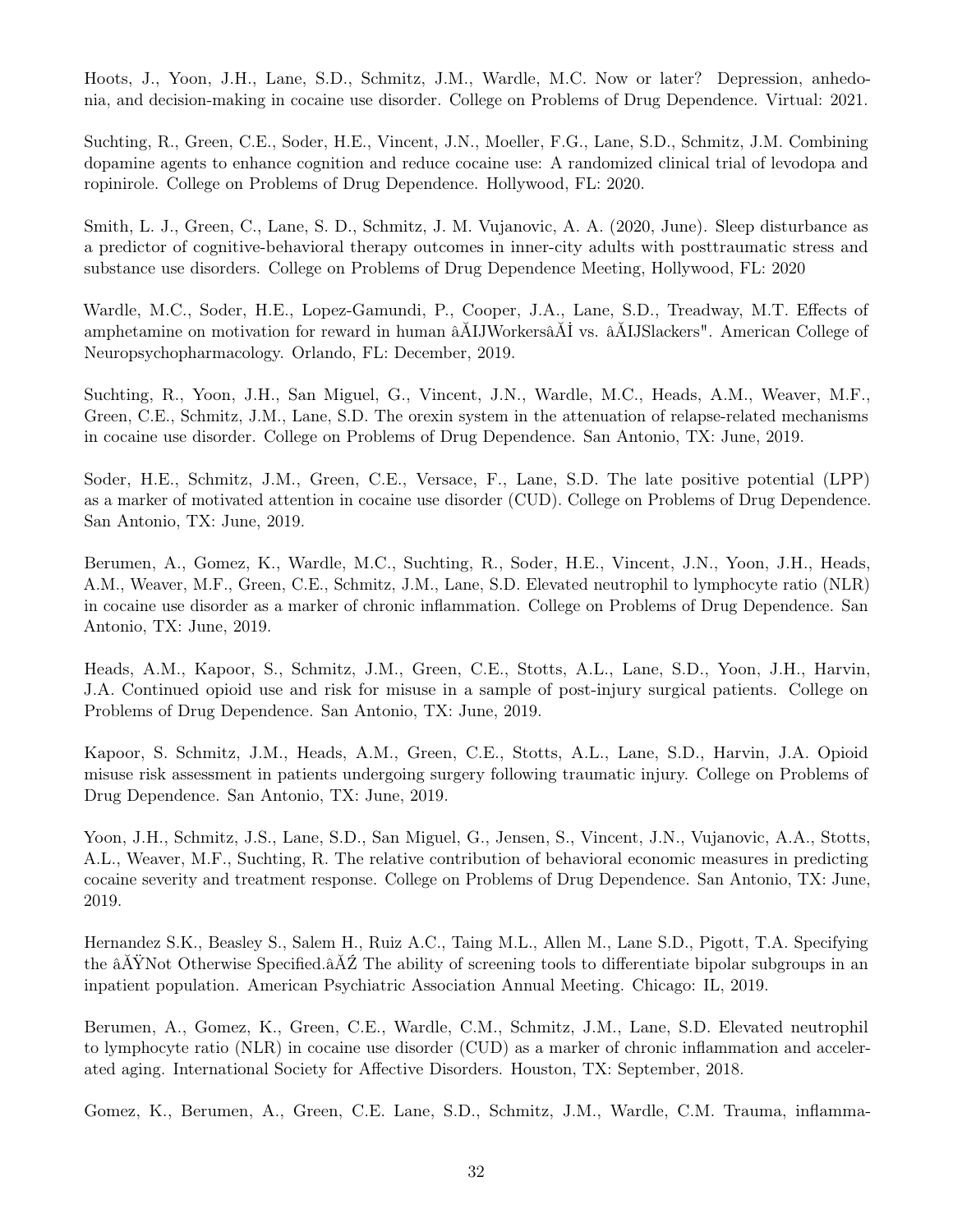Hoots, J., Yoon, J.H., Lane, S.D., Schmitz, J.M., Wardle, M.C. Now or later? Depression, anhedonia, and decision-making in cocaine use disorder. College on Problems of Drug Dependence. Virtual: 2021.

Suchting, R., Green, C.E., Soder, H.E., Vincent, J.N., Moeller, F.G., Lane, S.D., Schmitz, J.M. Combining dopamine agents to enhance cognition and reduce cocaine use: A randomized clinical trial of levodopa and ropinirole. College on Problems of Drug Dependence. Hollywood, FL: 2020.

Smith, L. J., Green, C., Lane, S. D., Schmitz, J. M. Vujanovic, A. A. (2020, June). Sleep disturbance as a predictor of cognitive-behavioral therapy outcomes in inner-city adults with posttraumatic stress and substance use disorders. College on Problems of Drug Dependence Meeting, Hollywood, FL: 2020

Wardle, M.C., Soder, H.E., Lopez-Gamundi, P., Cooper, J.A., Lane, S.D., Treadway, M.T. Effects of amphetamine on motivation for reward in human âĂIJWorkersâĂİ vs. âĂIJSlackers". American College of Neuropsychopharmacology. Orlando, FL: December, 2019.

Suchting, R., Yoon, J.H., San Miguel, G., Vincent, J.N., Wardle, M.C., Heads, A.M., Weaver, M.F., Green, C.E., Schmitz, J.M., Lane, S.D. The orexin system in the attenuation of relapse-related mechanisms in cocaine use disorder. College on Problems of Drug Dependence. San Antonio, TX: June, 2019.

Soder, H.E., Schmitz, J.M., Green, C.E., Versace, F., Lane, S.D. The late positive potential (LPP) as a marker of motivated attention in cocaine use disorder (CUD). College on Problems of Drug Dependence. San Antonio, TX: June, 2019.

Berumen, A., Gomez, K., Wardle, M.C., Suchting, R., Soder, H.E., Vincent, J.N., Yoon, J.H., Heads, A.M., Weaver, M.F., Green, C.E., Schmitz, J.M., Lane, S.D. Elevated neutrophil to lymphocyte ratio (NLR) in cocaine use disorder as a marker of chronic inflammation. College on Problems of Drug Dependence. San Antonio, TX: June, 2019.

Heads, A.M., Kapoor, S., Schmitz, J.M., Green, C.E., Stotts, A.L., Lane, S.D., Yoon, J.H., Harvin, J.A. Continued opioid use and risk for misuse in a sample of post-injury surgical patients. College on Problems of Drug Dependence. San Antonio, TX: June, 2019.

Kapoor, S. Schmitz, J.M., Heads, A.M., Green, C.E., Stotts, A.L., Lane, S.D., Harvin, J.A. Opioid misuse risk assessment in patients undergoing surgery following traumatic injury. College on Problems of Drug Dependence. San Antonio, TX: June, 2019.

Yoon, J.H., Schmitz, J.S., Lane, S.D., San Miguel, G., Jensen, S., Vincent, J.N., Vujanovic, A.A., Stotts, A.L., Weaver, M.F., Suchting, R. The relative contribution of behavioral economic measures in predicting cocaine severity and treatment response. College on Problems of Drug Dependence. San Antonio, TX: June, 2019.

Hernandez S.K., Beasley S., Salem H., Ruiz A.C., Taing M.L., Allen M., Lane S.D., Pigott, T.A. Specifying the âĂŸNot Otherwise Specified.âĂŹ The ability of screening tools to differentiate bipolar subgroups in an inpatient population. American Psychiatric Association Annual Meeting. Chicago: IL, 2019.

Berumen, A., Gomez, K., Green, C.E., Wardle, C.M., Schmitz, J.M., Lane, S.D. Elevated neutrophil to lymphocyte ratio (NLR) in cocaine use disorder (CUD) as a marker of chronic inflammation and accelerated aging. International Society for Affective Disorders. Houston, TX: September, 2018.

Gomez, K., Berumen, A., Green, C.E. Lane, S.D., Schmitz, J.M., Wardle, C.M. Trauma, inflamma-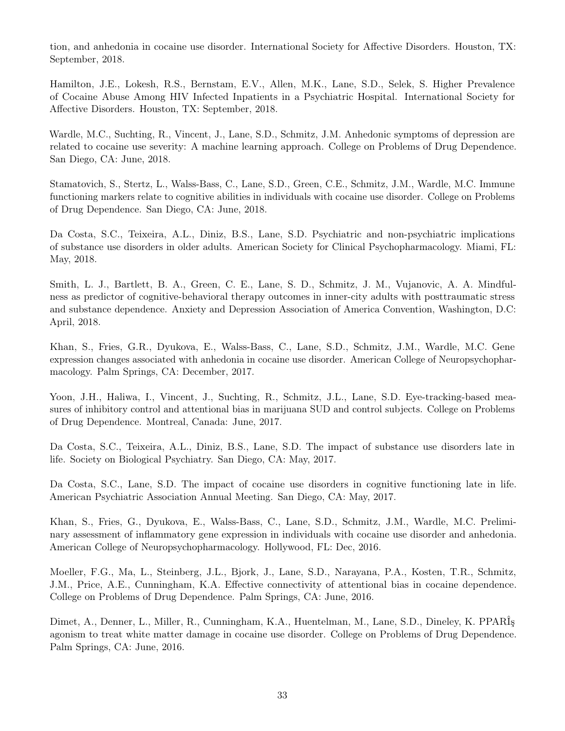tion, and anhedonia in cocaine use disorder. International Society for Affective Disorders. Houston, TX: September, 2018.

Hamilton, J.E., Lokesh, R.S., Bernstam, E.V., Allen, M.K., Lane, S.D., Selek, S. Higher Prevalence of Cocaine Abuse Among HIV Infected Inpatients in a Psychiatric Hospital. International Society for Affective Disorders. Houston, TX: September, 2018.

Wardle, M.C., Suchting, R., Vincent, J., Lane, S.D., Schmitz, J.M. Anhedonic symptoms of depression are related to cocaine use severity: A machine learning approach. College on Problems of Drug Dependence. San Diego, CA: June, 2018.

Stamatovich, S., Stertz, L., Walss-Bass, C., Lane, S.D., Green, C.E., Schmitz, J.M., Wardle, M.C. Immune functioning markers relate to cognitive abilities in individuals with cocaine use disorder. College on Problems of Drug Dependence. San Diego, CA: June, 2018.

Da Costa, S.C., Teixeira, A.L., Diniz, B.S., Lane, S.D. Psychiatric and non-psychiatric implications of substance use disorders in older adults. American Society for Clinical Psychopharmacology. Miami, FL: May, 2018.

Smith, L. J., Bartlett, B. A., Green, C. E., Lane, S. D., Schmitz, J. M., Vujanovic, A. A. Mindfulness as predictor of cognitive-behavioral therapy outcomes in inner-city adults with posttraumatic stress and substance dependence. Anxiety and Depression Association of America Convention, Washington, D.C: April, 2018.

Khan, S., Fries, G.R., Dyukova, E., Walss-Bass, C., Lane, S.D., Schmitz, J.M., Wardle, M.C. Gene expression changes associated with anhedonia in cocaine use disorder. American College of Neuropsychopharmacology. Palm Springs, CA: December, 2017.

Yoon, J.H., Haliwa, I., Vincent, J., Suchting, R., Schmitz, J.L., Lane, S.D. Eye-tracking-based measures of inhibitory control and attentional bias in marijuana SUD and control subjects. College on Problems of Drug Dependence. Montreal, Canada: June, 2017.

Da Costa, S.C., Teixeira, A.L., Diniz, B.S., Lane, S.D. The impact of substance use disorders late in life. Society on Biological Psychiatry. San Diego, CA: May, 2017.

Da Costa, S.C., Lane, S.D. The impact of cocaine use disorders in cognitive functioning late in life. American Psychiatric Association Annual Meeting. San Diego, CA: May, 2017.

Khan, S., Fries, G., Dyukova, E., Walss-Bass, C., Lane, S.D., Schmitz, J.M., Wardle, M.C. Preliminary assessment of inflammatory gene expression in individuals with cocaine use disorder and anhedonia. American College of Neuropsychopharmacology. Hollywood, FL: Dec, 2016.

Moeller, F.G., Ma, L., Steinberg, J.L., Bjork, J., Lane, S.D., Narayana, P.A., Kosten, T.R., Schmitz, J.M., Price, A.E., Cunningham, K.A. Effective connectivity of attentional bias in cocaine dependence. College on Problems of Drug Dependence. Palm Springs, CA: June, 2016.

Dimet, A., Denner, L., Miller, R., Cunningham, K.A., Huentelman, M., Lane, S.D., Dineley, K. PPARÎş agonism to treat white matter damage in cocaine use disorder. College on Problems of Drug Dependence. Palm Springs, CA: June, 2016.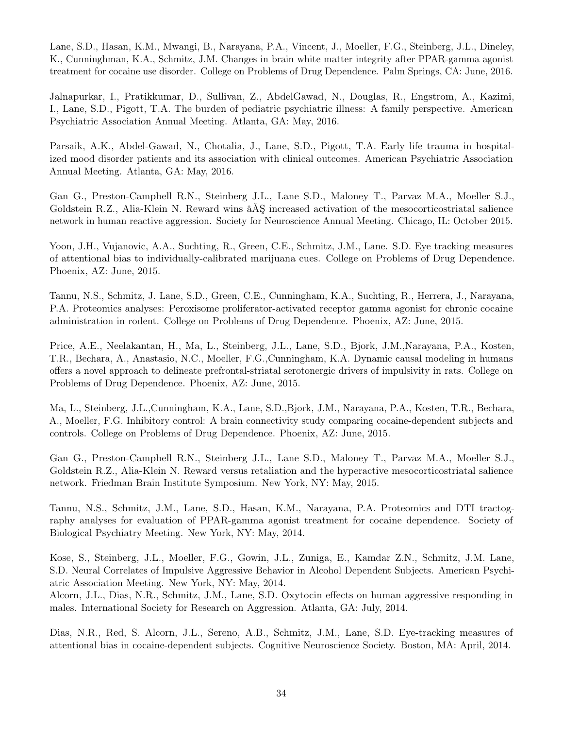Lane, S.D., Hasan, K.M., Mwangi, B., Narayana, P.A., Vincent, J., Moeller, F.G., Steinberg, J.L., Dineley, K., Cunninghman, K.A., Schmitz, J.M. Changes in brain white matter integrity after PPAR-gamma agonist treatment for cocaine use disorder. College on Problems of Drug Dependence. Palm Springs, CA: June, 2016.

Jalnapurkar, I., Pratikkumar, D., Sullivan, Z., AbdelGawad, N., Douglas, R., Engstrom, A., Kazimi, I., Lane, S.D., Pigott, T.A. The burden of pediatric psychiatric illness: A family perspective. American Psychiatric Association Annual Meeting. Atlanta, GA: May, 2016.

Parsaik, A.K., Abdel-Gawad, N., Chotalia, J., Lane, S.D., Pigott, T.A. Early life trauma in hospitalized mood disorder patients and its association with clinical outcomes. American Psychiatric Association Annual Meeting. Atlanta, GA: May, 2016.

Gan G., Preston-Campbell R.N., Steinberg J.L., Lane S.D., Maloney T., Parvaz M.A., Moeller S.J., Goldstein R.Z., Alia-Klein N. Reward wins âĂŞ increased activation of the mesocorticostriatal salience network in human reactive aggression. Society for Neuroscience Annual Meeting. Chicago, IL: October 2015.

Yoon, J.H., Vujanovic, A.A., Suchting, R., Green, C.E., Schmitz, J.M., Lane. S.D. Eye tracking measures of attentional bias to individually-calibrated marijuana cues. College on Problems of Drug Dependence. Phoenix, AZ: June, 2015.

Tannu, N.S., Schmitz, J. Lane, S.D., Green, C.E., Cunningham, K.A., Suchting, R., Herrera, J., Narayana, P.A. Proteomics analyses: Peroxisome proliferator-activated receptor gamma agonist for chronic cocaine administration in rodent. College on Problems of Drug Dependence. Phoenix, AZ: June, 2015.

Price, A.E., Neelakantan, H., Ma, L., Steinberg, J.L., Lane, S.D., Bjork, J.M.,Narayana, P.A., Kosten, T.R., Bechara, A., Anastasio, N.C., Moeller, F.G.,Cunningham, K.A. Dynamic causal modeling in humans offers a novel approach to delineate prefrontal-striatal serotonergic drivers of impulsivity in rats. College on Problems of Drug Dependence. Phoenix, AZ: June, 2015.

Ma, L., Steinberg, J.L.,Cunningham, K.A., Lane, S.D.,Bjork, J.M., Narayana, P.A., Kosten, T.R., Bechara, A., Moeller, F.G. Inhibitory control: A brain connectivity study comparing cocaine-dependent subjects and controls. College on Problems of Drug Dependence. Phoenix, AZ: June, 2015.

Gan G., Preston-Campbell R.N., Steinberg J.L., Lane S.D., Maloney T., Parvaz M.A., Moeller S.J., Goldstein R.Z., Alia-Klein N. Reward versus retaliation and the hyperactive mesocorticostriatal salience network. Friedman Brain Institute Symposium. New York, NY: May, 2015.

Tannu, N.S., Schmitz, J.M., Lane, S.D., Hasan, K.M., Narayana, P.A. Proteomics and DTI tractography analyses for evaluation of PPAR-gamma agonist treatment for cocaine dependence. Society of Biological Psychiatry Meeting. New York, NY: May, 2014.

Kose, S., Steinberg, J.L., Moeller, F.G., Gowin, J.L., Zuniga, E., Kamdar Z.N., Schmitz, J.M. Lane, S.D. Neural Correlates of Impulsive Aggressive Behavior in Alcohol Dependent Subjects. American Psychiatric Association Meeting. New York, NY: May, 2014.
Alcorn, J.L., Dias, N.R., Schmitz, J.M., Lane, S.D. Oxytocin effects on human aggressive responding in males. International Society for Research on Aggression. Atlanta, GA: July, 2014.

Dias, N.R., Red, S. Alcorn, J.L., Sereno, A.B., Schmitz, J.M., Lane, S.D. Eye-tracking measures of attentional bias in cocaine-dependent subjects. Cognitive Neuroscience Society. Boston, MA: April, 2014.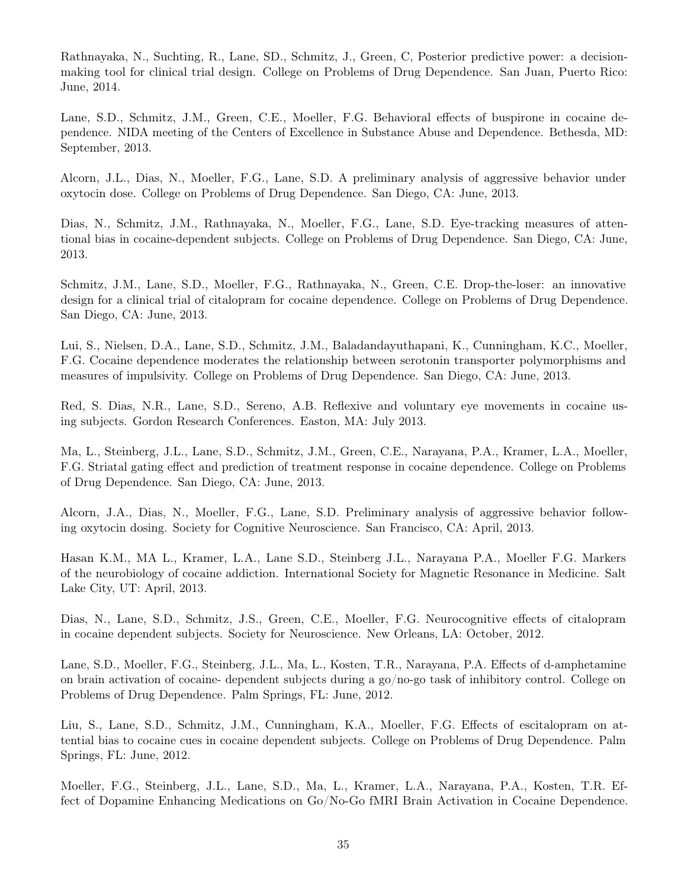Rathnayaka, N., Suchting, R., Lane, SD., Schmitz, J., Green, C, Posterior predictive power: a decision-making tool for clinical trial design. College on Problems of Drug Dependence. San Juan, Puerto Rico: June, 2014.

Lane, S.D., Schmitz, J.M., Green, C.E., Moeller, F.G. Behavioral effects of buspirone in cocaine dependence. NIDA meeting of the Centers of Excellence in Substance Abuse and Dependence. Bethesda, MD: September, 2013.

Alcorn, J.L., Dias, N., Moeller, F.G., Lane, S.D. A preliminary analysis of aggressive behavior under oxytocin dose. College on Problems of Drug Dependence. San Diego, CA: June, 2013.

Dias, N., Schmitz, J.M., Rathnayaka, N., Moeller, F.G., Lane, S.D. Eye-tracking measures of attentional bias in cocaine-dependent subjects. College on Problems of Drug Dependence. San Diego, CA: June, 2013.

Schmitz, J.M., Lane, S.D., Moeller, F.G., Rathnayaka, N., Green, C.E. Drop-the-loser: an innovative design for a clinical trial of citalopram for cocaine dependence. College on Problems of Drug Dependence. San Diego, CA: June, 2013.

Lui, S., Nielsen, D.A., Lane, S.D., Schmitz, J.M., Baladandayuthapani, K., Cunningham, K.C., Moeller, F.G. Cocaine dependence moderates the relationship between serotonin transporter polymorphisms and measures of impulsivity. College on Problems of Drug Dependence. San Diego, CA: June, 2013.

Red, S. Dias, N.R., Lane, S.D., Sereno, A.B. Reflexive and voluntary eye movements in cocaine using subjects. Gordon Research Conferences. Easton, MA: July 2013.

Ma, L., Steinberg, J.L., Lane, S.D., Schmitz, J.M., Green, C.E., Narayana, P.A., Kramer, L.A., Moeller, F.G. Striatal gating effect and prediction of treatment response in cocaine dependence. College on Problems of Drug Dependence. San Diego, CA: June, 2013.

Alcorn, J.A., Dias, N., Moeller, F.G., Lane, S.D. Preliminary analysis of aggressive behavior following oxytocin dosing. Society for Cognitive Neuroscience. San Francisco, CA: April, 2013.

Hasan K.M., MA L., Kramer, L.A., Lane S.D., Steinberg J.L., Narayana P.A., Moeller F.G. Markers of the neurobiology of cocaine addiction. International Society for Magnetic Resonance in Medicine. Salt Lake City, UT: April, 2013.

Dias, N., Lane, S.D., Schmitz, J.S., Green, C.E., Moeller, F.G. Neurocognitive effects of citalopram in cocaine dependent subjects. Society for Neuroscience. New Orleans, LA: October, 2012.

Lane, S.D., Moeller, F.G., Steinberg, J.L., Ma, L., Kosten, T.R., Narayana, P.A. Effects of d-amphetamine on brain activation of cocaine- dependent subjects during a go/no-go task of inhibitory control. College on Problems of Drug Dependence. Palm Springs, FL: June, 2012.

Liu, S., Lane, S.D., Schmitz, J.M., Cunningham, K.A., Moeller, F.G. Effects of escitalopram on attential bias to cocaine cues in cocaine dependent subjects. College on Problems of Drug Dependence. Palm Springs, FL: June, 2012.

Moeller, F.G., Steinberg, J.L., Lane, S.D., Ma, L., Kramer, L.A., Narayana, P.A., Kosten, T.R. Effect of Dopamine Enhancing Medications on Go/No-Go fMRI Brain Activation in Cocaine Dependence.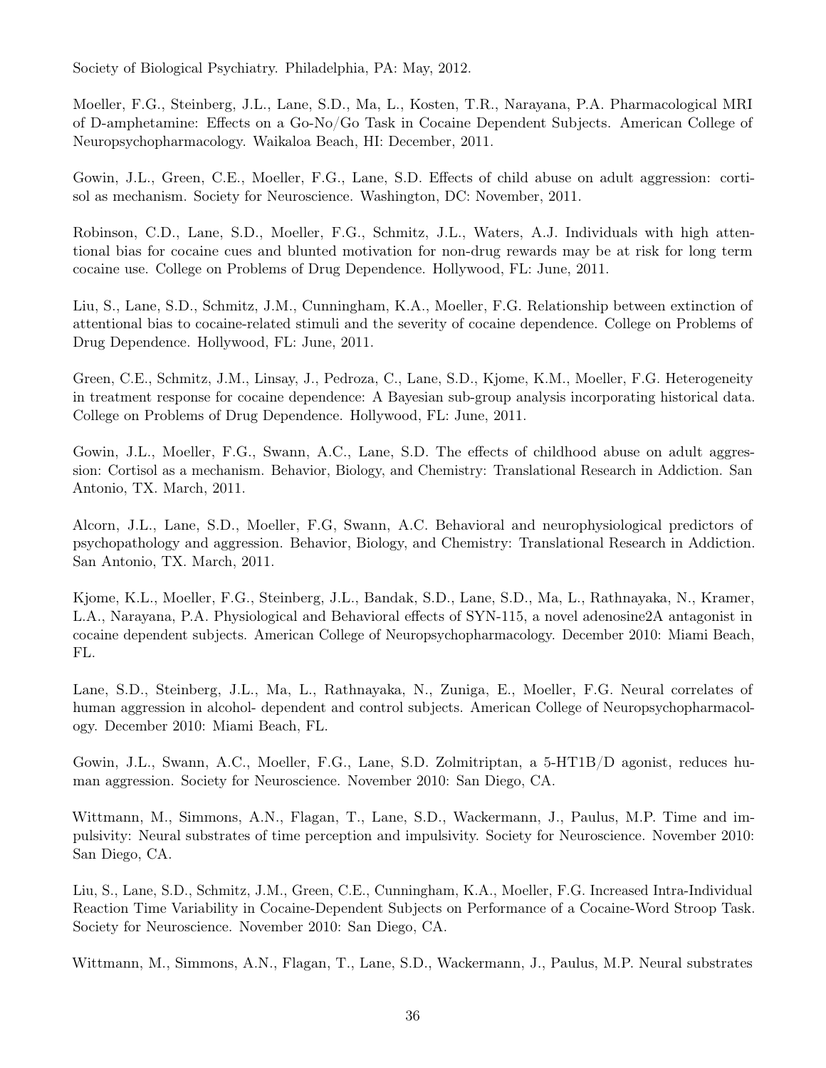Society of Biological Psychiatry. Philadelphia, PA: May, 2012.

Moeller, F.G., Steinberg, J.L., Lane, S.D., Ma, L., Kosten, T.R., Narayana, P.A. Pharmacological MRI of D-amphetamine: Effects on a Go-No/Go Task in Cocaine Dependent Subjects. American College of Neuropsychopharmacology. Waikaloa Beach, HI: December, 2011.

Gowin, J.L., Green, C.E., Moeller, F.G., Lane, S.D. Effects of child abuse on adult aggression: cortisol as mechanism. Society for Neuroscience. Washington, DC: November, 2011.

Robinson, C.D., Lane, S.D., Moeller, F.G., Schmitz, J.L., Waters, A.J. Individuals with high attentional bias for cocaine cues and blunted motivation for non-drug rewards may be at risk for long term cocaine use. College on Problems of Drug Dependence. Hollywood, FL: June, 2011.

Liu, S., Lane, S.D., Schmitz, J.M., Cunningham, K.A., Moeller, F.G. Relationship between extinction of attentional bias to cocaine-related stimuli and the severity of cocaine dependence. College on Problems of Drug Dependence. Hollywood, FL: June, 2011.

Green, C.E., Schmitz, J.M., Linsay, J., Pedroza, C., Lane, S.D., Kjome, K.M., Moeller, F.G. Heterogeneity in treatment response for cocaine dependence: A Bayesian sub-group analysis incorporating historical data. College on Problems of Drug Dependence. Hollywood, FL: June, 2011.

Gowin, J.L., Moeller, F.G., Swann, A.C., Lane, S.D. The effects of childhood abuse on adult aggression: Cortisol as a mechanism. Behavior, Biology, and Chemistry: Translational Research in Addiction. San Antonio, TX. March, 2011.

Alcorn, J.L., Lane, S.D., Moeller, F.G, Swann, A.C. Behavioral and neurophysiological predictors of psychopathology and aggression. Behavior, Biology, and Chemistry: Translational Research in Addiction. San Antonio, TX. March, 2011.

Kjome, K.L., Moeller, F.G., Steinberg, J.L., Bandak, S.D., Lane, S.D., Ma, L., Rathnayaka, N., Kramer, L.A., Narayana, P.A. Physiological and Behavioral effects of SYN-115, a novel adenosine2A antagonist in cocaine dependent subjects. American College of Neuropsychopharmacology. December 2010: Miami Beach, FL.

Lane, S.D., Steinberg, J.L., Ma, L., Rathnayaka, N., Zuniga, E., Moeller, F.G. Neural correlates of human aggression in alcohol- dependent and control subjects. American College of Neuropsychopharmacology. December 2010: Miami Beach, FL.

Gowin, J.L., Swann, A.C., Moeller, F.G., Lane, S.D. Zolmitriptan, a 5-HT1B/D agonist, reduces human aggression. Society for Neuroscience. November 2010: San Diego, CA.

Wittmann, M., Simmons, A.N., Flagan, T., Lane, S.D., Wackermann, J., Paulus, M.P. Time and impulsivity: Neural substrates of time perception and impulsivity. Society for Neuroscience. November 2010: San Diego, CA.

Liu, S., Lane, S.D., Schmitz, J.M., Green, C.E., Cunningham, K.A., Moeller, F.G. Increased Intra-Individual Reaction Time Variability in Cocaine-Dependent Subjects on Performance of a Cocaine-Word Stroop Task. Society for Neuroscience. November 2010: San Diego, CA.

Wittmann, M., Simmons, A.N., Flagan, T., Lane, S.D., Wackermann, J., Paulus, M.P. Neural substrates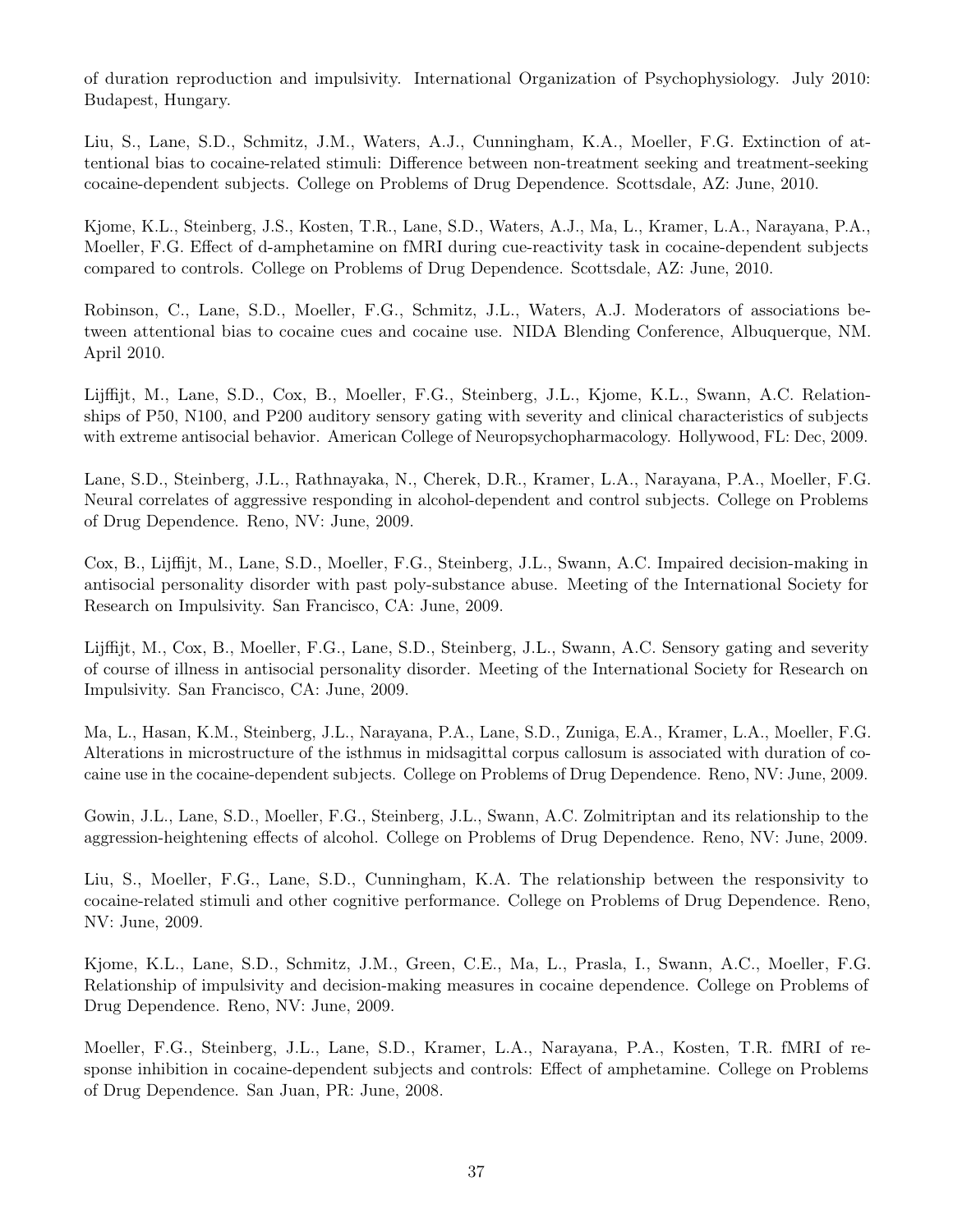of duration reproduction and impulsivity. International Organization of Psychophysiology. July 2010: Budapest, Hungary.

Liu, S., Lane, S.D., Schmitz, J.M., Waters, A.J., Cunningham, K.A., Moeller, F.G. Extinction of attentional bias to cocaine-related stimuli: Difference between non-treatment seeking and treatment-seeking cocaine-dependent subjects. College on Problems of Drug Dependence. Scottsdale, AZ: June, 2010.

Kjome, K.L., Steinberg, J.S., Kosten, T.R., Lane, S.D., Waters, A.J., Ma, L., Kramer, L.A., Narayana, P.A., Moeller, F.G. Effect of d-amphetamine on fMRI during cue-reactivity task in cocaine-dependent subjects compared to controls. College on Problems of Drug Dependence. Scottsdale, AZ: June, 2010.

Robinson, C., Lane, S.D., Moeller, F.G., Schmitz, J.L., Waters, A.J. Moderators of associations between attentional bias to cocaine cues and cocaine use. NIDA Blending Conference, Albuquerque, NM. April 2010.

Lijffijt, M., Lane, S.D., Cox, B., Moeller, F.G., Steinberg, J.L., Kjome, K.L., Swann, A.C. Relationships of P50, N100, and P200 auditory sensory gating with severity and clinical characteristics of subjects with extreme antisocial behavior. American College of Neuropsychopharmacology. Hollywood, FL: Dec, 2009.

Lane, S.D., Steinberg, J.L., Rathnayaka, N., Cherek, D.R., Kramer, L.A., Narayana, P.A., Moeller, F.G. Neural correlates of aggressive responding in alcohol-dependent and control subjects. College on Problems of Drug Dependence. Reno, NV: June, 2009.

Cox, B., Lijffijt, M., Lane, S.D., Moeller, F.G., Steinberg, J.L., Swann, A.C. Impaired decision-making in antisocial personality disorder with past poly-substance abuse. Meeting of the International Society for Research on Impulsivity. San Francisco, CA: June, 2009.

Lijffijt, M., Cox, B., Moeller, F.G., Lane, S.D., Steinberg, J.L., Swann, A.C. Sensory gating and severity of course of illness in antisocial personality disorder. Meeting of the International Society for Research on Impulsivity. San Francisco, CA: June, 2009.

Ma, L., Hasan, K.M., Steinberg, J.L., Narayana, P.A., Lane, S.D., Zuniga, E.A., Kramer, L.A., Moeller, F.G. Alterations in microstructure of the isthmus in midsagittal corpus callosum is associated with duration of cocaine use in the cocaine-dependent subjects. College on Problems of Drug Dependence. Reno, NV: June, 2009.

Gowin, J.L., Lane, S.D., Moeller, F.G., Steinberg, J.L., Swann, A.C. Zolmitriptan and its relationship to the aggression-heightening effects of alcohol. College on Problems of Drug Dependence. Reno, NV: June, 2009.

Liu, S., Moeller, F.G., Lane, S.D., Cunningham, K.A. The relationship between the responsivity to cocaine-related stimuli and other cognitive performance. College on Problems of Drug Dependence. Reno, NV: June, 2009.

Kjome, K.L., Lane, S.D., Schmitz, J.M., Green, C.E., Ma, L., Prasla, I., Swann, A.C., Moeller, F.G. Relationship of impulsivity and decision-making measures in cocaine dependence. College on Problems of Drug Dependence. Reno, NV: June, 2009.

Moeller, F.G., Steinberg, J.L., Lane, S.D., Kramer, L.A., Narayana, P.A., Kosten, T.R. fMRI of response inhibition in cocaine-dependent subjects and controls: Effect of amphetamine. College on Problems of Drug Dependence. San Juan, PR: June, 2008.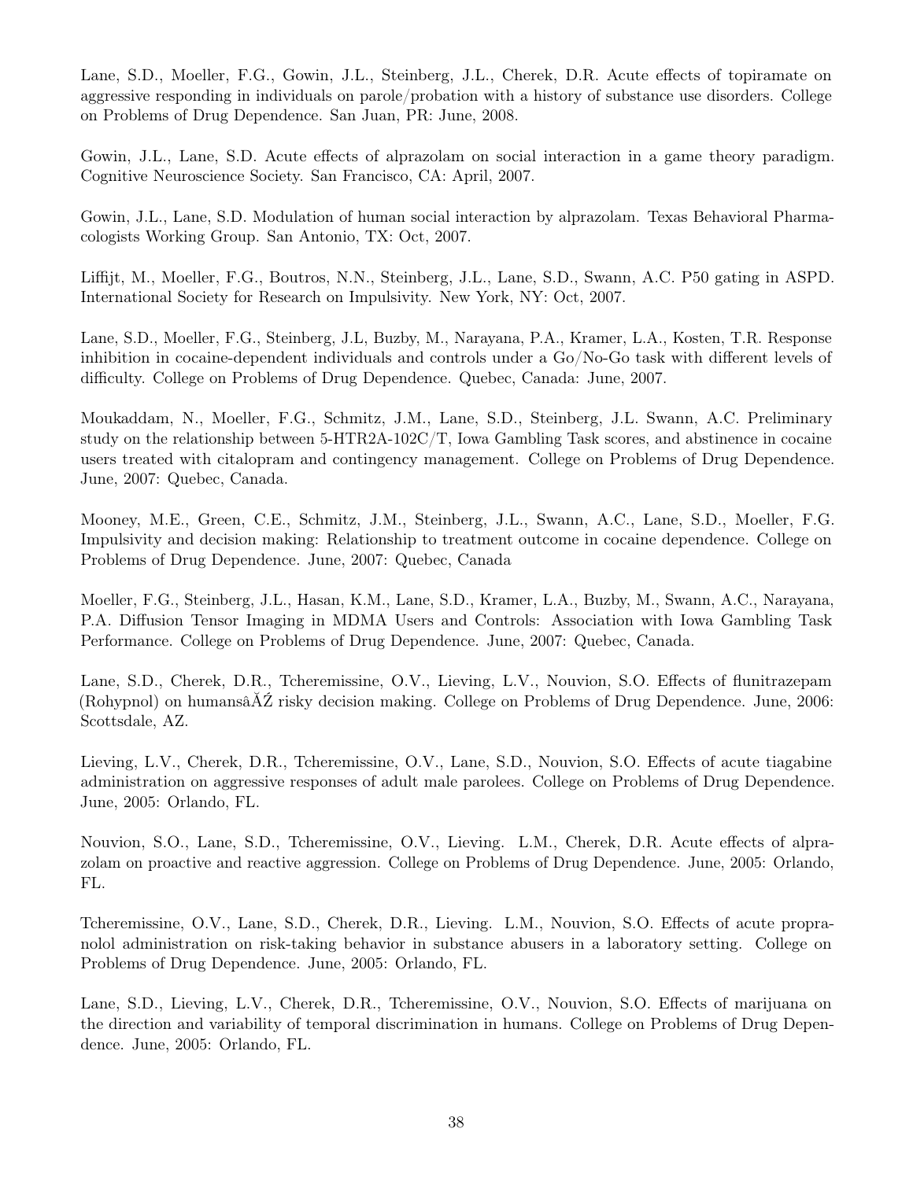Lane, S.D., Moeller, F.G., Gowin, J.L., Steinberg, J.L., Cherek, D.R. Acute effects of topiramate on aggressive responding in individuals on parole/probation with a history of substance use disorders. College on Problems of Drug Dependence. San Juan, PR: June, 2008.

Gowin, J.L., Lane, S.D. Acute effects of alprazolam on social interaction in a game theory paradigm. Cognitive Neuroscience Society. San Francisco, CA: April, 2007.

Gowin, J.L., Lane, S.D. Modulation of human social interaction by alprazolam. Texas Behavioral Pharmacologists Working Group. San Antonio, TX: Oct, 2007.

Liffijt, M., Moeller, F.G., Boutros, N.N., Steinberg, J.L., Lane, S.D., Swann, A.C. P50 gating in ASPD. International Society for Research on Impulsivity. New York, NY: Oct, 2007.

Lane, S.D., Moeller, F.G., Steinberg, J.L, Buzby, M., Narayana, P.A., Kramer, L.A., Kosten, T.R. Response inhibition in cocaine-dependent individuals and controls under a Go/No-Go task with different levels of difficulty. College on Problems of Drug Dependence. Quebec, Canada: June, 2007.

Moukaddam, N., Moeller, F.G., Schmitz, J.M., Lane, S.D., Steinberg, J.L. Swann, A.C. Preliminary study on the relationship between 5-HTR2A-102C/T, Iowa Gambling Task scores, and abstinence in cocaine users treated with citalopram and contingency management. College on Problems of Drug Dependence. June, 2007: Quebec, Canada.

Mooney, M.E., Green, C.E., Schmitz, J.M., Steinberg, J.L., Swann, A.C., Lane, S.D., Moeller, F.G. Impulsivity and decision making: Relationship to treatment outcome in cocaine dependence. College on Problems of Drug Dependence. June, 2007: Quebec, Canada

Moeller, F.G., Steinberg, J.L., Hasan, K.M., Lane, S.D., Kramer, L.A., Buzby, M., Swann, A.C., Narayana, P.A. Diffusion Tensor Imaging in MDMA Users and Controls: Association with Iowa Gambling Task Performance. College on Problems of Drug Dependence. June, 2007: Quebec, Canada.

Lane, S.D., Cherek, D.R., Tcheremissine, O.V., Lieving, L.V., Nouvion, S.O. Effects of flunitrazepam (Rohypnol) on humansâĂŹ risky decision making. College on Problems of Drug Dependence. June, 2006: Scottsdale, AZ.

Lieving, L.V., Cherek, D.R., Tcheremissine, O.V., Lane, S.D., Nouvion, S.O. Effects of acute tiagabine administration on aggressive responses of adult male parolees. College on Problems of Drug Dependence. June, 2005: Orlando, FL.

Nouvion, S.O., Lane, S.D., Tcheremissine, O.V., Lieving. L.M., Cherek, D.R. Acute effects of alprazolam on proactive and reactive aggression. College on Problems of Drug Dependence. June, 2005: Orlando, FL.

Tcheremissine, O.V., Lane, S.D., Cherek, D.R., Lieving. L.M., Nouvion, S.O. Effects of acute propranolol administration on risk-taking behavior in substance abusers in a laboratory setting. College on Problems of Drug Dependence. June, 2005: Orlando, FL.

Lane, S.D., Lieving, L.V., Cherek, D.R., Tcheremissine, O.V., Nouvion, S.O. Effects of marijuana on the direction and variability of temporal discrimination in humans. College on Problems of Drug Dependence. June, 2005: Orlando, FL.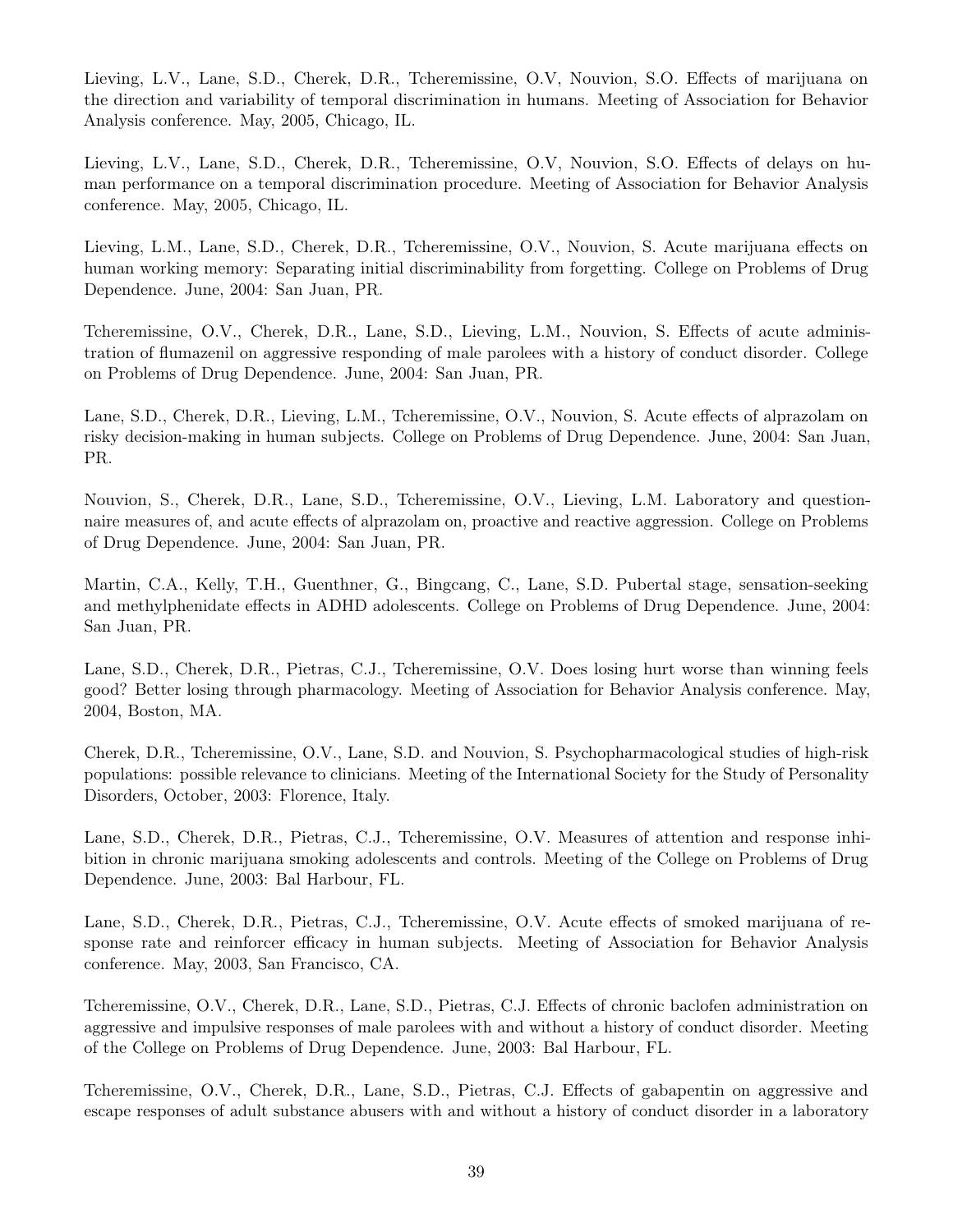Lieving, L.V., Lane, S.D., Cherek, D.R., Tcheremissine, O.V, Nouvion, S.O. Effects of marijuana on the direction and variability of temporal discrimination in humans. Meeting of Association for Behavior Analysis conference. May, 2005, Chicago, IL.

Lieving, L.V., Lane, S.D., Cherek, D.R., Tcheremissine, O.V, Nouvion, S.O. Effects of delays on human performance on a temporal discrimination procedure. Meeting of Association for Behavior Analysis conference. May, 2005, Chicago, IL.

Lieving, L.M., Lane, S.D., Cherek, D.R., Tcheremissine, O.V., Nouvion, S. Acute marijuana effects on human working memory: Separating initial discriminability from forgetting. College on Problems of Drug Dependence. June, 2004: San Juan, PR.

Tcheremissine, O.V., Cherek, D.R., Lane, S.D., Lieving, L.M., Nouvion, S. Effects of acute administration of flumazenil on aggressive responding of male parolees with a history of conduct disorder. College on Problems of Drug Dependence. June, 2004: San Juan, PR.

Lane, S.D., Cherek, D.R., Lieving, L.M., Tcheremissine, O.V., Nouvion, S. Acute effects of alprazolam on risky decision-making in human subjects. College on Problems of Drug Dependence. June, 2004: San Juan, PR.

Nouvion, S., Cherek, D.R., Lane, S.D., Tcheremissine, O.V., Lieving, L.M. Laboratory and questionnaire measures of, and acute effects of alprazolam on, proactive and reactive aggression. College on Problems of Drug Dependence. June, 2004: San Juan, PR.

Martin, C.A., Kelly, T.H., Guenthner, G., Bingcang, C., Lane, S.D. Pubertal stage, sensation-seeking and methylphenidate effects in ADHD adolescents. College on Problems of Drug Dependence. June, 2004: San Juan, PR.

Lane, S.D., Cherek, D.R., Pietras, C.J., Tcheremissine, O.V. Does losing hurt worse than winning feels good? Better losing through pharmacology. Meeting of Association for Behavior Analysis conference. May, 2004, Boston, MA.

Cherek, D.R., Tcheremissine, O.V., Lane, S.D. and Nouvion, S. Psychopharmacological studies of high-risk populations: possible relevance to clinicians. Meeting of the International Society for the Study of Personality Disorders, October, 2003: Florence, Italy.

Lane, S.D., Cherek, D.R., Pietras, C.J., Tcheremissine, O.V. Measures of attention and response inhibition in chronic marijuana smoking adolescents and controls. Meeting of the College on Problems of Drug Dependence. June, 2003: Bal Harbour, FL.

Lane, S.D., Cherek, D.R., Pietras, C.J., Tcheremissine, O.V. Acute effects of smoked marijuana of response rate and reinforcer efficacy in human subjects. Meeting of Association for Behavior Analysis conference. May, 2003, San Francisco, CA.

Tcheremissine, O.V., Cherek, D.R., Lane, S.D., Pietras, C.J. Effects of chronic baclofen administration on aggressive and impulsive responses of male parolees with and without a history of conduct disorder. Meeting of the College on Problems of Drug Dependence. June, 2003: Bal Harbour, FL.

Tcheremissine, O.V., Cherek, D.R., Lane, S.D., Pietras, C.J. Effects of gabapentin on aggressive and escape responses of adult substance abusers with and without a history of conduct disorder in a laboratory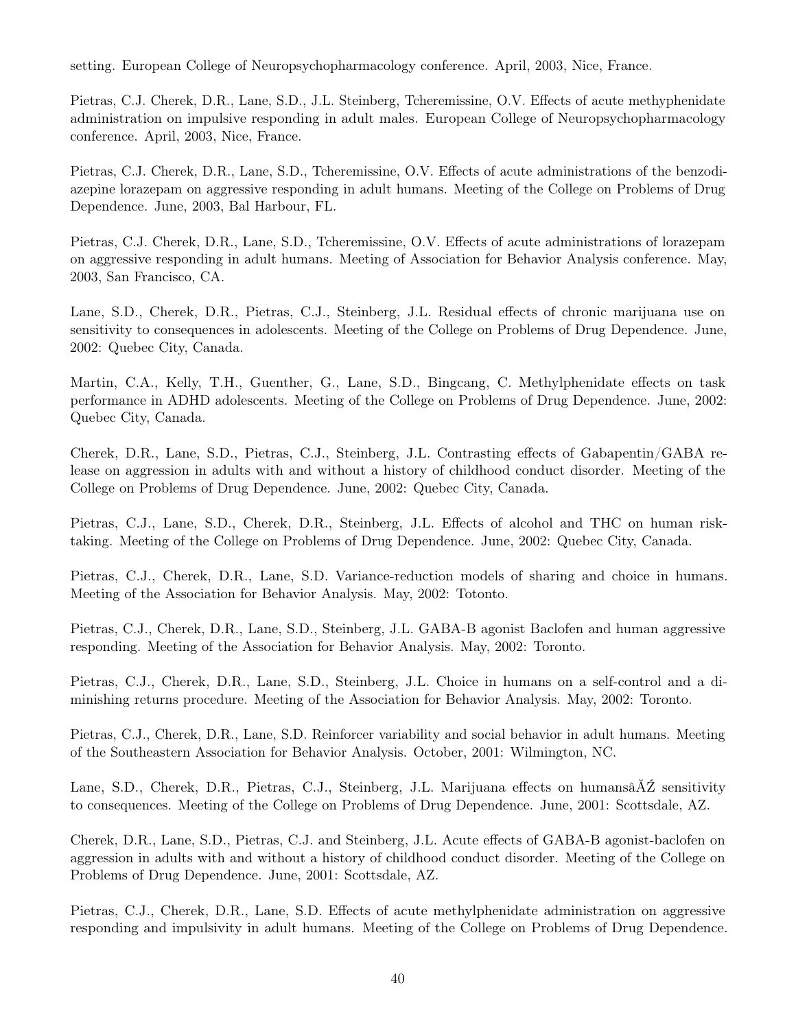setting. European College of Neuropsychopharmacology conference. April, 2003, Nice, France.

Pietras, C.J. Cherek, D.R., Lane, S.D., J.L. Steinberg, Tcheremissine, O.V. Effects of acute methyphenidate administration on impulsive responding in adult males. European College of Neuropsychopharmacology conference. April, 2003, Nice, France.

Pietras, C.J. Cherek, D.R., Lane, S.D., Tcheremissine, O.V. Effects of acute administrations of the benzodiazepine lorazepam on aggressive responding in adult humans. Meeting of the College on Problems of Drug Dependence. June, 2003, Bal Harbour, FL.

Pietras, C.J. Cherek, D.R., Lane, S.D., Tcheremissine, O.V. Effects of acute administrations of lorazepam on aggressive responding in adult humans. Meeting of Association for Behavior Analysis conference. May, 2003, San Francisco, CA.

Lane, S.D., Cherek, D.R., Pietras, C.J., Steinberg, J.L. Residual effects of chronic marijuana use on sensitivity to consequences in adolescents. Meeting of the College on Problems of Drug Dependence. June, 2002: Quebec City, Canada.

Martin, C.A., Kelly, T.H., Guenther, G., Lane, S.D., Bingcang, C. Methylphenidate effects on task performance in ADHD adolescents. Meeting of the College on Problems of Drug Dependence. June, 2002: Quebec City, Canada.

Cherek, D.R., Lane, S.D., Pietras, C.J., Steinberg, J.L. Contrasting effects of Gabapentin/GABA release on aggression in adults with and without a history of childhood conduct disorder. Meeting of the College on Problems of Drug Dependence. June, 2002: Quebec City, Canada.

Pietras, C.J., Lane, S.D., Cherek, D.R., Steinberg, J.L. Effects of alcohol and THC on human risk-taking. Meeting of the College on Problems of Drug Dependence. June, 2002: Quebec City, Canada.

Pietras, C.J., Cherek, D.R., Lane, S.D. Variance-reduction models of sharing and choice in humans. Meeting of the Association for Behavior Analysis. May, 2002: Totonto.

Pietras, C.J., Cherek, D.R., Lane, S.D., Steinberg, J.L. GABA-B agonist Baclofen and human aggressive responding. Meeting of the Association for Behavior Analysis. May, 2002: Toronto.

Pietras, C.J., Cherek, D.R., Lane, S.D., Steinberg, J.L. Choice in humans on a self-control and a diminishing returns procedure. Meeting of the Association for Behavior Analysis. May, 2002: Toronto.

Pietras, C.J., Cherek, D.R., Lane, S.D. Reinforcer variability and social behavior in adult humans. Meeting of the Southeastern Association for Behavior Analysis. October, 2001: Wilmington, NC.

Lane, S.D., Cherek, D.R., Pietras, C.J., Steinberg, J.L. Marijuana effects on humansâĂŹ sensitivity to consequences. Meeting of the College on Problems of Drug Dependence. June, 2001: Scottsdale, AZ.

Cherek, D.R., Lane, S.D., Pietras, C.J. and Steinberg, J.L. Acute effects of GABA-B agonist-baclofen on aggression in adults with and without a history of childhood conduct disorder. Meeting of the College on Problems of Drug Dependence. June, 2001: Scottsdale, AZ.

Pietras, C.J., Cherek, D.R., Lane, S.D. Effects of acute methylphenidate administration on aggressive responding and impulsivity in adult humans. Meeting of the College on Problems of Drug Dependence.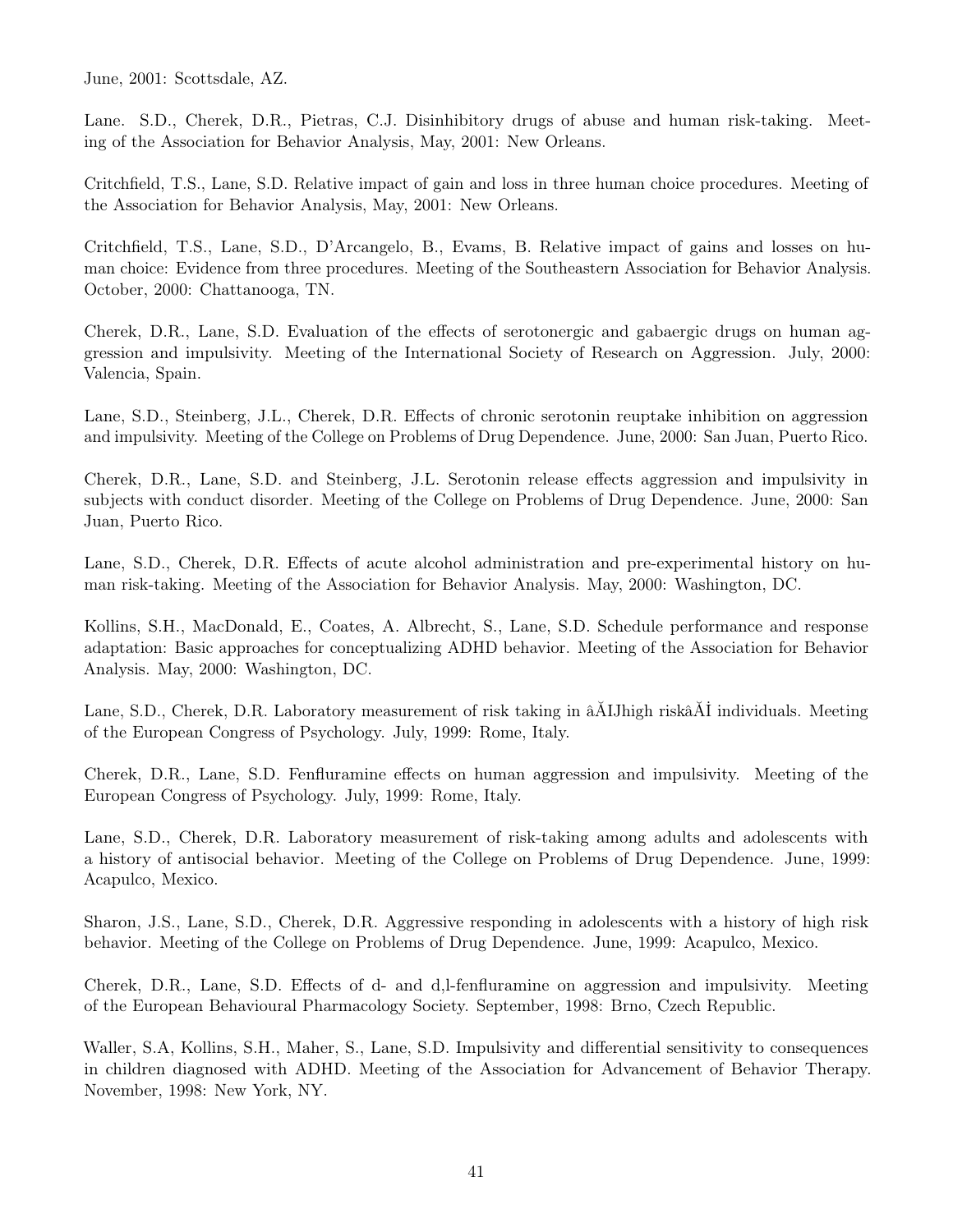June, 2001: Scottsdale, AZ.

Lane. S.D., Cherek, D.R., Pietras, C.J. Disinhibitory drugs of abuse and human risk-taking. Meeting of the Association for Behavior Analysis, May, 2001: New Orleans.

Critchfield, T.S., Lane, S.D. Relative impact of gain and loss in three human choice procedures. Meeting of the Association for Behavior Analysis, May, 2001: New Orleans.

Critchfield, T.S., Lane, S.D., D'Arcangelo, B., Evams, B. Relative impact of gains and losses on human choice: Evidence from three procedures. Meeting of the Southeastern Association for Behavior Analysis. October, 2000: Chattanooga, TN.

Cherek, D.R., Lane, S.D. Evaluation of the effects of serotonergic and gabaergic drugs on human aggression and impulsivity. Meeting of the International Society of Research on Aggression. July, 2000: Valencia, Spain.

Lane, S.D., Steinberg, J.L., Cherek, D.R. Effects of chronic serotonin reuptake inhibition on aggression and impulsivity. Meeting of the College on Problems of Drug Dependence. June, 2000: San Juan, Puerto Rico.

Cherek, D.R., Lane, S.D. and Steinberg, J.L. Serotonin release effects aggression and impulsivity in subjects with conduct disorder. Meeting of the College on Problems of Drug Dependence. June, 2000: San Juan, Puerto Rico.

Lane, S.D., Cherek, D.R. Effects of acute alcohol administration and pre-experimental history on human risk-taking. Meeting of the Association for Behavior Analysis. May, 2000: Washington, DC.

Kollins, S.H., MacDonald, E., Coates, A. Albrecht, S., Lane, S.D. Schedule performance and response adaptation: Basic approaches for conceptualizing ADHD behavior. Meeting of the Association for Behavior Analysis. May, 2000: Washington, DC.

Lane, S.D., Cherek, D.R. Laboratory measurement of risk taking in âĂIJhigh riskâĂİ individuals. Meeting of the European Congress of Psychology. July, 1999: Rome, Italy.

Cherek, D.R., Lane, S.D. Fenfluramine effects on human aggression and impulsivity. Meeting of the European Congress of Psychology. July, 1999: Rome, Italy.

Lane, S.D., Cherek, D.R. Laboratory measurement of risk-taking among adults and adolescents with a history of antisocial behavior. Meeting of the College on Problems of Drug Dependence. June, 1999: Acapulco, Mexico.

Sharon, J.S., Lane, S.D., Cherek, D.R. Aggressive responding in adolescents with a history of high risk behavior. Meeting of the College on Problems of Drug Dependence. June, 1999: Acapulco, Mexico.

Cherek, D.R., Lane, S.D. Effects of d- and d,l-fenfluramine on aggression and impulsivity. Meeting of the European Behavioural Pharmacology Society. September, 1998: Brno, Czech Republic.

Waller, S.A, Kollins, S.H., Maher, S., Lane, S.D. Impulsivity and differential sensitivity to consequences in children diagnosed with ADHD. Meeting of the Association for Advancement of Behavior Therapy. November, 1998: New York, NY.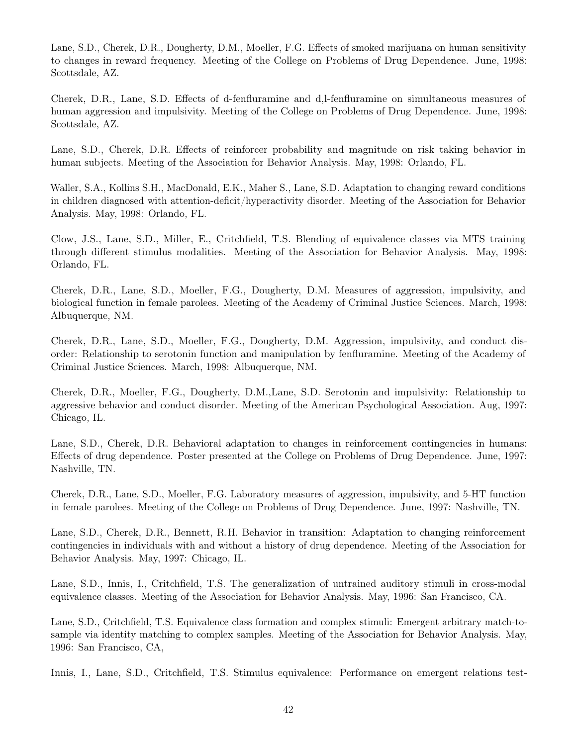Lane, S.D., Cherek, D.R., Dougherty, D.M., Moeller, F.G. Effects of smoked marijuana on human sensitivity to changes in reward frequency. Meeting of the College on Problems of Drug Dependence. June, 1998: Scottsdale, AZ.

Cherek, D.R., Lane, S.D. Effects of d-fenfluramine and d,l-fenfluramine on simultaneous measures of human aggression and impulsivity. Meeting of the College on Problems of Drug Dependence. June, 1998: Scottsdale, AZ.

Lane, S.D., Cherek, D.R. Effects of reinforcer probability and magnitude on risk taking behavior in human subjects. Meeting of the Association for Behavior Analysis. May, 1998: Orlando, FL.

Waller, S.A., Kollins S.H., MacDonald, E.K., Maher S., Lane, S.D. Adaptation to changing reward conditions in children diagnosed with attention-deficit/hyperactivity disorder. Meeting of the Association for Behavior Analysis. May, 1998: Orlando, FL.

Clow, J.S., Lane, S.D., Miller, E., Critchfield, T.S. Blending of equivalence classes via MTS training through different stimulus modalities. Meeting of the Association for Behavior Analysis. May, 1998: Orlando, FL.

Cherek, D.R., Lane, S.D., Moeller, F.G., Dougherty, D.M. Measures of aggression, impulsivity, and biological function in female parolees. Meeting of the Academy of Criminal Justice Sciences. March, 1998: Albuquerque, NM.

Cherek, D.R., Lane, S.D., Moeller, F.G., Dougherty, D.M. Aggression, impulsivity, and conduct disorder: Relationship to serotonin function and manipulation by fenfluramine. Meeting of the Academy of Criminal Justice Sciences. March, 1998: Albuquerque, NM.

Cherek, D.R., Moeller, F.G., Dougherty, D.M.,Lane, S.D. Serotonin and impulsivity: Relationship to aggressive behavior and conduct disorder. Meeting of the American Psychological Association. Aug, 1997: Chicago, IL.

Lane, S.D., Cherek, D.R. Behavioral adaptation to changes in reinforcement contingencies in humans: Effects of drug dependence. Poster presented at the College on Problems of Drug Dependence. June, 1997: Nashville, TN.

Cherek, D.R., Lane, S.D., Moeller, F.G. Laboratory measures of aggression, impulsivity, and 5-HT function in female parolees. Meeting of the College on Problems of Drug Dependence. June, 1997: Nashville, TN.

Lane, S.D., Cherek, D.R., Bennett, R.H. Behavior in transition: Adaptation to changing reinforcement contingencies in individuals with and without a history of drug dependence. Meeting of the Association for Behavior Analysis. May, 1997: Chicago, IL.

Lane, S.D., Innis, I., Critchfield, T.S. The generalization of untrained auditory stimuli in cross-modal equivalence classes. Meeting of the Association for Behavior Analysis. May, 1996: San Francisco, CA.

Lane, S.D., Critchfield, T.S. Equivalence class formation and complex stimuli: Emergent arbitrary match-to-sample via identity matching to complex samples. Meeting of the Association for Behavior Analysis. May, 1996: San Francisco, CA,

Innis, I., Lane, S.D., Critchfield, T.S. Stimulus equivalence: Performance on emergent relations test-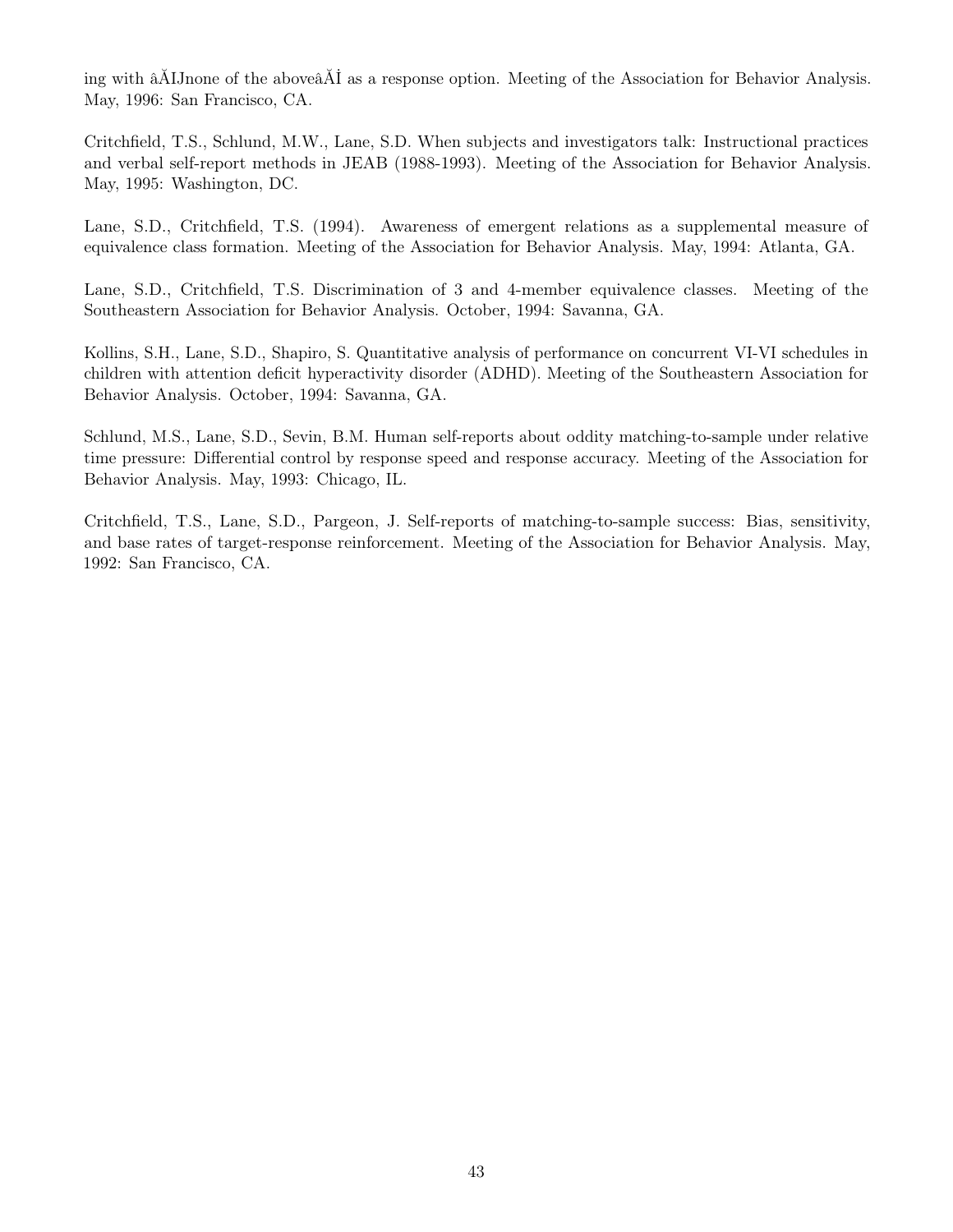ing with âĂIJnone of the aboveâĂİ as a response option. Meeting of the Association for Behavior Analysis. May, 1996: San Francisco, CA.

Critchfield, T.S., Schlund, M.W., Lane, S.D. When subjects and investigators talk: Instructional practices and verbal self-report methods in JEAB (1988-1993). Meeting of the Association for Behavior Analysis. May, 1995: Washington, DC.

Lane, S.D., Critchfield, T.S. (1994). Awareness of emergent relations as a supplemental measure of equivalence class formation. Meeting of the Association for Behavior Analysis. May, 1994: Atlanta, GA.

Lane, S.D., Critchfield, T.S. Discrimination of 3 and 4-member equivalence classes. Meeting of the Southeastern Association for Behavior Analysis. October, 1994: Savanna, GA.

Kollins, S.H., Lane, S.D., Shapiro, S. Quantitative analysis of performance on concurrent VI-VI schedules in children with attention deficit hyperactivity disorder (ADHD). Meeting of the Southeastern Association for Behavior Analysis. October, 1994: Savanna, GA.

Schlund, M.S., Lane, S.D., Sevin, B.M. Human self-reports about oddity matching-to-sample under relative time pressure: Differential control by response speed and response accuracy. Meeting of the Association for Behavior Analysis. May, 1993: Chicago, IL.

Critchfield, T.S., Lane, S.D., Pargeon, J. Self-reports of matching-to-sample success: Bias, sensitivity, and base rates of target-response reinforcement. Meeting of the Association for Behavior Analysis. May, 1992: San Francisco, CA.